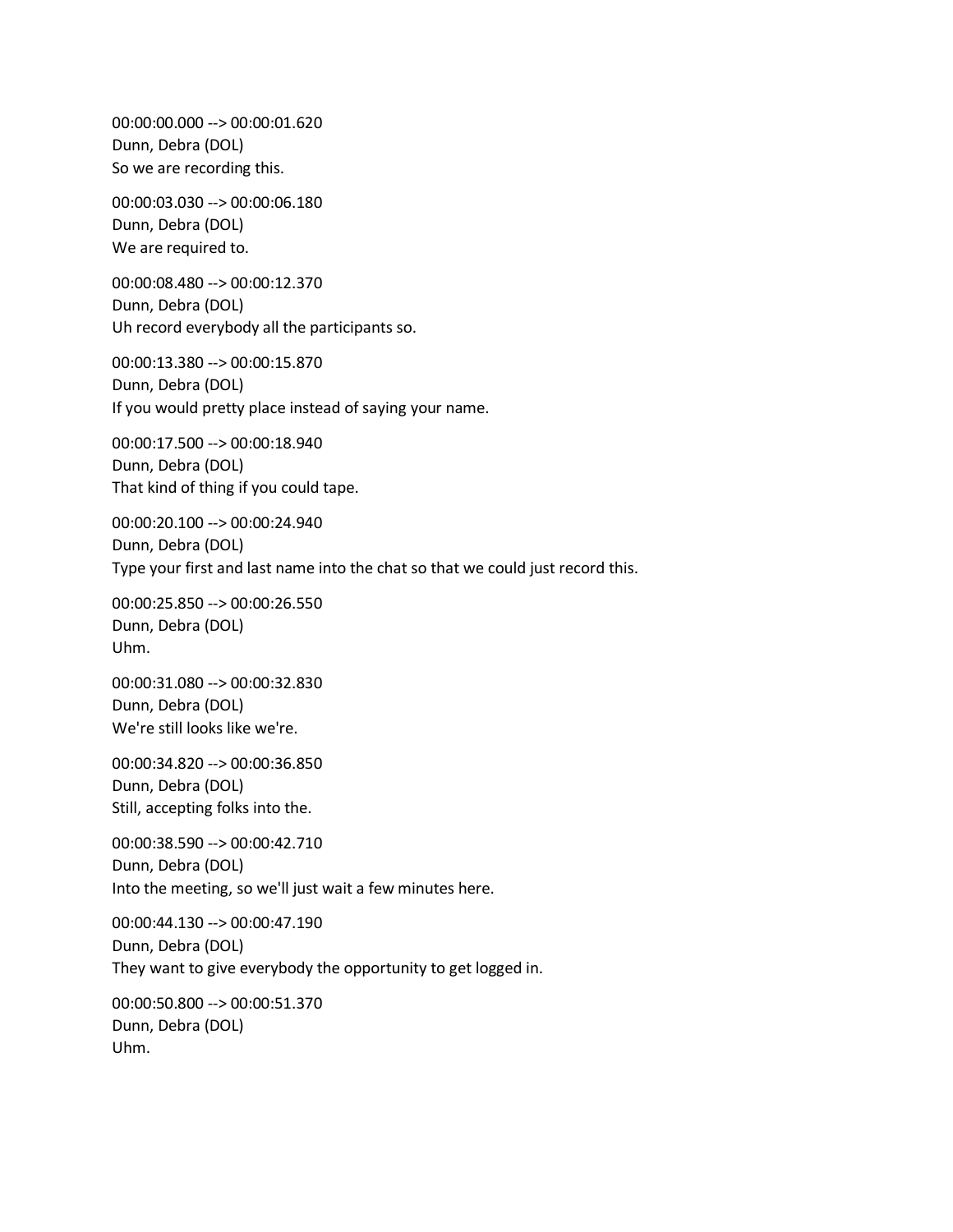00:00:00.000 --> 00:00:01.620
Dunn, Debra (DOL)
So we are recording this.

00:00:03.030 --> 00:00:06.180
Dunn, Debra (DOL)
We are required to.

00:00:08.480 --> 00:00:12.370
Dunn, Debra (DOL)
Uh record everybody all the participants so.

00:00:13.380 --> 00:00:15.870
Dunn, Debra (DOL)
If you would pretty place instead of saying your name.

00:00:17.500 --> 00:00:18.940
Dunn, Debra (DOL)
That kind of thing if you could tape.

00:00:20.100 --> 00:00:24.940
Dunn, Debra (DOL)
Type your first and last name into the chat so that we could just record this.

00:00:25.850 --> 00:00:26.550
Dunn, Debra (DOL)
Uhm.

00:00:31.080 --> 00:00:32.830
Dunn, Debra (DOL)
We're still looks like we're.

00:00:34.820 --> 00:00:36.850
Dunn, Debra (DOL)
Still, accepting folks into the.

00:00:38.590 --> 00:00:42.710
Dunn, Debra (DOL)
Into the meeting, so we'll just wait a few minutes here.

00:00:44.130 --> 00:00:47.190
Dunn, Debra (DOL)
They want to give everybody the opportunity to get logged in.

00:00:50.800 --> 00:00:51.370
Dunn, Debra (DOL)
Uhm.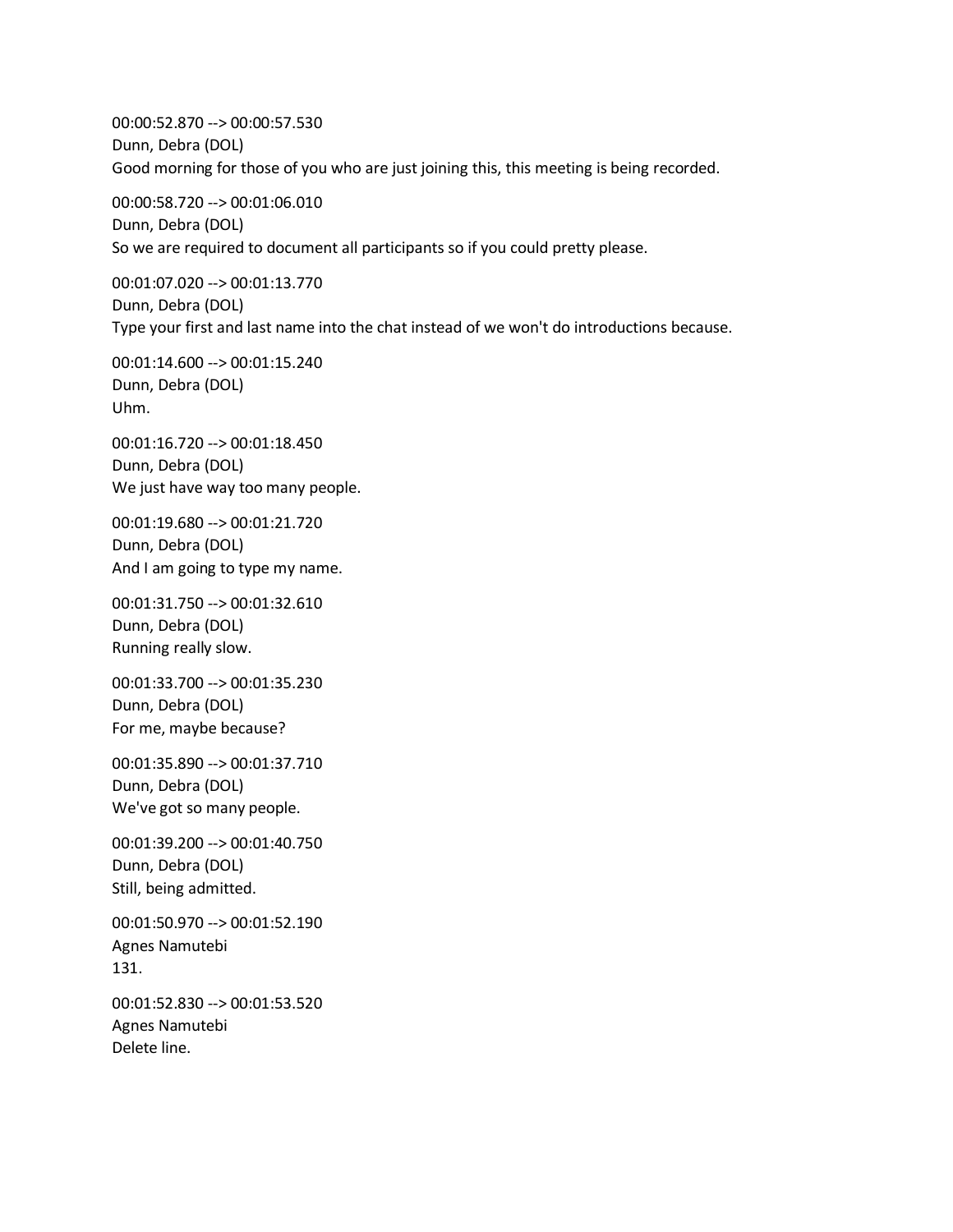00:00:52.870 --> 00:00:57.530
Dunn, Debra (DOL)
Good morning for those of you who are just joining this, this meeting is being recorded.

00:00:58.720 --> 00:01:06.010
Dunn, Debra (DOL)
So we are required to document all participants so if you could pretty please.

00:01:07.020 --> 00:01:13.770
Dunn, Debra (DOL)
Type your first and last name into the chat instead of we won't do introductions because.

00:01:14.600 --> 00:01:15.240
Dunn, Debra (DOL)
Uhm.

00:01:16.720 --> 00:01:18.450
Dunn, Debra (DOL)
We just have way too many people.

00:01:19.680 --> 00:01:21.720
Dunn, Debra (DOL)
And I am going to type my name.

00:01:31.750 --> 00:01:32.610
Dunn, Debra (DOL)
Running really slow.

00:01:33.700 --> 00:01:35.230
Dunn, Debra (DOL)
For me, maybe because?

00:01:35.890 --> 00:01:37.710
Dunn, Debra (DOL)
We've got so many people.

00:01:39.200 --> 00:01:40.750
Dunn, Debra (DOL)
Still, being admitted.

00:01:50.970 --> 00:01:52.190
Agnes Namutebi
131.

00:01:52.830 --> 00:01:53.520
Agnes Namutebi
Delete line.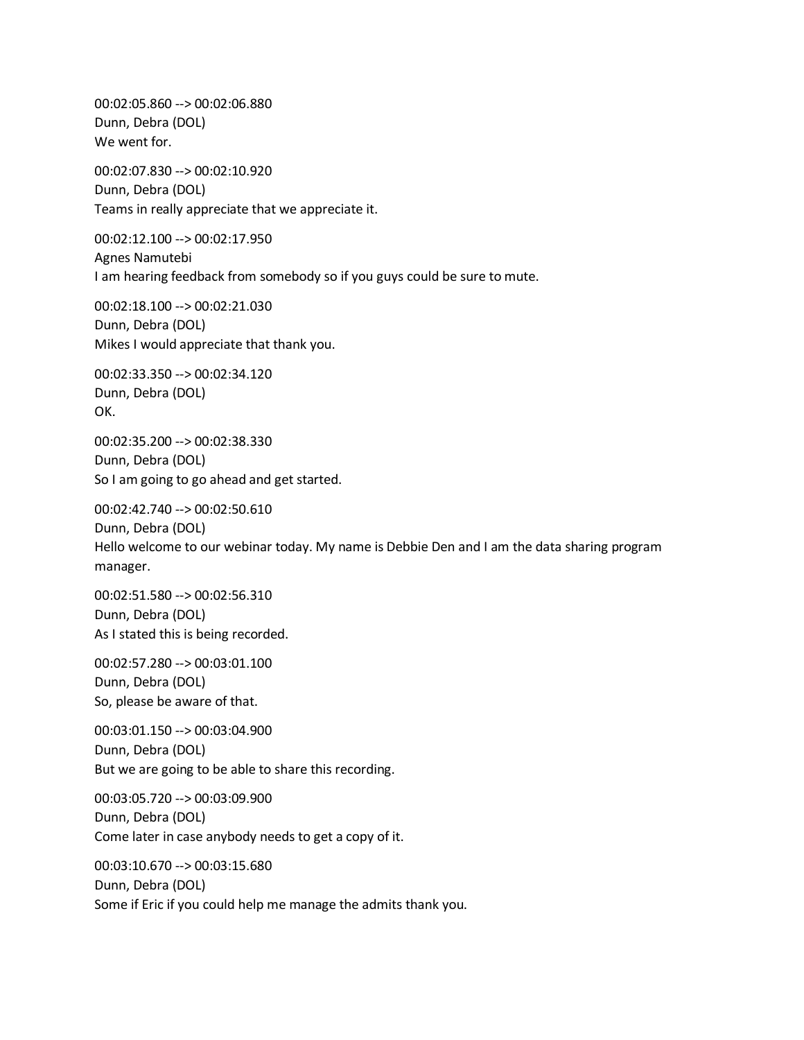00:02:05.860 --> 00:02:06.880
Dunn, Debra (DOL)
We went for.

00:02:07.830 --> 00:02:10.920
Dunn, Debra (DOL)
Teams in really appreciate that we appreciate it.

00:02:12.100 --> 00:02:17.950
Agnes Namutebi
I am hearing feedback from somebody so if you guys could be sure to mute.

00:02:18.100 --> 00:02:21.030
Dunn, Debra (DOL)
Mikes I would appreciate that thank you.

00:02:33.350 --> 00:02:34.120
Dunn, Debra (DOL)
OK.

00:02:35.200 --> 00:02:38.330
Dunn, Debra (DOL)
So I am going to go ahead and get started.

00:02:42.740 --> 00:02:50.610
Dunn, Debra (DOL)
Hello welcome to our webinar today. My name is Debbie Den and I am the data sharing program manager.

00:02:51.580 --> 00:02:56.310
Dunn, Debra (DOL)
As I stated this is being recorded.

00:02:57.280 --> 00:03:01.100
Dunn, Debra (DOL)
So, please be aware of that.

00:03:01.150 --> 00:03:04.900
Dunn, Debra (DOL)
But we are going to be able to share this recording.

00:03:05.720 --> 00:03:09.900
Dunn, Debra (DOL)
Come later in case anybody needs to get a copy of it.

00:03:10.670 --> 00:03:15.680
Dunn, Debra (DOL)
Some if Eric if you could help me manage the admits thank you.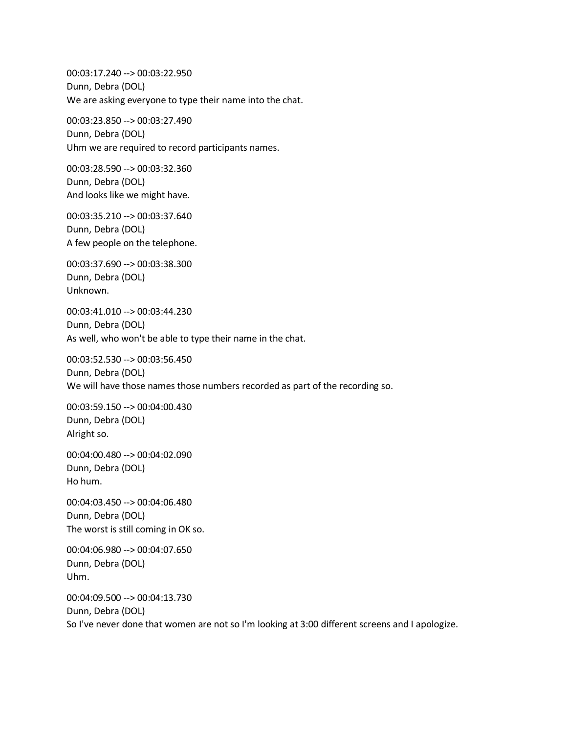00:03:17.240 --> 00:03:22.950
Dunn, Debra (DOL)
We are asking everyone to type their name into the chat.

00:03:23.850 --> 00:03:27.490
Dunn, Debra (DOL)
Uhm we are required to record participants names.

00:03:28.590 --> 00:03:32.360
Dunn, Debra (DOL)
And looks like we might have.

00:03:35.210 --> 00:03:37.640
Dunn, Debra (DOL)
A few people on the telephone.

00:03:37.690 --> 00:03:38.300
Dunn, Debra (DOL)
Unknown.

00:03:41.010 --> 00:03:44.230
Dunn, Debra (DOL)
As well, who won't be able to type their name in the chat.

00:03:52.530 --> 00:03:56.450
Dunn, Debra (DOL)
We will have those names those numbers recorded as part of the recording so.

00:03:59.150 --> 00:04:00.430
Dunn, Debra (DOL)
Alright so.

00:04:00.480 --> 00:04:02.090
Dunn, Debra (DOL)
Ho hum.

00:04:03.450 --> 00:04:06.480
Dunn, Debra (DOL)
The worst is still coming in OK so.

00:04:06.980 --> 00:04:07.650
Dunn, Debra (DOL)
Uhm.

00:04:09.500 --> 00:04:13.730
Dunn, Debra (DOL)
So I've never done that women are not so I'm looking at 3:00 different screens and I apologize.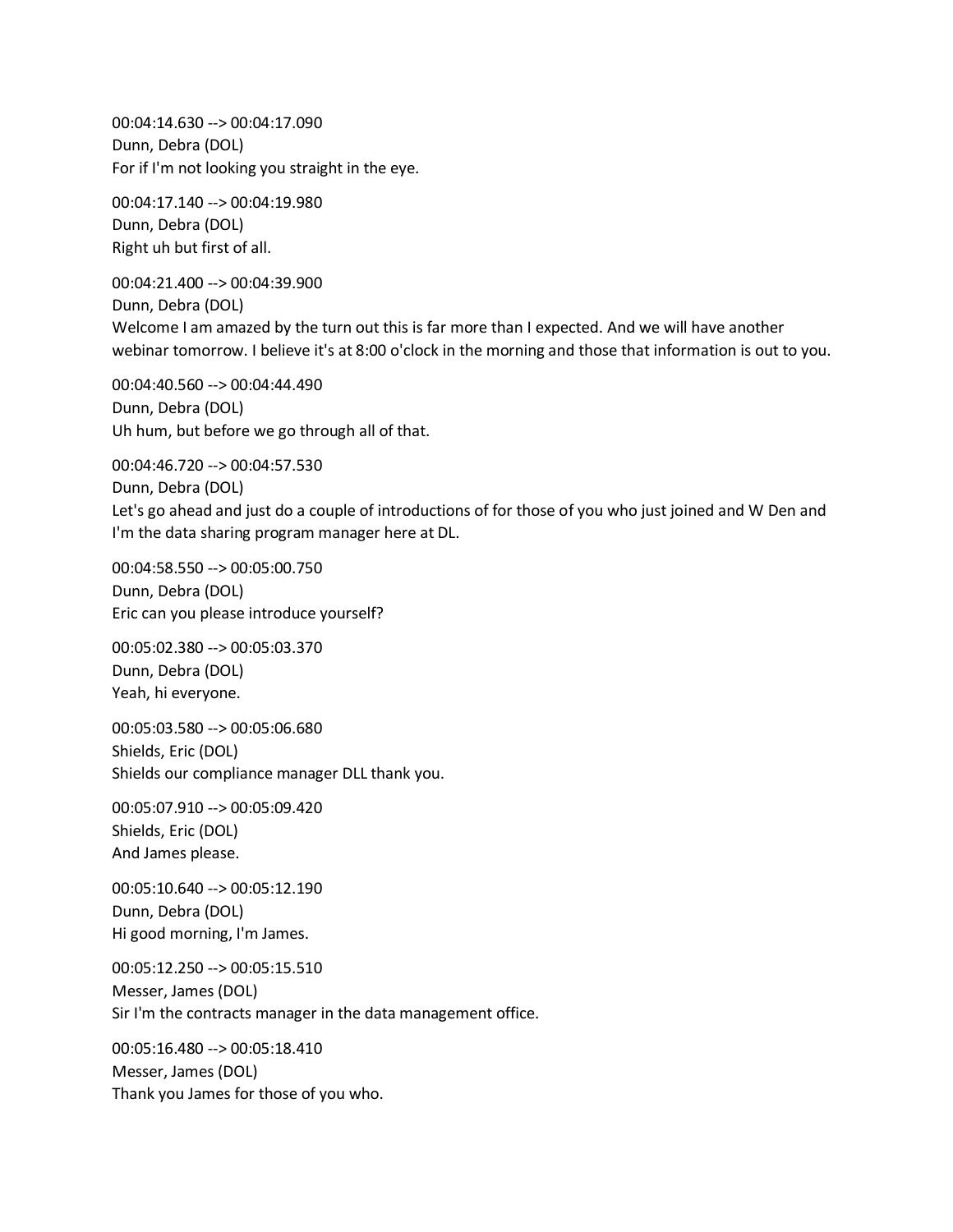00:04:14.630 --> 00:04:17.090
Dunn, Debra (DOL)
For if I'm not looking you straight in the eye.

00:04:17.140 --> 00:04:19.980
Dunn, Debra (DOL)
Right uh but first of all.

00:04:21.400 --> 00:04:39.900
Dunn, Debra (DOL)
Welcome I am amazed by the turn out this is far more than I expected. And we will have another webinar tomorrow. I believe it's at 8:00 o'clock in the morning and those that information is out to you.

00:04:40.560 --> 00:04:44.490
Dunn, Debra (DOL)
Uh hum, but before we go through all of that.

00:04:46.720 --> 00:04:57.530
Dunn, Debra (DOL)
Let's go ahead and just do a couple of introductions of for those of you who just joined and W Den and I'm the data sharing program manager here at DL.

00:04:58.550 --> 00:05:00.750
Dunn, Debra (DOL)
Eric can you please introduce yourself?

00:05:02.380 --> 00:05:03.370
Dunn, Debra (DOL)
Yeah, hi everyone.

00:05:03.580 --> 00:05:06.680
Shields, Eric (DOL)
Shields our compliance manager DLL thank you.

00:05:07.910 --> 00:05:09.420
Shields, Eric (DOL)
And James please.

00:05:10.640 --> 00:05:12.190
Dunn, Debra (DOL)
Hi good morning, I'm James.

00:05:12.250 --> 00:05:15.510
Messer, James (DOL)
Sir I'm the contracts manager in the data management office.

00:05:16.480 --> 00:05:18.410
Messer, James (DOL)
Thank you James for those of you who.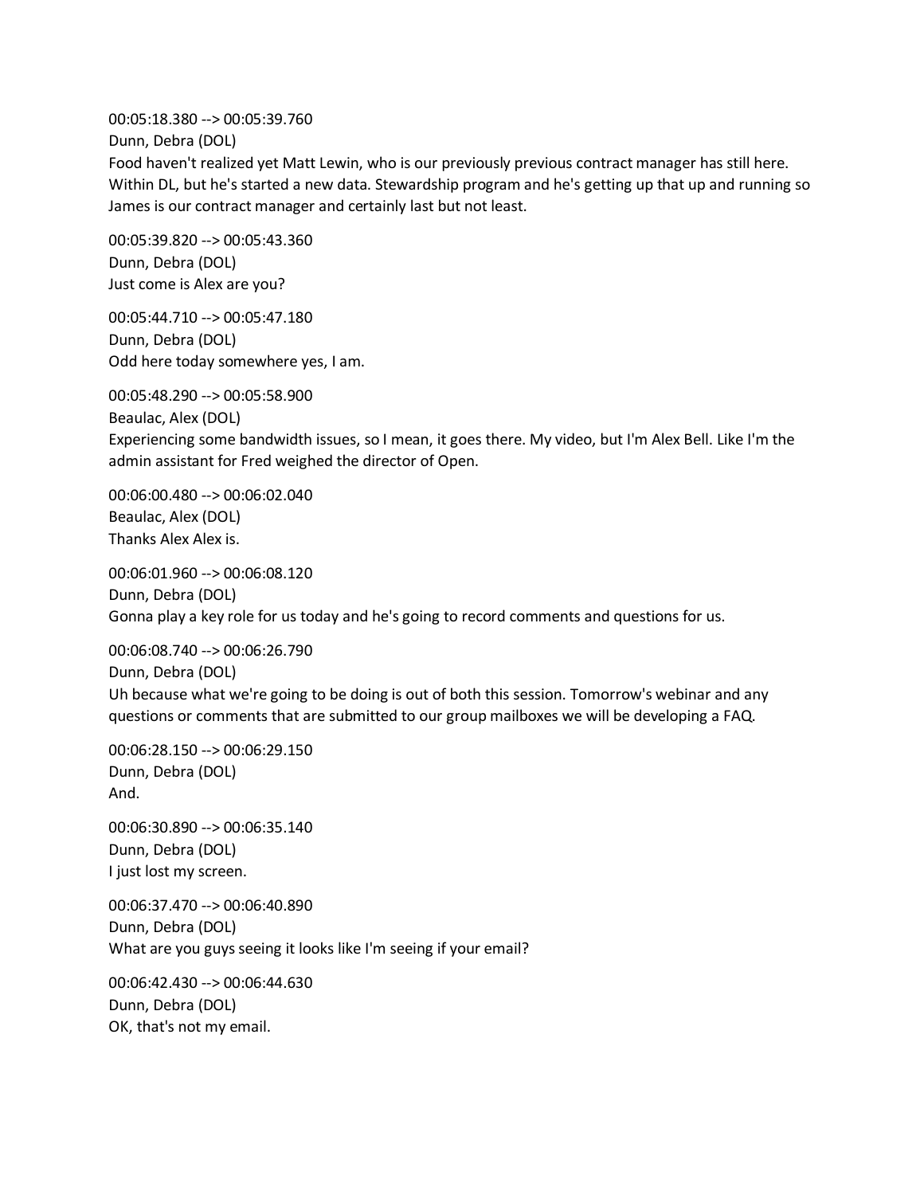00:05:18.380 --> 00:05:39.760
Dunn, Debra (DOL)
Food haven't realized yet Matt Lewin, who is our previously previous contract manager has still here. Within DL, but he's started a new data. Stewardship program and he's getting up that up and running so James is our contract manager and certainly last but not least.

00:05:39.820 --> 00:05:43.360
Dunn, Debra (DOL)
Just come is Alex are you?

00:05:44.710 --> 00:05:47.180
Dunn, Debra (DOL)
Odd here today somewhere yes, I am.

00:05:48.290 --> 00:05:58.900
Beaulac, Alex (DOL)
Experiencing some bandwidth issues, so I mean, it goes there. My video, but I'm Alex Bell. Like I'm the admin assistant for Fred weighed the director of Open.

00:06:00.480 --> 00:06:02.040
Beaulac, Alex (DOL)
Thanks Alex Alex is.

00:06:01.960 --> 00:06:08.120
Dunn, Debra (DOL)
Gonna play a key role for us today and he's going to record comments and questions for us.

00:06:08.740 --> 00:06:26.790
Dunn, Debra (DOL)
Uh because what we're going to be doing is out of both this session. Tomorrow's webinar and any questions or comments that are submitted to our group mailboxes we will be developing a FAQ.

00:06:28.150 --> 00:06:29.150
Dunn, Debra (DOL)
And.

00:06:30.890 --> 00:06:35.140
Dunn, Debra (DOL)
I just lost my screen.

00:06:37.470 --> 00:06:40.890
Dunn, Debra (DOL)
What are you guys seeing it looks like I'm seeing if your email?

00:06:42.430 --> 00:06:44.630
Dunn, Debra (DOL)
OK, that's not my email.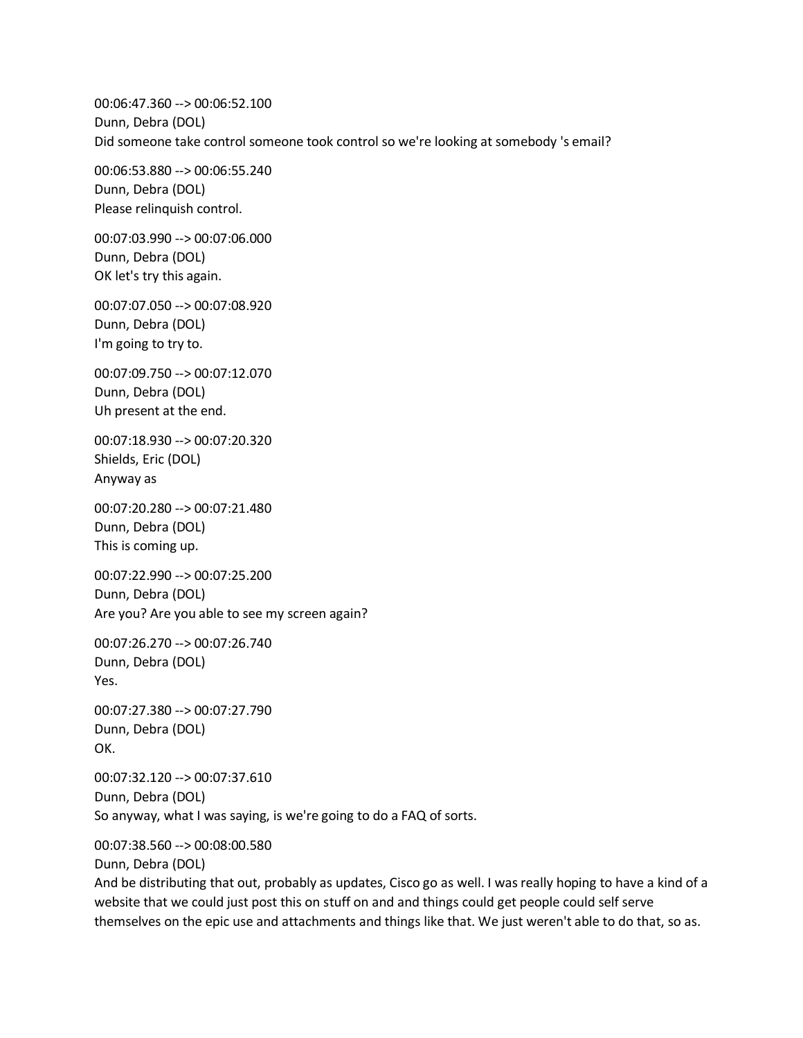00:06:47.360 --> 00:06:52.100
Dunn, Debra (DOL)
Did someone take control someone took control so we're looking at somebody 's email?

00:06:53.880 --> 00:06:55.240
Dunn, Debra (DOL)
Please relinquish control.

00:07:03.990 --> 00:07:06.000
Dunn, Debra (DOL)
OK let's try this again.

00:07:07.050 --> 00:07:08.920
Dunn, Debra (DOL)
I'm going to try to.

00:07:09.750 --> 00:07:12.070
Dunn, Debra (DOL)
Uh present at the end.

00:07:18.930 --> 00:07:20.320
Shields, Eric (DOL)
Anyway as

00:07:20.280 --> 00:07:21.480
Dunn, Debra (DOL)
This is coming up.

00:07:22.990 --> 00:07:25.200
Dunn, Debra (DOL)
Are you? Are you able to see my screen again?

00:07:26.270 --> 00:07:26.740
Dunn, Debra (DOL)
Yes.

00:07:27.380 --> 00:07:27.790
Dunn, Debra (DOL)
OK.

00:07:32.120 --> 00:07:37.610
Dunn, Debra (DOL)
So anyway, what I was saying, is we're going to do a FAQ of sorts.

00:07:38.560 --> 00:08:00.580
Dunn, Debra (DOL)
And be distributing that out, probably as updates, Cisco go as well. I was really hoping to have a kind of a website that we could just post this on stuff on and and things could get people could self serve themselves on the epic use and attachments and things like that. We just weren't able to do that, so as.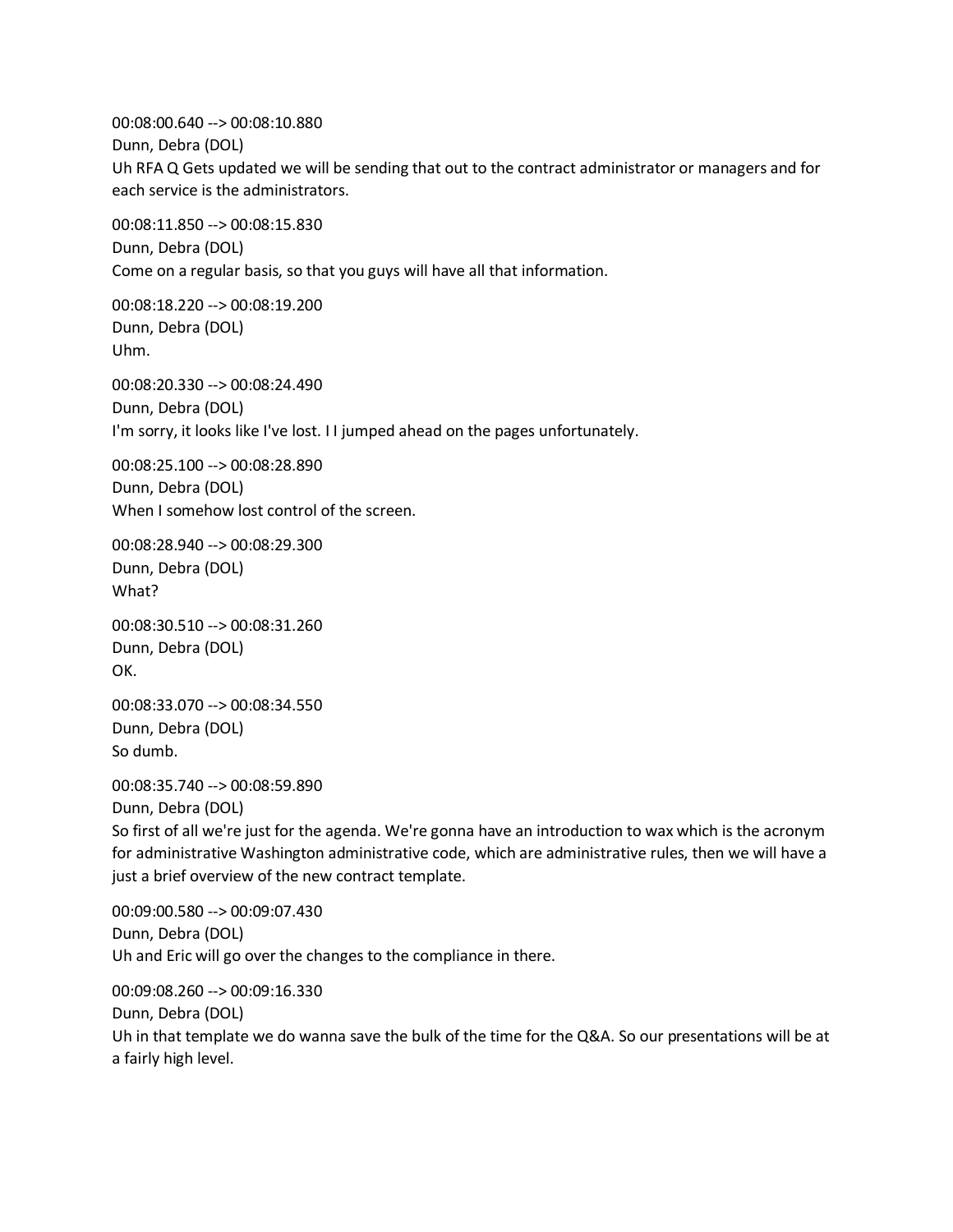00:08:00.640 --> 00:08:10.880
Dunn, Debra (DOL)
Uh RFA Q Gets updated we will be sending that out to the contract administrator or managers and for each service is the administrators.

00:08:11.850 --> 00:08:15.830
Dunn, Debra (DOL)
Come on a regular basis, so that you guys will have all that information.

00:08:18.220 --> 00:08:19.200
Dunn, Debra (DOL)
Uhm.

00:08:20.330 --> 00:08:24.490
Dunn, Debra (DOL)
I'm sorry, it looks like I've lost. I I jumped ahead on the pages unfortunately.

00:08:25.100 --> 00:08:28.890
Dunn, Debra (DOL)
When I somehow lost control of the screen.

00:08:28.940 --> 00:08:29.300
Dunn, Debra (DOL)
What?

00:08:30.510 --> 00:08:31.260
Dunn, Debra (DOL)
OK.

00:08:33.070 --> 00:08:34.550
Dunn, Debra (DOL)
So dumb.

00:08:35.740 --> 00:08:59.890
Dunn, Debra (DOL)
So first of all we're just for the agenda. We're gonna have an introduction to wax which is the acronym for administrative Washington administrative code, which are administrative rules, then we will have a just a brief overview of the new contract template.

00:09:00.580 --> 00:09:07.430
Dunn, Debra (DOL)
Uh and Eric will go over the changes to the compliance in there.

00:09:08.260 --> 00:09:16.330
Dunn, Debra (DOL)
Uh in that template we do wanna save the bulk of the time for the Q&A. So our presentations will be at a fairly high level.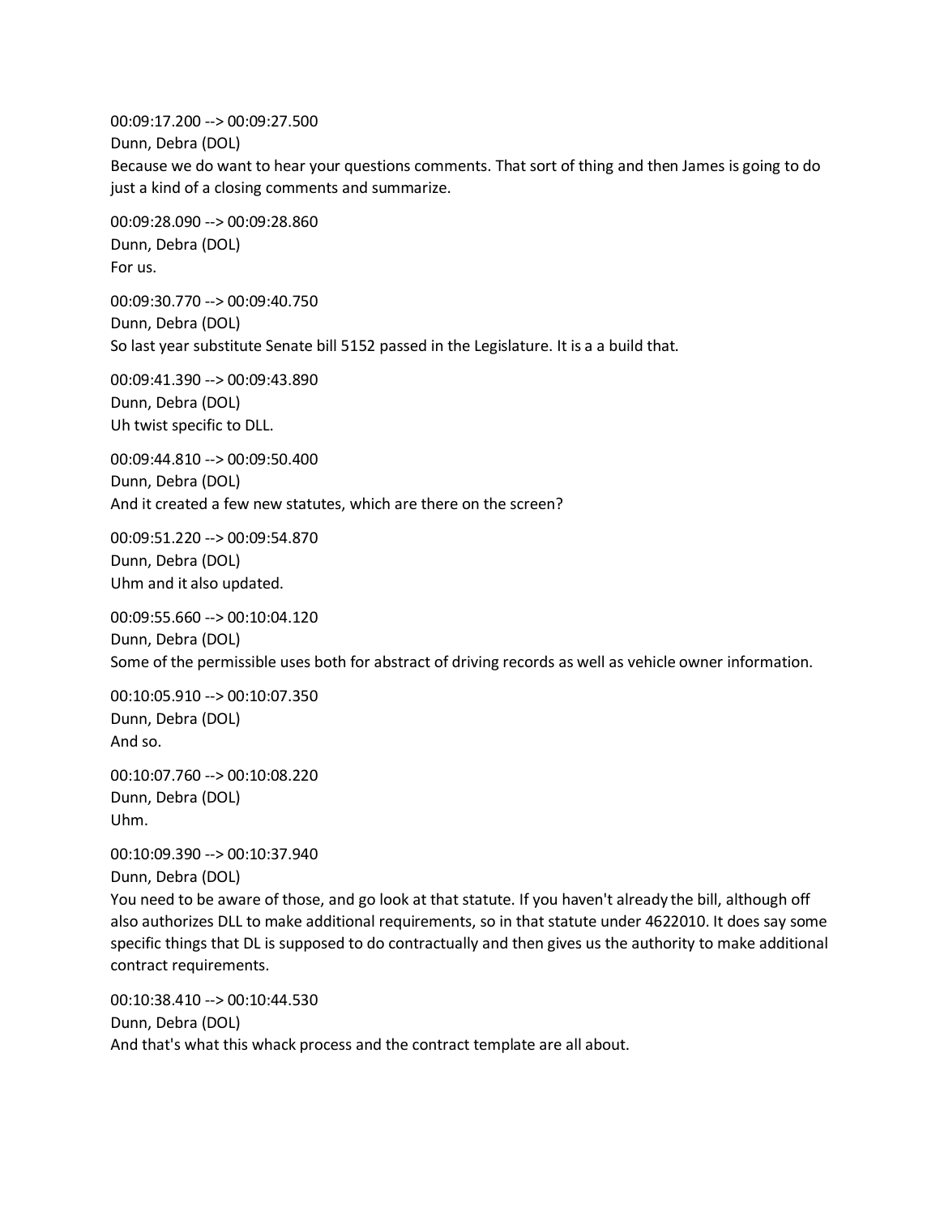00:09:17.200 --> 00:09:27.500
Dunn, Debra (DOL)
Because we do want to hear your questions comments. That sort of thing and then James is going to do just a kind of a closing comments and summarize.

00:09:28.090 --> 00:09:28.860
Dunn, Debra (DOL)
For us.

00:09:30.770 --> 00:09:40.750
Dunn, Debra (DOL)
So last year substitute Senate bill 5152 passed in the Legislature. It is a a build that.

00:09:41.390 --> 00:09:43.890
Dunn, Debra (DOL)
Uh twist specific to DLL.

00:09:44.810 --> 00:09:50.400
Dunn, Debra (DOL)
And it created a few new statutes, which are there on the screen?

00:09:51.220 --> 00:09:54.870
Dunn, Debra (DOL)
Uhm and it also updated.

00:09:55.660 --> 00:10:04.120
Dunn, Debra (DOL)
Some of the permissible uses both for abstract of driving records as well as vehicle owner information.

00:10:05.910 --> 00:10:07.350
Dunn, Debra (DOL)
And so.

00:10:07.760 --> 00:10:08.220
Dunn, Debra (DOL)
Uhm.

00:10:09.390 --> 00:10:37.940
Dunn, Debra (DOL)
You need to be aware of those, and go look at that statute. If you haven't already the bill, although off also authorizes DLL to make additional requirements, so in that statute under 4622010. It does say some specific things that DL is supposed to do contractually and then gives us the authority to make additional contract requirements.

00:10:38.410 --> 00:10:44.530
Dunn, Debra (DOL)
And that's what this whack process and the contract template are all about.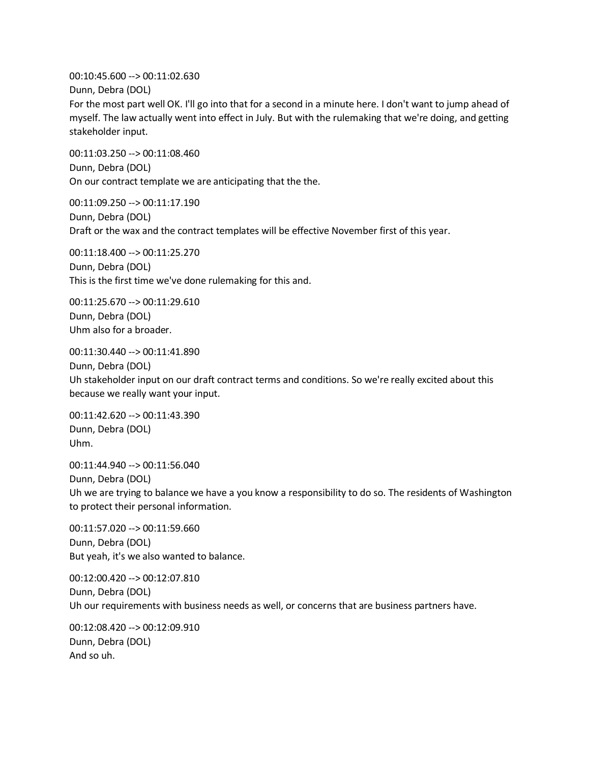00:10:45.600 --> 00:11:02.630
Dunn, Debra (DOL)
For the most part well OK. I'll go into that for a second in a minute here. I don't want to jump ahead of myself. The law actually went into effect in July. But with the rulemaking that we're doing, and getting stakeholder input.

00:11:03.250 --> 00:11:08.460
Dunn, Debra (DOL)
On our contract template we are anticipating that the the.

00:11:09.250 --> 00:11:17.190
Dunn, Debra (DOL)
Draft or the wax and the contract templates will be effective November first of this year.

00:11:18.400 --> 00:11:25.270
Dunn, Debra (DOL)
This is the first time we've done rulemaking for this and.

00:11:25.670 --> 00:11:29.610
Dunn, Debra (DOL)
Uhm also for a broader.

00:11:30.440 --> 00:11:41.890
Dunn, Debra (DOL)
Uh stakeholder input on our draft contract terms and conditions. So we're really excited about this because we really want your input.

00:11:42.620 --> 00:11:43.390
Dunn, Debra (DOL)
Uhm.

00:11:44.940 --> 00:11:56.040
Dunn, Debra (DOL)
Uh we are trying to balance we have a you know a responsibility to do so. The residents of Washington to protect their personal information.

00:11:57.020 --> 00:11:59.660
Dunn, Debra (DOL)
But yeah, it's we also wanted to balance.

00:12:00.420 --> 00:12:07.810
Dunn, Debra (DOL)
Uh our requirements with business needs as well, or concerns that are business partners have.

00:12:08.420 --> 00:12:09.910
Dunn, Debra (DOL)
And so uh.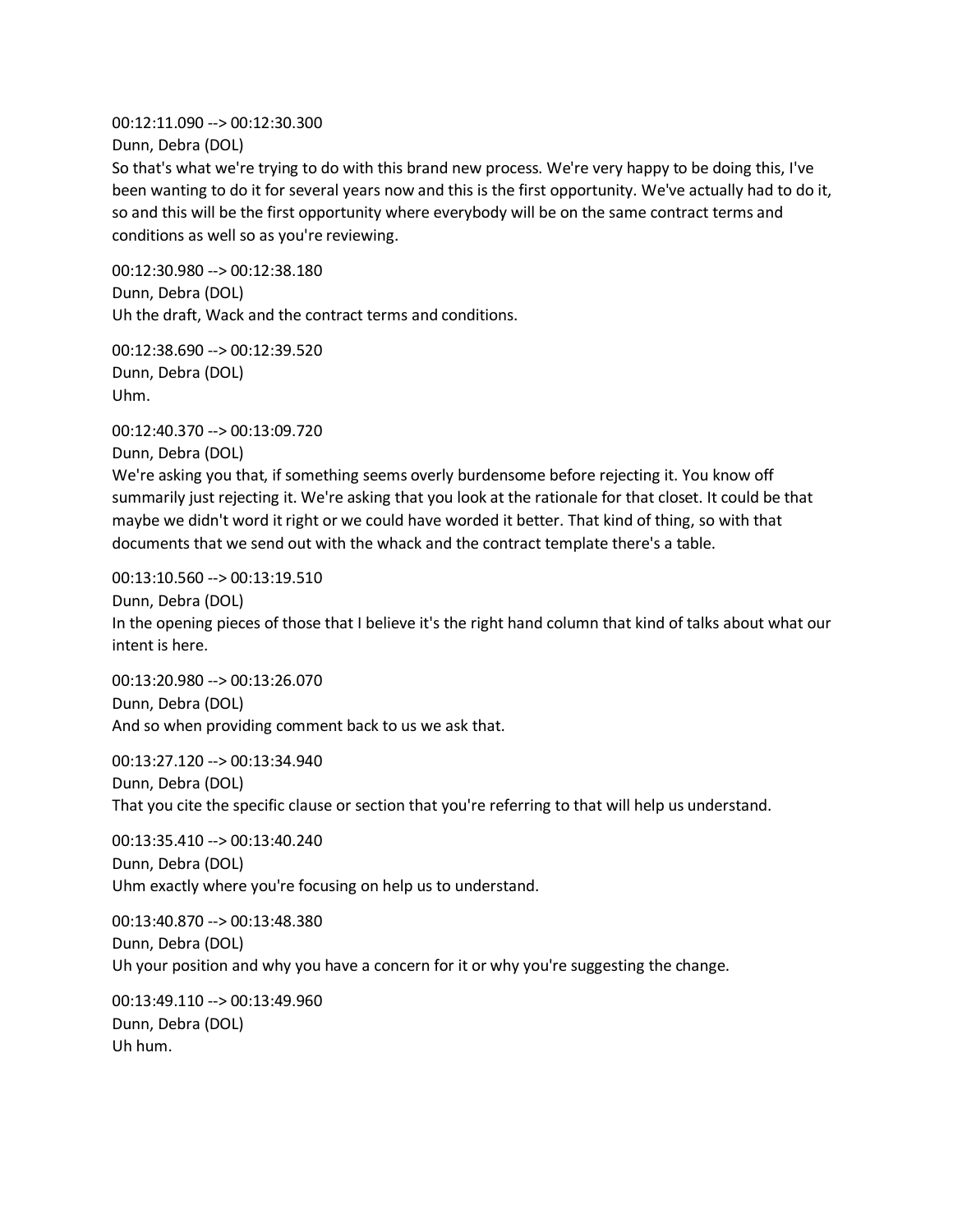00:12:11.090 --> 00:12:30.300
Dunn, Debra (DOL)
So that's what we're trying to do with this brand new process. We're very happy to be doing this, I've been wanting to do it for several years now and this is the first opportunity. We've actually had to do it, so and this will be the first opportunity where everybody will be on the same contract terms and conditions as well so as you're reviewing.

00:12:30.980 --> 00:12:38.180
Dunn, Debra (DOL)
Uh the draft, Wack and the contract terms and conditions.

00:12:38.690 --> 00:12:39.520
Dunn, Debra (DOL)
Uhm.

00:12:40.370 --> 00:13:09.720
Dunn, Debra (DOL)
We're asking you that, if something seems overly burdensome before rejecting it. You know off summarily just rejecting it. We're asking that you look at the rationale for that closet. It could be that maybe we didn't word it right or we could have worded it better. That kind of thing, so with that documents that we send out with the whack and the contract template there's a table.

00:13:10.560 --> 00:13:19.510
Dunn, Debra (DOL)
In the opening pieces of those that I believe it's the right hand column that kind of talks about what our intent is here.

00:13:20.980 --> 00:13:26.070
Dunn, Debra (DOL)
And so when providing comment back to us we ask that.

00:13:27.120 --> 00:13:34.940
Dunn, Debra (DOL)
That you cite the specific clause or section that you're referring to that will help us understand.

00:13:35.410 --> 00:13:40.240
Dunn, Debra (DOL)
Uhm exactly where you're focusing on help us to understand.

00:13:40.870 --> 00:13:48.380
Dunn, Debra (DOL)
Uh your position and why you have a concern for it or why you're suggesting the change.

00:13:49.110 --> 00:13:49.960
Dunn, Debra (DOL)
Uh hum.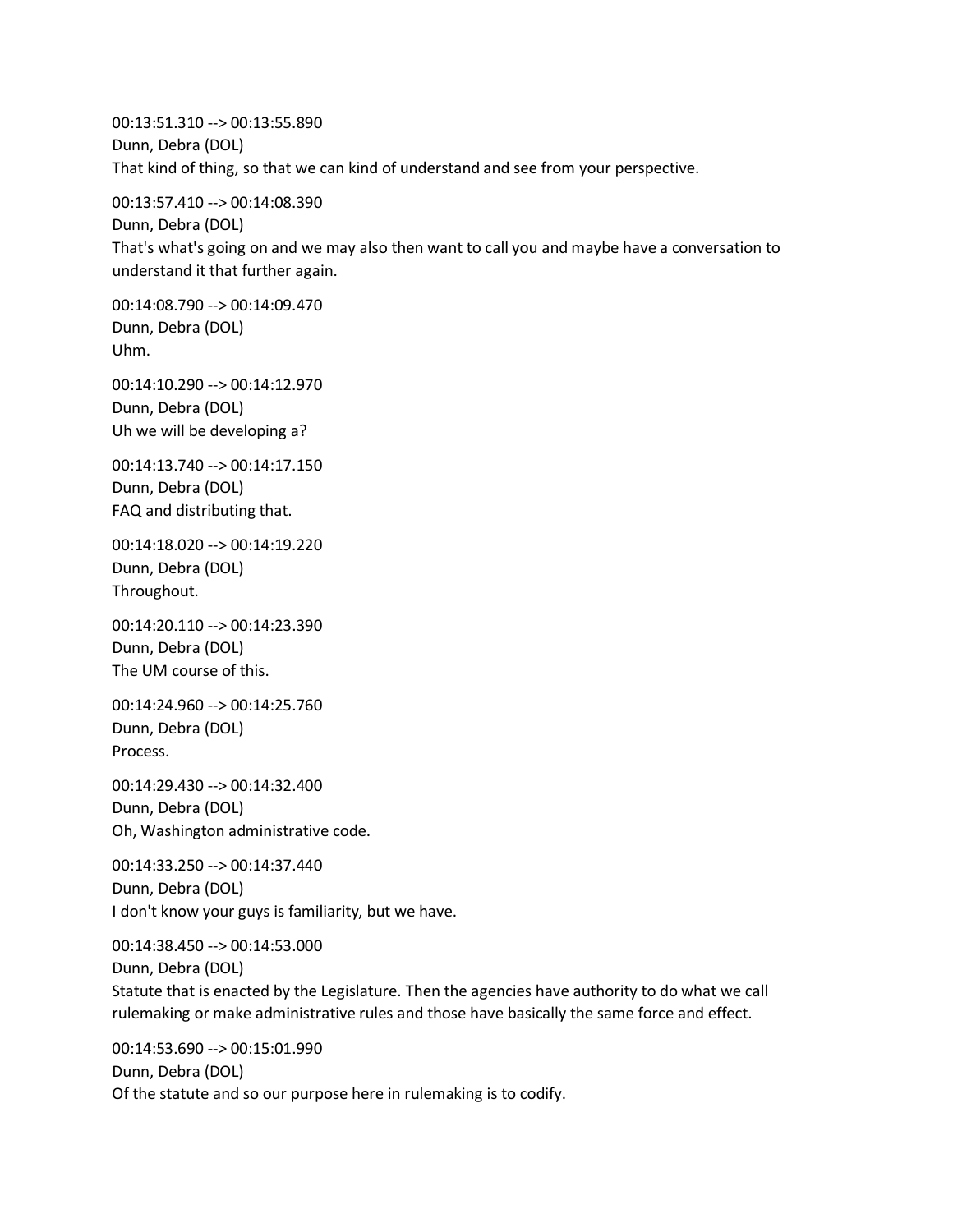00:13:51.310 --> 00:13:55.890
Dunn, Debra (DOL)
That kind of thing, so that we can kind of understand and see from your perspective.

00:13:57.410 --> 00:14:08.390
Dunn, Debra (DOL)
That's what's going on and we may also then want to call you and maybe have a conversation to understand it that further again.

00:14:08.790 --> 00:14:09.470
Dunn, Debra (DOL)
Uhm.

00:14:10.290 --> 00:14:12.970
Dunn, Debra (DOL)
Uh we will be developing a?

00:14:13.740 --> 00:14:17.150
Dunn, Debra (DOL)
FAQ and distributing that.

00:14:18.020 --> 00:14:19.220
Dunn, Debra (DOL)
Throughout.

00:14:20.110 --> 00:14:23.390
Dunn, Debra (DOL)
The UM course of this.

00:14:24.960 --> 00:14:25.760
Dunn, Debra (DOL)
Process.

00:14:29.430 --> 00:14:32.400
Dunn, Debra (DOL)
Oh, Washington administrative code.

00:14:33.250 --> 00:14:37.440
Dunn, Debra (DOL)
I don't know your guys is familiarity, but we have.

00:14:38.450 --> 00:14:53.000
Dunn, Debra (DOL)
Statute that is enacted by the Legislature. Then the agencies have authority to do what we call rulemaking or make administrative rules and those have basically the same force and effect.

00:14:53.690 --> 00:15:01.990
Dunn, Debra (DOL)
Of the statute and so our purpose here in rulemaking is to codify.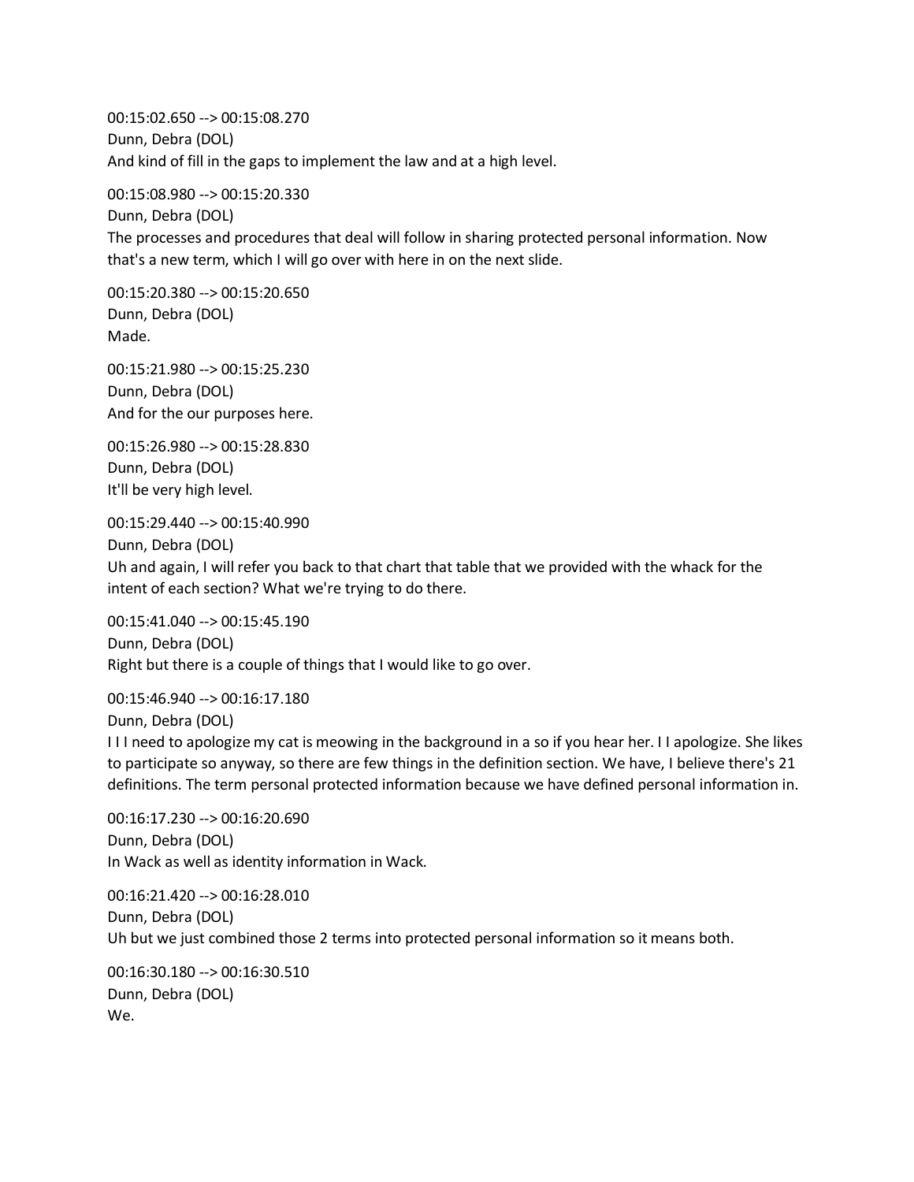00:15:02.650 --> 00:15:08.270
Dunn, Debra (DOL)
And kind of fill in the gaps to implement the law and at a high level.

00:15:08.980 --> 00:15:20.330
Dunn, Debra (DOL)
The processes and procedures that deal will follow in sharing protected personal information. Now that's a new term, which I will go over with here in on the next slide.

00:15:20.380 --> 00:15:20.650
Dunn, Debra (DOL)
Made.

00:15:21.980 --> 00:15:25.230
Dunn, Debra (DOL)
And for the our purposes here.

00:15:26.980 --> 00:15:28.830
Dunn, Debra (DOL)
It'll be very high level.

00:15:29.440 --> 00:15:40.990
Dunn, Debra (DOL)
Uh and again, I will refer you back to that chart that table that we provided with the whack for the intent of each section? What we're trying to do there.

00:15:41.040 --> 00:15:45.190
Dunn, Debra (DOL)
Right but there is a couple of things that I would like to go over.

00:15:46.940 --> 00:16:17.180
Dunn, Debra (DOL)
I I I need to apologize my cat is meowing in the background in a so if you hear her. I I apologize. She likes to participate so anyway, so there are few things in the definition section. We have, I believe there's 21 definitions. The term personal protected information because we have defined personal information in.

00:16:17.230 --> 00:16:20.690
Dunn, Debra (DOL)
In Wack as well as identity information in Wack.

00:16:21.420 --> 00:16:28.010
Dunn, Debra (DOL)
Uh but we just combined those 2 terms into protected personal information so it means both.

00:16:30.180 --> 00:16:30.510
Dunn, Debra (DOL)
We.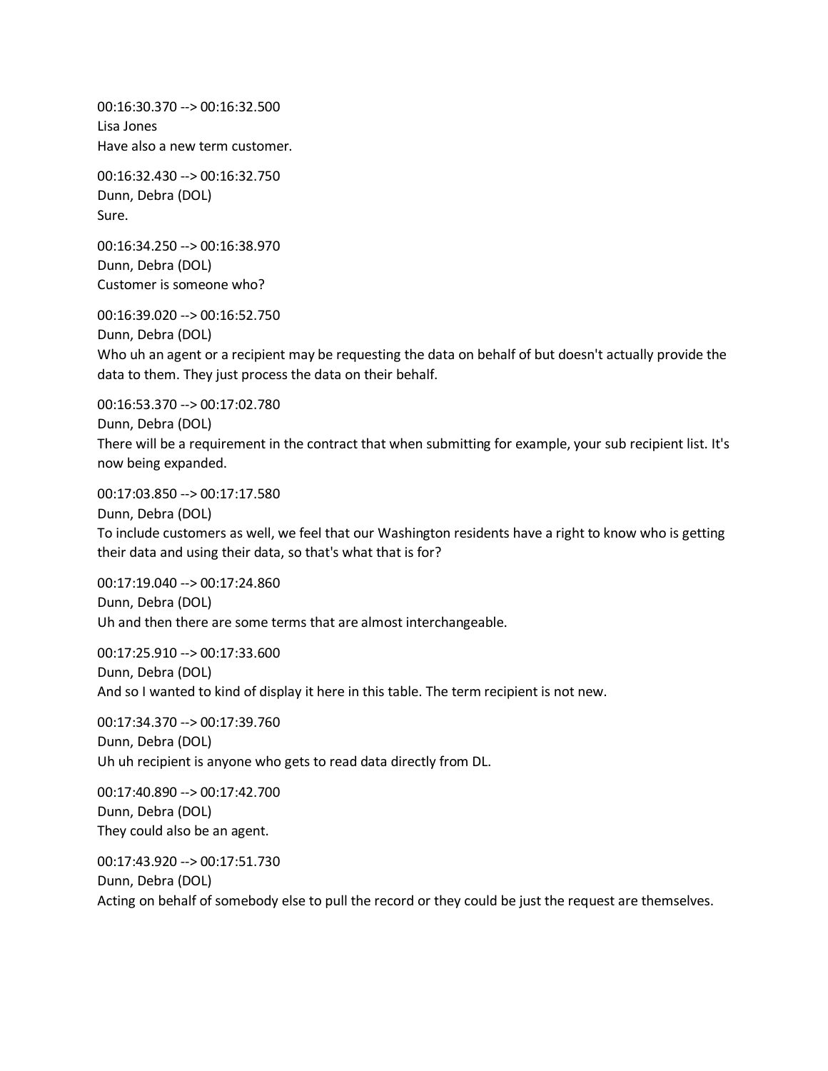00:16:30.370 --> 00:16:32.500
Lisa Jones
Have also a new term customer.

00:16:32.430 --> 00:16:32.750
Dunn, Debra (DOL)
Sure.

00:16:34.250 --> 00:16:38.970
Dunn, Debra (DOL)
Customer is someone who?

00:16:39.020 --> 00:16:52.750
Dunn, Debra (DOL)
Who uh an agent or a recipient may be requesting the data on behalf of but doesn't actually provide the data to them. They just process the data on their behalf.

00:16:53.370 --> 00:17:02.780
Dunn, Debra (DOL)
There will be a requirement in the contract that when submitting for example, your sub recipient list. It's now being expanded.

00:17:03.850 --> 00:17:17.580
Dunn, Debra (DOL)
To include customers as well, we feel that our Washington residents have a right to know who is getting their data and using their data, so that's what that is for?

00:17:19.040 --> 00:17:24.860
Dunn, Debra (DOL)
Uh and then there are some terms that are almost interchangeable.

00:17:25.910 --> 00:17:33.600
Dunn, Debra (DOL)
And so I wanted to kind of display it here in this table. The term recipient is not new.

00:17:34.370 --> 00:17:39.760
Dunn, Debra (DOL)
Uh uh recipient is anyone who gets to read data directly from DL.

00:17:40.890 --> 00:17:42.700
Dunn, Debra (DOL)
They could also be an agent.

00:17:43.920 --> 00:17:51.730
Dunn, Debra (DOL)
Acting on behalf of somebody else to pull the record or they could be just the request are themselves.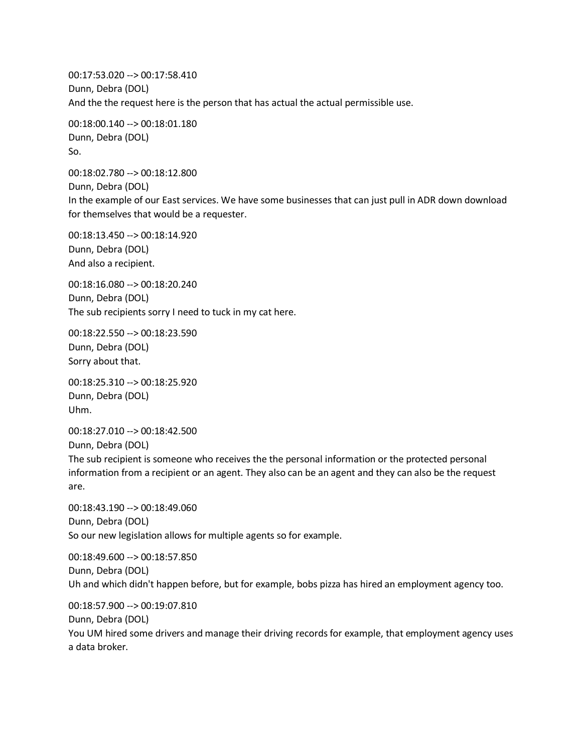00:17:53.020 --> 00:17:58.410
Dunn, Debra (DOL)
And the the request here is the person that has actual the actual permissible use.

00:18:00.140 --> 00:18:01.180
Dunn, Debra (DOL)
So.

00:18:02.780 --> 00:18:12.800
Dunn, Debra (DOL)
In the example of our East services. We have some businesses that can just pull in ADR down download for themselves that would be a requester.

00:18:13.450 --> 00:18:14.920
Dunn, Debra (DOL)
And also a recipient.

00:18:16.080 --> 00:18:20.240
Dunn, Debra (DOL)
The sub recipients sorry I need to tuck in my cat here.

00:18:22.550 --> 00:18:23.590
Dunn, Debra (DOL)
Sorry about that.

00:18:25.310 --> 00:18:25.920
Dunn, Debra (DOL)
Uhm.

00:18:27.010 --> 00:18:42.500
Dunn, Debra (DOL)
The sub recipient is someone who receives the the personal information or the protected personal information from a recipient or an agent. They also can be an agent and they can also be the request are.

00:18:43.190 --> 00:18:49.060
Dunn, Debra (DOL)
So our new legislation allows for multiple agents so for example.

00:18:49.600 --> 00:18:57.850
Dunn, Debra (DOL)
Uh and which didn't happen before, but for example, bobs pizza has hired an employment agency too.

00:18:57.900 --> 00:19:07.810
Dunn, Debra (DOL)
You UM hired some drivers and manage their driving records for example, that employment agency uses a data broker.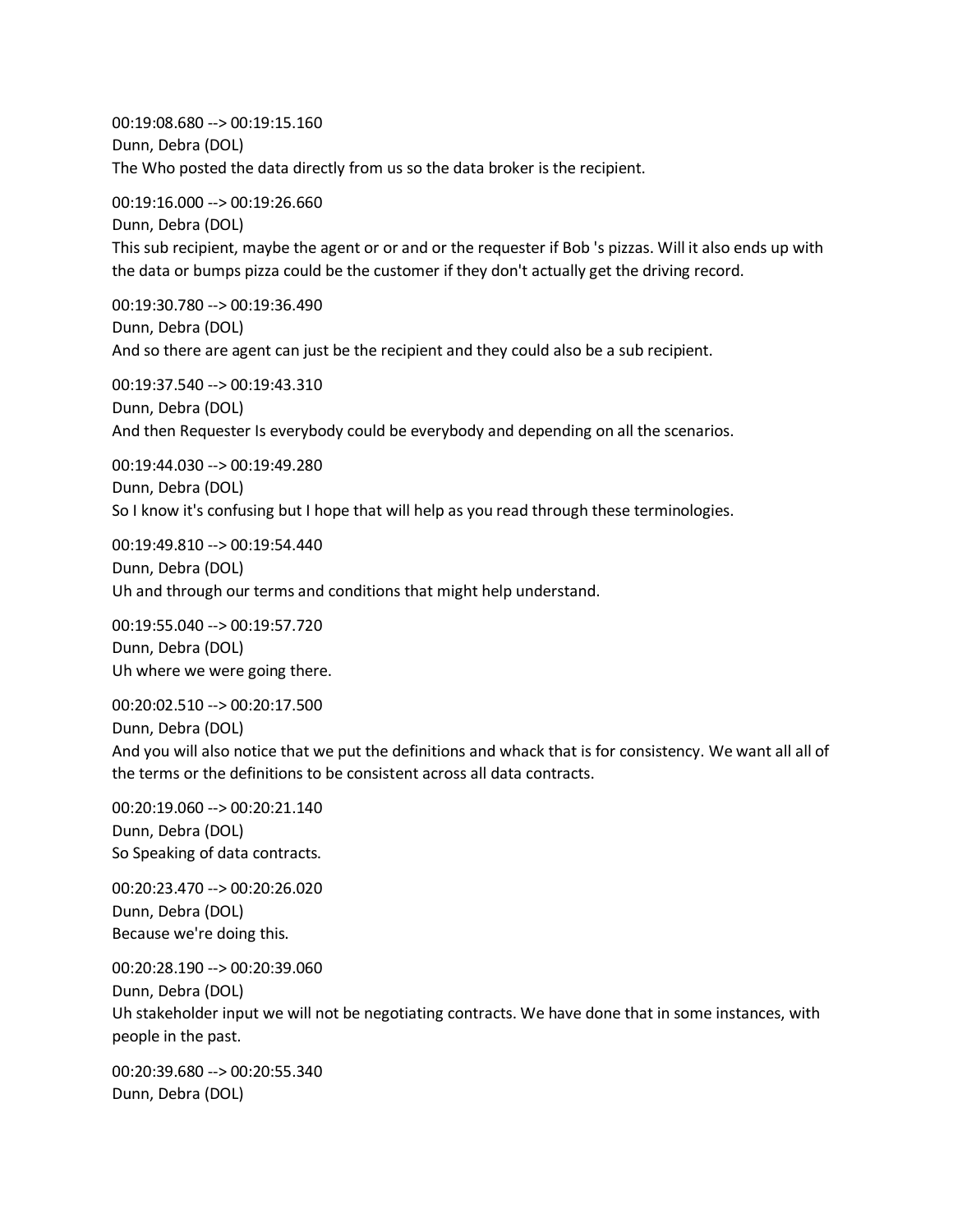00:19:08.680 --> 00:19:15.160
Dunn, Debra (DOL)
The Who posted the data directly from us so the data broker is the recipient.

00:19:16.000 --> 00:19:26.660
Dunn, Debra (DOL)
This sub recipient, maybe the agent or or and or the requester if Bob 's pizzas. Will it also ends up with the data or bumps pizza could be the customer if they don't actually get the driving record.

00:19:30.780 --> 00:19:36.490
Dunn, Debra (DOL)
And so there are agent can just be the recipient and they could also be a sub recipient.

00:19:37.540 --> 00:19:43.310
Dunn, Debra (DOL)
And then Requester Is everybody could be everybody and depending on all the scenarios.

00:19:44.030 --> 00:19:49.280
Dunn, Debra (DOL)
So I know it's confusing but I hope that will help as you read through these terminologies.

00:19:49.810 --> 00:19:54.440
Dunn, Debra (DOL)
Uh and through our terms and conditions that might help understand.

00:19:55.040 --> 00:19:57.720
Dunn, Debra (DOL)
Uh where we were going there.

00:20:02.510 --> 00:20:17.500
Dunn, Debra (DOL)
And you will also notice that we put the definitions and whack that is for consistency. We want all all of the terms or the definitions to be consistent across all data contracts.

00:20:19.060 --> 00:20:21.140
Dunn, Debra (DOL)
So Speaking of data contracts.

00:20:23.470 --> 00:20:26.020
Dunn, Debra (DOL)
Because we're doing this.

00:20:28.190 --> 00:20:39.060
Dunn, Debra (DOL)
Uh stakeholder input we will not be negotiating contracts. We have done that in some instances, with people in the past.

00:20:39.680 --> 00:20:55.340
Dunn, Debra (DOL)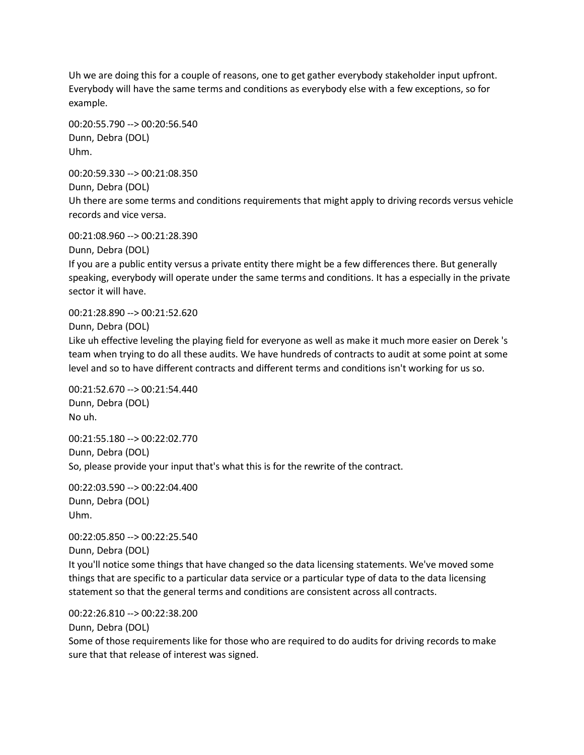Uh we are doing this for a couple of reasons, one to get gather everybody stakeholder input upfront. Everybody will have the same terms and conditions as everybody else with a few exceptions, so for example.

00:20:55.790 --> 00:20:56.540
Dunn, Debra (DOL)
Uhm.

00:20:59.330 --> 00:21:08.350
Dunn, Debra (DOL)
Uh there are some terms and conditions requirements that might apply to driving records versus vehicle records and vice versa.

00:21:08.960 --> 00:21:28.390
Dunn, Debra (DOL)
If you are a public entity versus a private entity there might be a few differences there. But generally speaking, everybody will operate under the same terms and conditions. It has a especially in the private sector it will have.

00:21:28.890 --> 00:21:52.620
Dunn, Debra (DOL)
Like uh effective leveling the playing field for everyone as well as make it much more easier on Derek 's team when trying to do all these audits. We have hundreds of contracts to audit at some point at some level and so to have different contracts and different terms and conditions isn't working for us so.

00:21:52.670 --> 00:21:54.440
Dunn, Debra (DOL)
No uh.

00:21:55.180 --> 00:22:02.770
Dunn, Debra (DOL)
So, please provide your input that's what this is for the rewrite of the contract.

00:22:03.590 --> 00:22:04.400
Dunn, Debra (DOL)
Uhm.

00:22:05.850 --> 00:22:25.540
Dunn, Debra (DOL)
It you'll notice some things that have changed so the data licensing statements. We've moved some things that are specific to a particular data service or a particular type of data to the data licensing statement so that the general terms and conditions are consistent across all contracts.

00:22:26.810 --> 00:22:38.200
Dunn, Debra (DOL)
Some of those requirements like for those who are required to do audits for driving records to make sure that that release of interest was signed.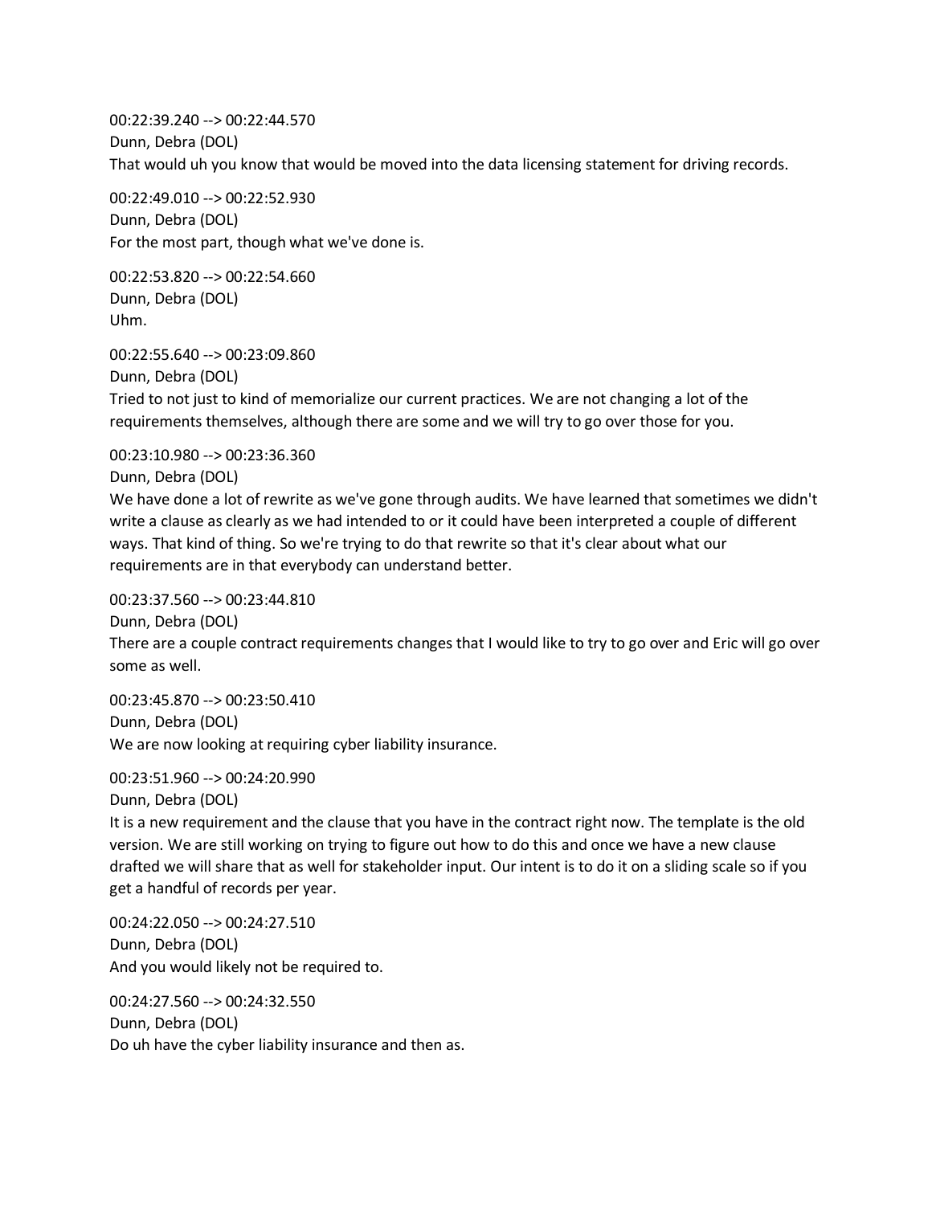00:22:39.240 --> 00:22:44.570
Dunn, Debra (DOL)
That would uh you know that would be moved into the data licensing statement for driving records.

00:22:49.010 --> 00:22:52.930
Dunn, Debra (DOL)
For the most part, though what we've done is.

00:22:53.820 --> 00:22:54.660
Dunn, Debra (DOL)
Uhm.

00:22:55.640 --> 00:23:09.860
Dunn, Debra (DOL)
Tried to not just to kind of memorialize our current practices. We are not changing a lot of the requirements themselves, although there are some and we will try to go over those for you.

00:23:10.980 --> 00:23:36.360
Dunn, Debra (DOL)
We have done a lot of rewrite as we've gone through audits. We have learned that sometimes we didn't write a clause as clearly as we had intended to or it could have been interpreted a couple of different ways. That kind of thing. So we're trying to do that rewrite so that it's clear about what our requirements are in that everybody can understand better.

00:23:37.560 --> 00:23:44.810
Dunn, Debra (DOL)
There are a couple contract requirements changes that I would like to try to go over and Eric will go over some as well.

00:23:45.870 --> 00:23:50.410
Dunn, Debra (DOL)
We are now looking at requiring cyber liability insurance.

00:23:51.960 --> 00:24:20.990
Dunn, Debra (DOL)
It is a new requirement and the clause that you have in the contract right now. The template is the old version. We are still working on trying to figure out how to do this and once we have a new clause drafted we will share that as well for stakeholder input. Our intent is to do it on a sliding scale so if you get a handful of records per year.

00:24:22.050 --> 00:24:27.510
Dunn, Debra (DOL)
And you would likely not be required to.

00:24:27.560 --> 00:24:32.550
Dunn, Debra (DOL)
Do uh have the cyber liability insurance and then as.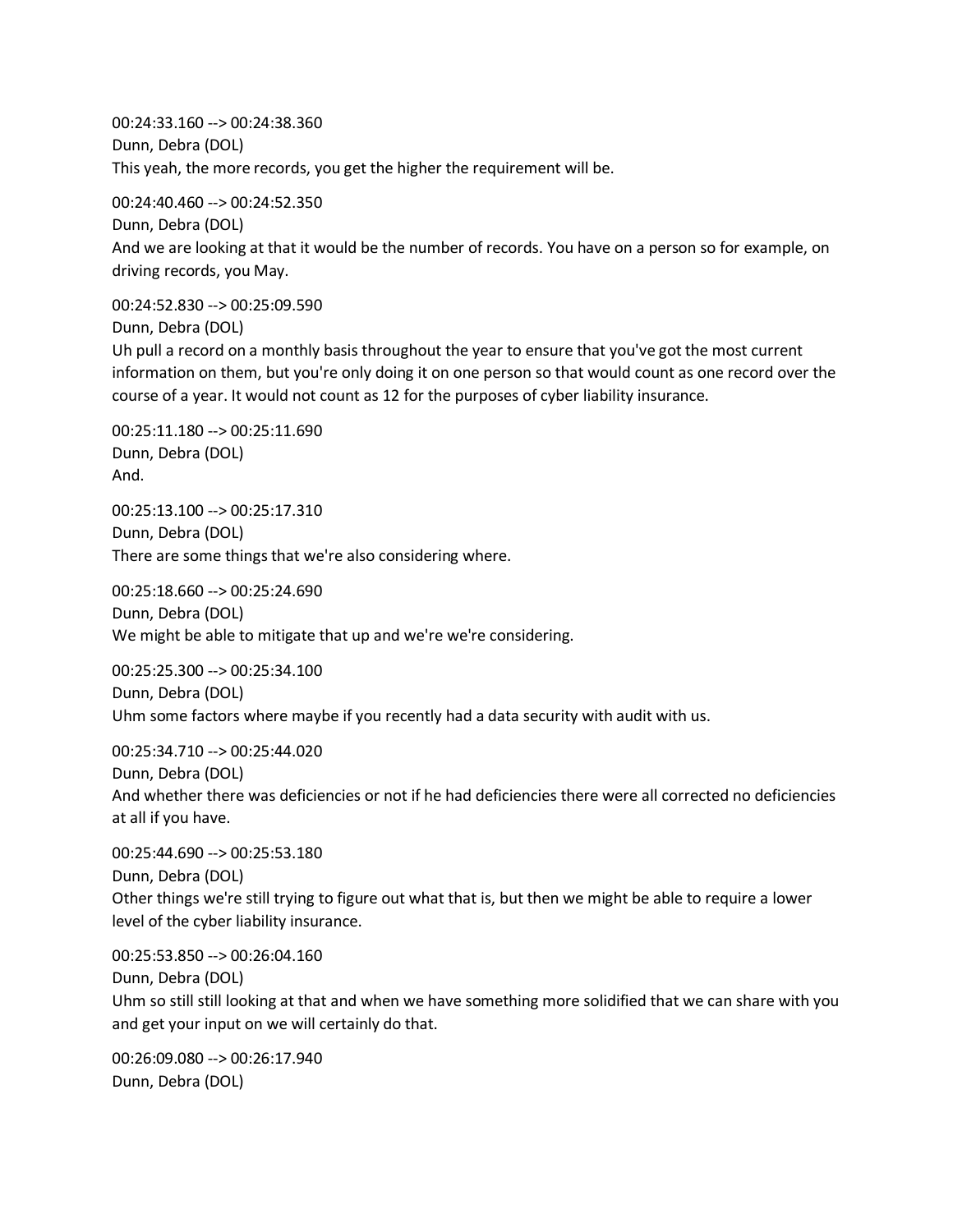00:24:33.160 --> 00:24:38.360
Dunn, Debra (DOL)
This yeah, the more records, you get the higher the requirement will be.

00:24:40.460 --> 00:24:52.350
Dunn, Debra (DOL)
And we are looking at that it would be the number of records. You have on a person so for example, on driving records, you May.

00:24:52.830 --> 00:25:09.590
Dunn, Debra (DOL)
Uh pull a record on a monthly basis throughout the year to ensure that you've got the most current information on them, but you're only doing it on one person so that would count as one record over the course of a year. It would not count as 12 for the purposes of cyber liability insurance.

00:25:11.180 --> 00:25:11.690
Dunn, Debra (DOL)
And.

00:25:13.100 --> 00:25:17.310
Dunn, Debra (DOL)
There are some things that we're also considering where.

00:25:18.660 --> 00:25:24.690
Dunn, Debra (DOL)
We might be able to mitigate that up and we're we're considering.

00:25:25.300 --> 00:25:34.100
Dunn, Debra (DOL)
Uhm some factors where maybe if you recently had a data security with audit with us.

00:25:34.710 --> 00:25:44.020
Dunn, Debra (DOL)
And whether there was deficiencies or not if he had deficiencies there were all corrected no deficiencies at all if you have.

00:25:44.690 --> 00:25:53.180
Dunn, Debra (DOL)
Other things we're still trying to figure out what that is, but then we might be able to require a lower level of the cyber liability insurance.

00:25:53.850 --> 00:26:04.160
Dunn, Debra (DOL)
Uhm so still still looking at that and when we have something more solidified that we can share with you and get your input on we will certainly do that.

00:26:09.080 --> 00:26:17.940
Dunn, Debra (DOL)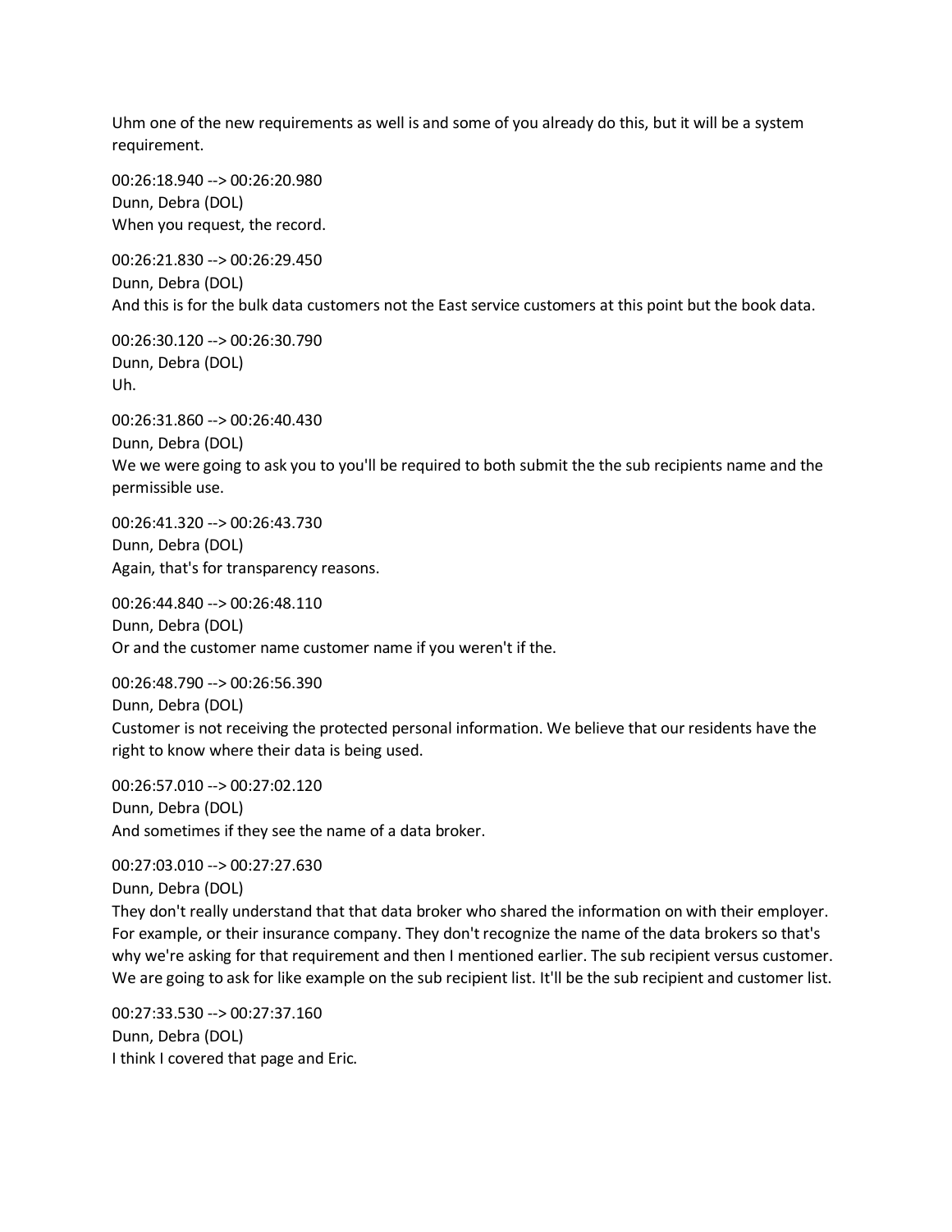Uhm one of the new requirements as well is and some of you already do this, but it will be a system requirement.

00:26:18.940 --> 00:26:20.980
Dunn, Debra (DOL)
When you request, the record.

00:26:21.830 --> 00:26:29.450
Dunn, Debra (DOL)
And this is for the bulk data customers not the East service customers at this point but the book data.

00:26:30.120 --> 00:26:30.790
Dunn, Debra (DOL)
Uh.

00:26:31.860 --> 00:26:40.430
Dunn, Debra (DOL)
We we were going to ask you to you'll be required to both submit the the sub recipients name and the permissible use.

00:26:41.320 --> 00:26:43.730
Dunn, Debra (DOL)
Again, that's for transparency reasons.

00:26:44.840 --> 00:26:48.110
Dunn, Debra (DOL)
Or and the customer name customer name if you weren't if the.

00:26:48.790 --> 00:26:56.390
Dunn, Debra (DOL)
Customer is not receiving the protected personal information. We believe that our residents have the right to know where their data is being used.

00:26:57.010 --> 00:27:02.120
Dunn, Debra (DOL)
And sometimes if they see the name of a data broker.

00:27:03.010 --> 00:27:27.630
Dunn, Debra (DOL)
They don't really understand that that data broker who shared the information on with their employer. For example, or their insurance company. They don't recognize the name of the data brokers so that's why we're asking for that requirement and then I mentioned earlier. The sub recipient versus customer. We are going to ask for like example on the sub recipient list. It'll be the sub recipient and customer list.

00:27:33.530 --> 00:27:37.160
Dunn, Debra (DOL)
I think I covered that page and Eric.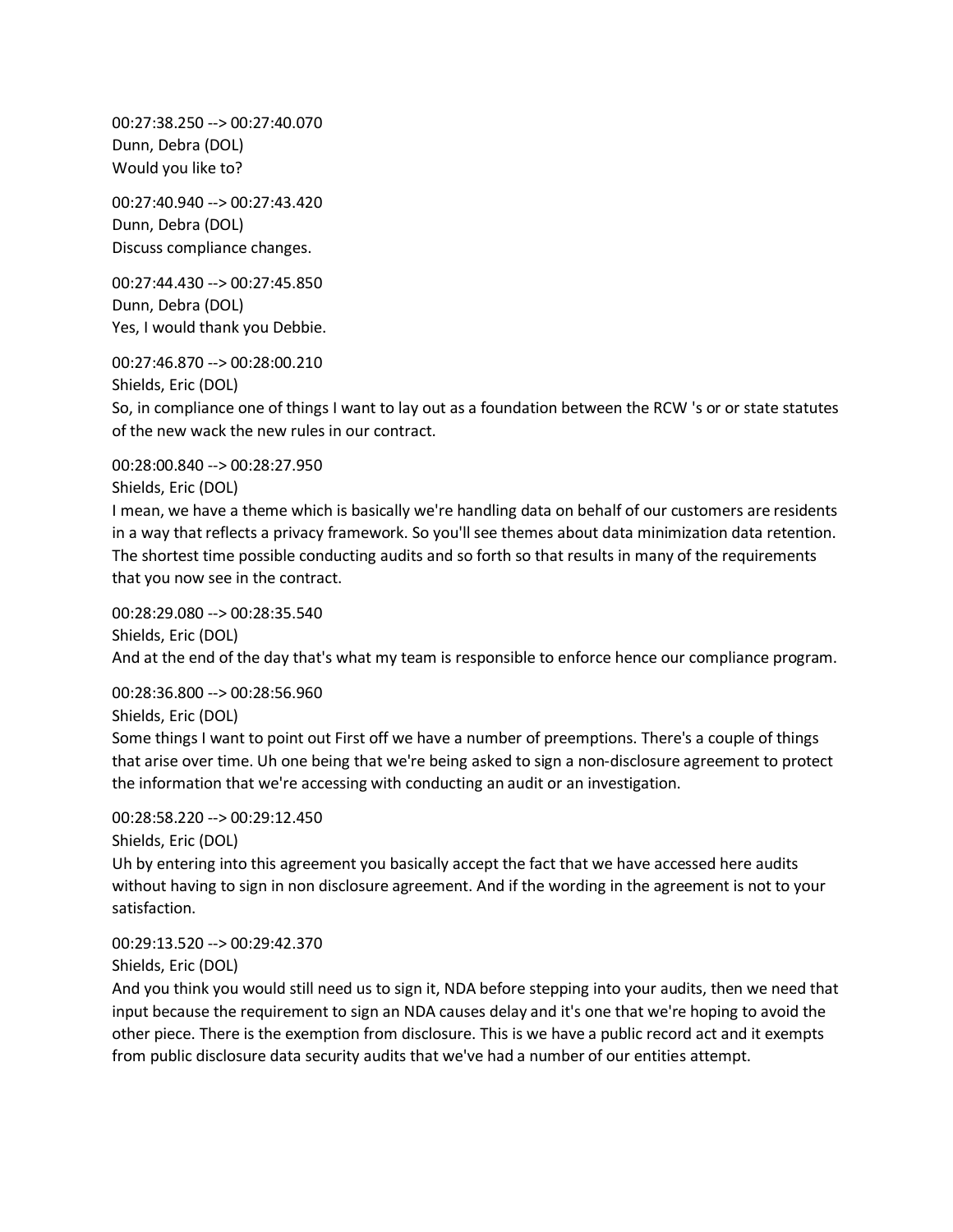00:27:38.250 --> 00:27:40.070
Dunn, Debra (DOL)
Would you like to?

00:27:40.940 --> 00:27:43.420
Dunn, Debra (DOL)
Discuss compliance changes.

00:27:44.430 --> 00:27:45.850
Dunn, Debra (DOL)
Yes, I would thank you Debbie.

00:27:46.870 --> 00:28:00.210
Shields, Eric (DOL)
So, in compliance one of things I want to lay out as a foundation between the RCW 's or or state statutes of the new wack the new rules in our contract.

00:28:00.840 --> 00:28:27.950
Shields, Eric (DOL)
I mean, we have a theme which is basically we're handling data on behalf of our customers are residents in a way that reflects a privacy framework. So you'll see themes about data minimization data retention. The shortest time possible conducting audits and so forth so that results in many of the requirements that you now see in the contract.

00:28:29.080 --> 00:28:35.540
Shields, Eric (DOL)
And at the end of the day that's what my team is responsible to enforce hence our compliance program.

00:28:36.800 --> 00:28:56.960
Shields, Eric (DOL)
Some things I want to point out First off we have a number of preemptions. There's a couple of things that arise over time. Uh one being that we're being asked to sign a non-disclosure agreement to protect the information that we're accessing with conducting an audit or an investigation.

00:28:58.220 --> 00:29:12.450
Shields, Eric (DOL)
Uh by entering into this agreement you basically accept the fact that we have accessed here audits without having to sign in non disclosure agreement. And if the wording in the agreement is not to your satisfaction.

00:29:13.520 --> 00:29:42.370
Shields, Eric (DOL)
And you think you would still need us to sign it, NDA before stepping into your audits, then we need that input because the requirement to sign an NDA causes delay and it's one that we're hoping to avoid the other piece. There is the exemption from disclosure. This is we have a public record act and it exempts from public disclosure data security audits that we've had a number of our entities attempt.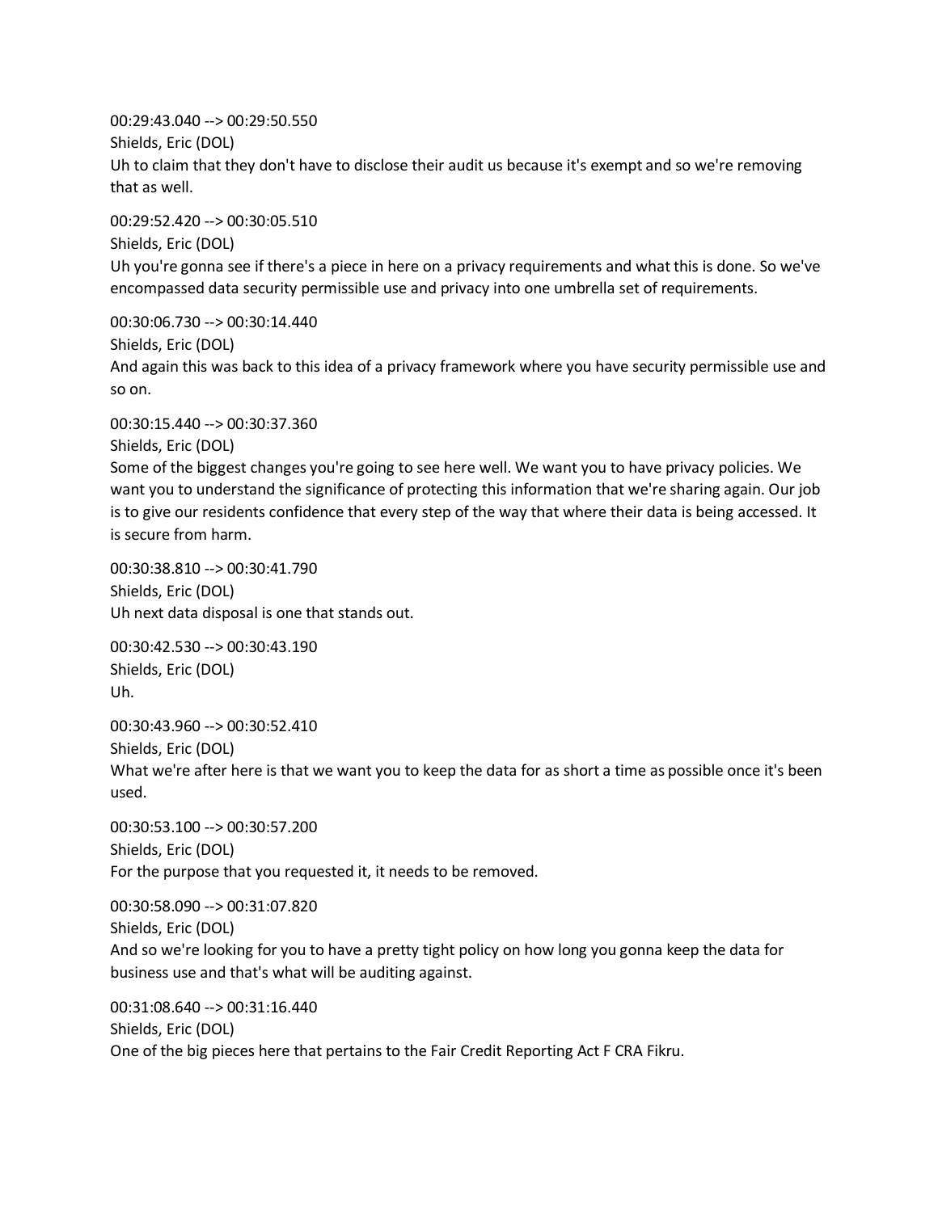00:29:43.040 --> 00:29:50.550
Shields, Eric (DOL)
Uh to claim that they don't have to disclose their audit us because it's exempt and so we're removing that as well.

00:29:52.420 --> 00:30:05.510
Shields, Eric (DOL)
Uh you're gonna see if there's a piece in here on a privacy requirements and what this is done. So we've encompassed data security permissible use and privacy into one umbrella set of requirements.

00:30:06.730 --> 00:30:14.440
Shields, Eric (DOL)
And again this was back to this idea of a privacy framework where you have security permissible use and so on.

00:30:15.440 --> 00:30:37.360
Shields, Eric (DOL)
Some of the biggest changes you're going to see here well. We want you to have privacy policies. We want you to understand the significance of protecting this information that we're sharing again. Our job is to give our residents confidence that every step of the way that where their data is being accessed. It is secure from harm.

00:30:38.810 --> 00:30:41.790
Shields, Eric (DOL)
Uh next data disposal is one that stands out.

00:30:42.530 --> 00:30:43.190
Shields, Eric (DOL)
Uh.

00:30:43.960 --> 00:30:52.410
Shields, Eric (DOL)
What we're after here is that we want you to keep the data for as short a time as possible once it's been used.

00:30:53.100 --> 00:30:57.200
Shields, Eric (DOL)
For the purpose that you requested it, it needs to be removed.

00:30:58.090 --> 00:31:07.820
Shields, Eric (DOL)
And so we're looking for you to have a pretty tight policy on how long you gonna keep the data for business use and that's what will be auditing against.

00:31:08.640 --> 00:31:16.440
Shields, Eric (DOL)
One of the big pieces here that pertains to the Fair Credit Reporting Act F CRA Fikru.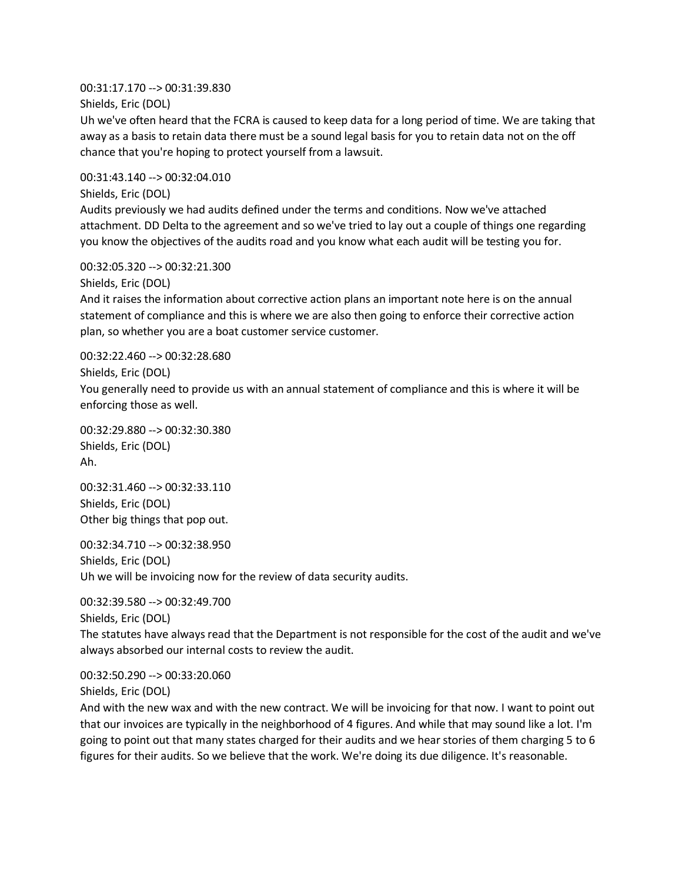00:31:17.170 --> 00:31:39.830
Shields, Eric (DOL)
Uh we've often heard that the FCRA is caused to keep data for a long period of time. We are taking that away as a basis to retain data there must be a sound legal basis for you to retain data not on the off chance that you're hoping to protect yourself from a lawsuit.

00:31:43.140 --> 00:32:04.010
Shields, Eric (DOL)
Audits previously we had audits defined under the terms and conditions. Now we've attached attachment. DD Delta to the agreement and so we've tried to lay out a couple of things one regarding you know the objectives of the audits road and you know what each audit will be testing you for.

00:32:05.320 --> 00:32:21.300
Shields, Eric (DOL)
And it raises the information about corrective action plans an important note here is on the annual statement of compliance and this is where we are also then going to enforce their corrective action plan, so whether you are a boat customer service customer.

00:32:22.460 --> 00:32:28.680
Shields, Eric (DOL)
You generally need to provide us with an annual statement of compliance and this is where it will be enforcing those as well.

00:32:29.880 --> 00:32:30.380
Shields, Eric (DOL)
Ah.

00:32:31.460 --> 00:32:33.110
Shields, Eric (DOL)
Other big things that pop out.

00:32:34.710 --> 00:32:38.950
Shields, Eric (DOL)
Uh we will be invoicing now for the review of data security audits.

00:32:39.580 --> 00:32:49.700
Shields, Eric (DOL)
The statutes have always read that the Department is not responsible for the cost of the audit and we've always absorbed our internal costs to review the audit.

00:32:50.290 --> 00:33:20.060
Shields, Eric (DOL)
And with the new wax and with the new contract. We will be invoicing for that now. I want to point out that our invoices are typically in the neighborhood of 4 figures. And while that may sound like a lot. I'm going to point out that many states charged for their audits and we hear stories of them charging 5 to 6 figures for their audits. So we believe that the work. We're doing its due diligence. It's reasonable.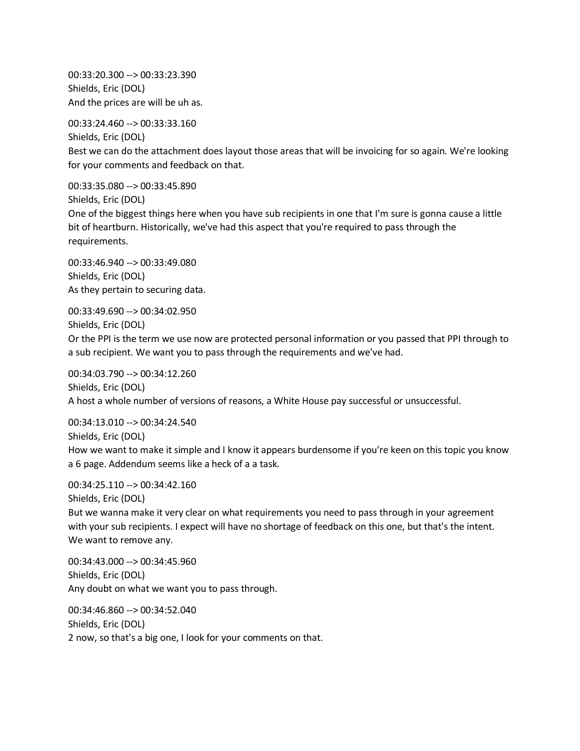00:33:20.300 --> 00:33:23.390
Shields, Eric (DOL)
And the prices are will be uh as.

00:33:24.460 --> 00:33:33.160
Shields, Eric (DOL)
Best we can do the attachment does layout those areas that will be invoicing for so again. We're looking for your comments and feedback on that.

00:33:35.080 --> 00:33:45.890
Shields, Eric (DOL)
One of the biggest things here when you have sub recipients in one that I'm sure is gonna cause a little bit of heartburn. Historically, we've had this aspect that you're required to pass through the requirements.

00:33:46.940 --> 00:33:49.080
Shields, Eric (DOL)
As they pertain to securing data.

00:33:49.690 --> 00:34:02.950
Shields, Eric (DOL)
Or the PPI is the term we use now are protected personal information or you passed that PPI through to a sub recipient. We want you to pass through the requirements and we've had.

00:34:03.790 --> 00:34:12.260
Shields, Eric (DOL)
A host a whole number of versions of reasons, a White House pay successful or unsuccessful.

00:34:13.010 --> 00:34:24.540
Shields, Eric (DOL)
How we want to make it simple and I know it appears burdensome if you're keen on this topic you know a 6 page. Addendum seems like a heck of a a task.

00:34:25.110 --> 00:34:42.160
Shields, Eric (DOL)
But we wanna make it very clear on what requirements you need to pass through in your agreement with your sub recipients. I expect will have no shortage of feedback on this one, but that's the intent. We want to remove any.

00:34:43.000 --> 00:34:45.960
Shields, Eric (DOL)
Any doubt on what we want you to pass through.

00:34:46.860 --> 00:34:52.040
Shields, Eric (DOL)
2 now, so that's a big one, I look for your comments on that.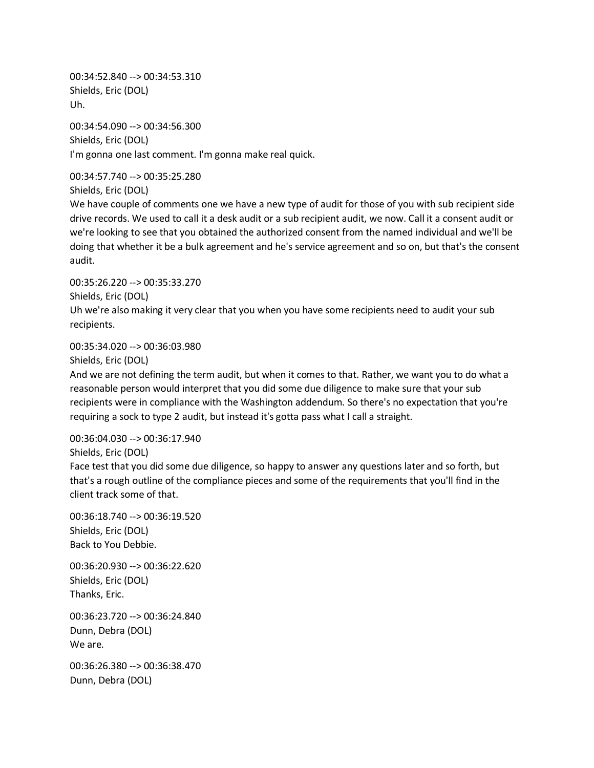00:34:52.840 --> 00:34:53.310
Shields, Eric (DOL)
Uh.

00:34:54.090 --> 00:34:56.300
Shields, Eric (DOL)
I'm gonna one last comment. I'm gonna make real quick.

00:34:57.740 --> 00:35:25.280
Shields, Eric (DOL)
We have couple of comments one we have a new type of audit for those of you with sub recipient side drive records. We used to call it a desk audit or a sub recipient audit, we now. Call it a consent audit or we're looking to see that you obtained the authorized consent from the named individual and we'll be doing that whether it be a bulk agreement and he's service agreement and so on, but that's the consent audit.

00:35:26.220 --> 00:35:33.270
Shields, Eric (DOL)
Uh we're also making it very clear that you when you have some recipients need to audit your sub recipients.

00:35:34.020 --> 00:36:03.980
Shields, Eric (DOL)
And we are not defining the term audit, but when it comes to that. Rather, we want you to do what a reasonable person would interpret that you did some due diligence to make sure that your sub recipients were in compliance with the Washington addendum. So there's no expectation that you're requiring a sock to type 2 audit, but instead it's gotta pass what I call a straight.

00:36:04.030 --> 00:36:17.940
Shields, Eric (DOL)
Face test that you did some due diligence, so happy to answer any questions later and so forth, but that's a rough outline of the compliance pieces and some of the requirements that you'll find in the client track some of that.

00:36:18.740 --> 00:36:19.520
Shields, Eric (DOL)
Back to You Debbie.

00:36:20.930 --> 00:36:22.620
Shields, Eric (DOL)
Thanks, Eric.

00:36:23.720 --> 00:36:24.840
Dunn, Debra (DOL)
We are.

00:36:26.380 --> 00:36:38.470
Dunn, Debra (DOL)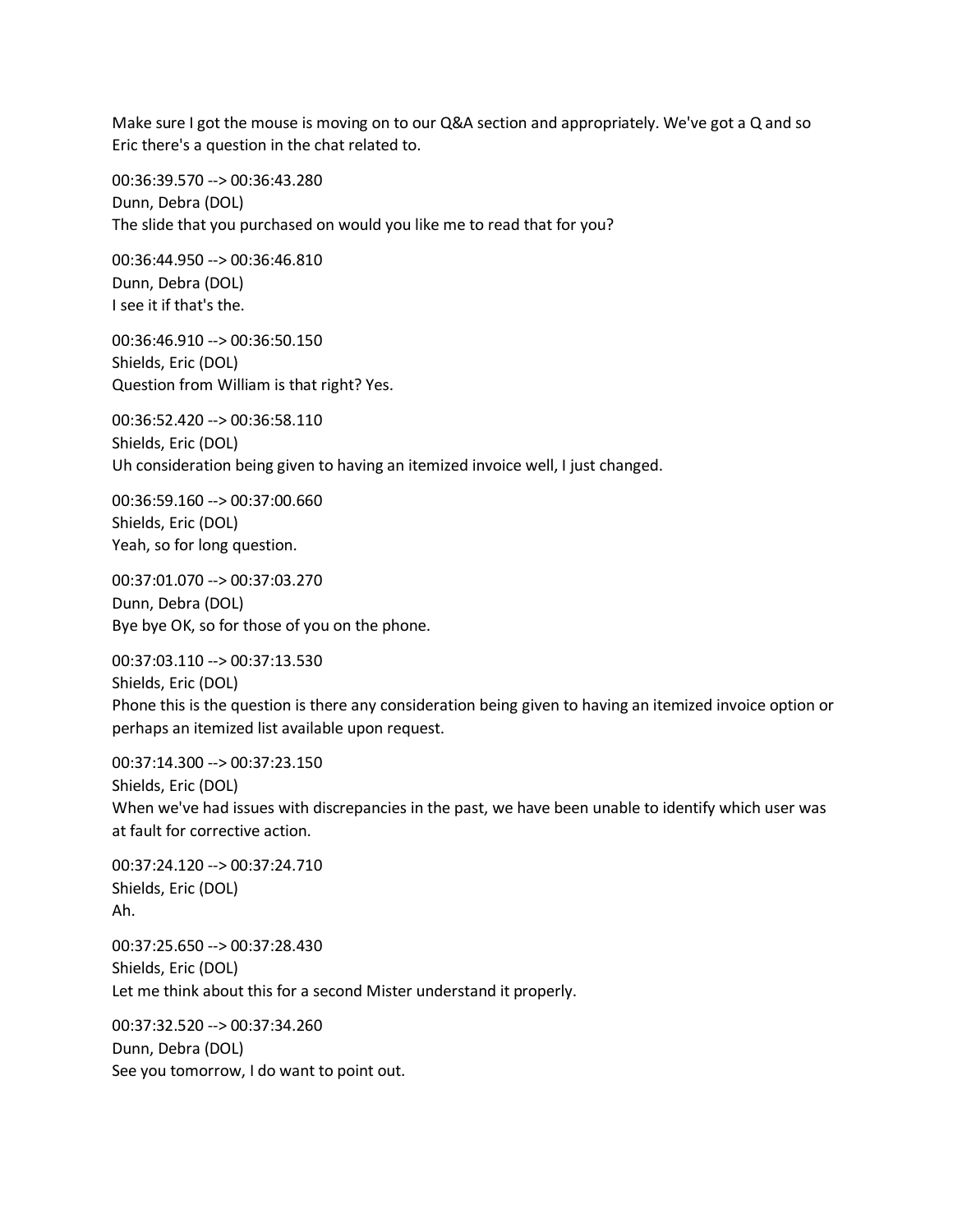Make sure I got the mouse is moving on to our Q&A section and appropriately. We've got a Q and so Eric there's a question in the chat related to.

00:36:39.570 --> 00:36:43.280
Dunn, Debra (DOL)
The slide that you purchased on would you like me to read that for you?

00:36:44.950 --> 00:36:46.810
Dunn, Debra (DOL)
I see it if that's the.

00:36:46.910 --> 00:36:50.150
Shields, Eric (DOL)
Question from William is that right? Yes.

00:36:52.420 --> 00:36:58.110
Shields, Eric (DOL)
Uh consideration being given to having an itemized invoice well, I just changed.

00:36:59.160 --> 00:37:00.660
Shields, Eric (DOL)
Yeah, so for long question.

00:37:01.070 --> 00:37:03.270
Dunn, Debra (DOL)
Bye bye OK, so for those of you on the phone.

00:37:03.110 --> 00:37:13.530
Shields, Eric (DOL)
Phone this is the question is there any consideration being given to having an itemized invoice option or perhaps an itemized list available upon request.

00:37:14.300 --> 00:37:23.150
Shields, Eric (DOL)
When we've had issues with discrepancies in the past, we have been unable to identify which user was at fault for corrective action.

00:37:24.120 --> 00:37:24.710
Shields, Eric (DOL)
Ah.

00:37:25.650 --> 00:37:28.430
Shields, Eric (DOL)
Let me think about this for a second Mister understand it properly.

00:37:32.520 --> 00:37:34.260
Dunn, Debra (DOL)
See you tomorrow, I do want to point out.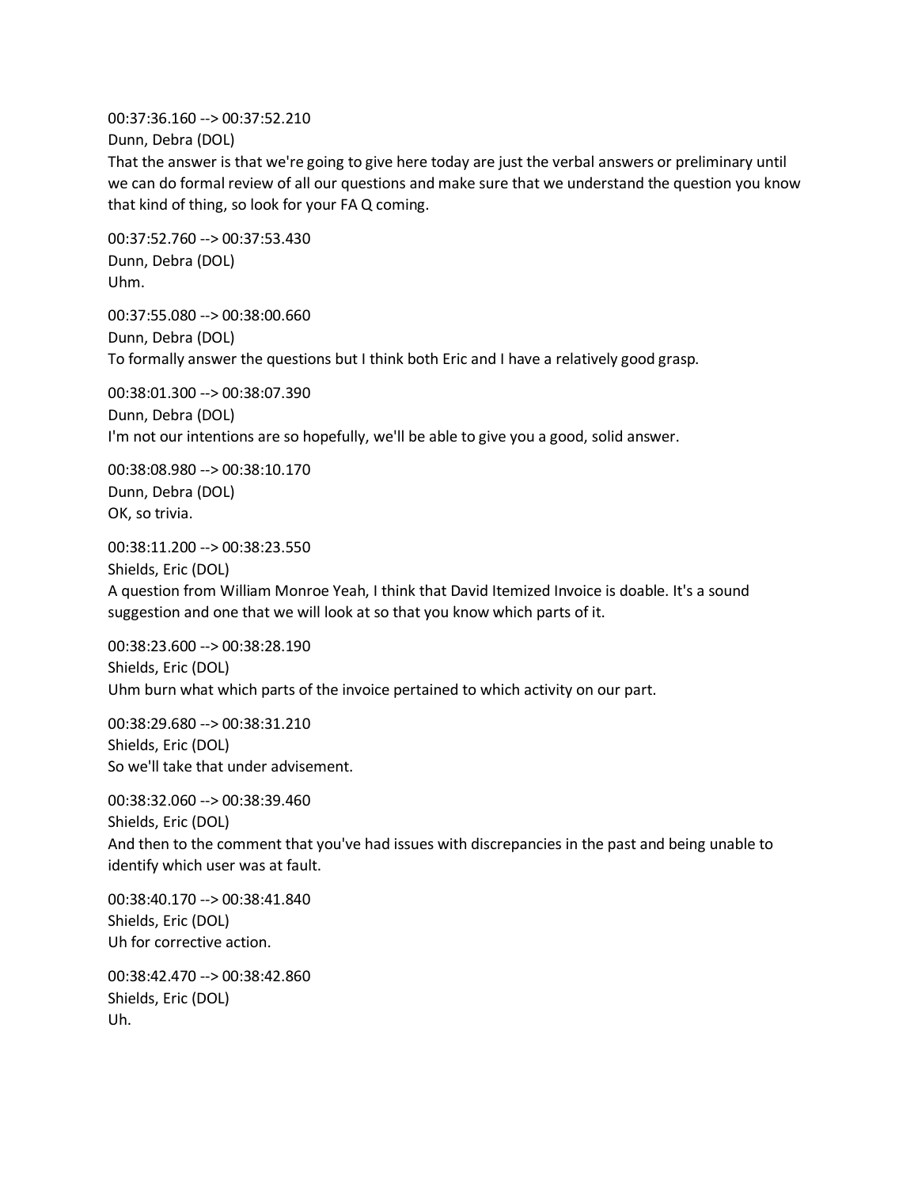00:37:36.160 --> 00:37:52.210
Dunn, Debra (DOL)
That the answer is that we're going to give here today are just the verbal answers or preliminary until we can do formal review of all our questions and make sure that we understand the question you know that kind of thing, so look for your FA Q coming.

00:37:52.760 --> 00:37:53.430
Dunn, Debra (DOL)
Uhm.

00:37:55.080 --> 00:38:00.660
Dunn, Debra (DOL)
To formally answer the questions but I think both Eric and I have a relatively good grasp.

00:38:01.300 --> 00:38:07.390
Dunn, Debra (DOL)
I'm not our intentions are so hopefully, we'll be able to give you a good, solid answer.

00:38:08.980 --> 00:38:10.170
Dunn, Debra (DOL)
OK, so trivia.

00:38:11.200 --> 00:38:23.550
Shields, Eric (DOL)
A question from William Monroe Yeah, I think that David Itemized Invoice is doable. It's a sound suggestion and one that we will look at so that you know which parts of it.

00:38:23.600 --> 00:38:28.190
Shields, Eric (DOL)
Uhm burn what which parts of the invoice pertained to which activity on our part.

00:38:29.680 --> 00:38:31.210
Shields, Eric (DOL)
So we'll take that under advisement.

00:38:32.060 --> 00:38:39.460
Shields, Eric (DOL)
And then to the comment that you've had issues with discrepancies in the past and being unable to identify which user was at fault.

00:38:40.170 --> 00:38:41.840
Shields, Eric (DOL)
Uh for corrective action.

00:38:42.470 --> 00:38:42.860
Shields, Eric (DOL)
Uh.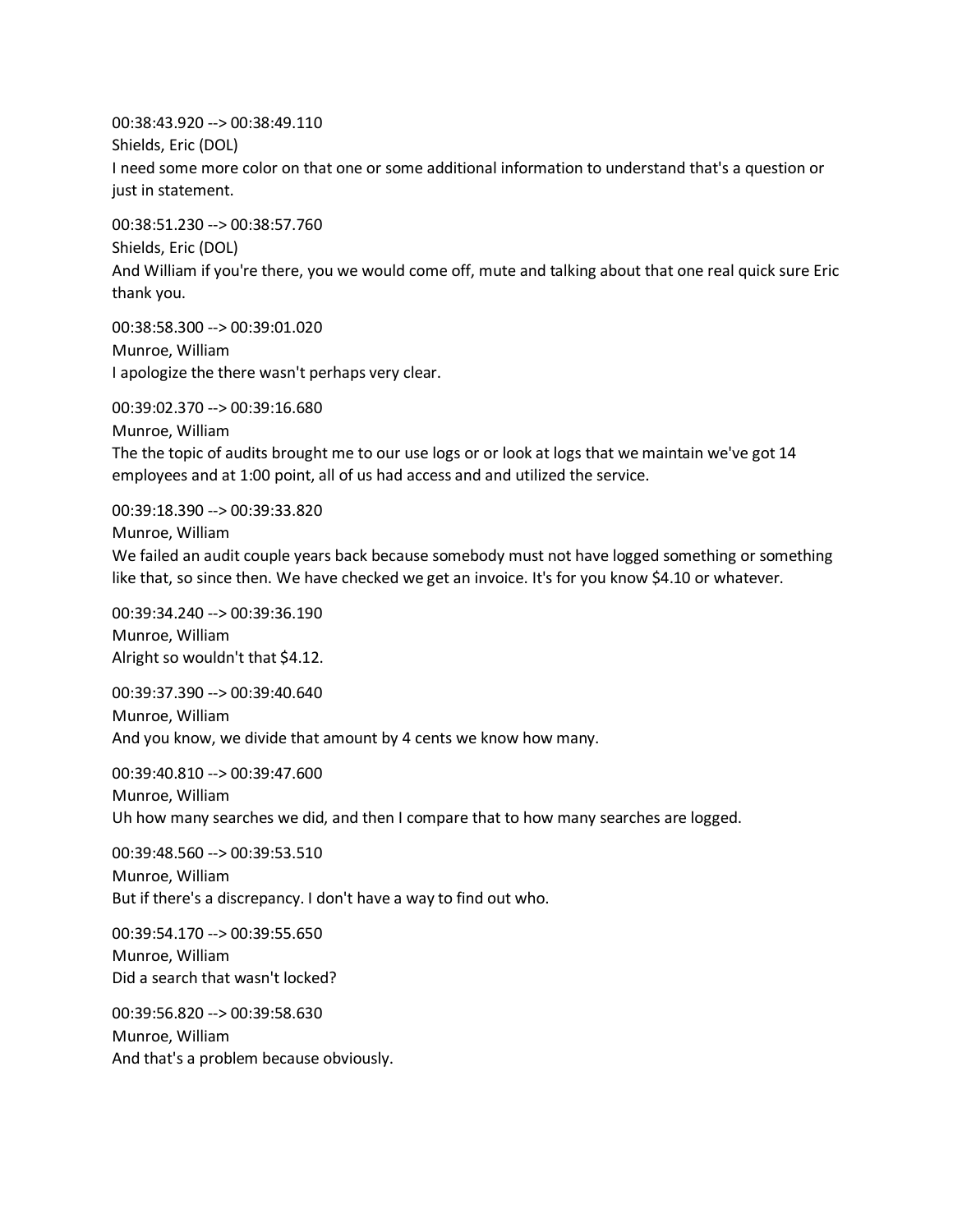00:38:43.920 --> 00:38:49.110
Shields, Eric (DOL)
I need some more color on that one or some additional information to understand that's a question or just in statement.

00:38:51.230 --> 00:38:57.760
Shields, Eric (DOL)
And William if you're there, you we would come off, mute and talking about that one real quick sure Eric thank you.

00:38:58.300 --> 00:39:01.020
Munroe, William
I apologize the there wasn't perhaps very clear.

00:39:02.370 --> 00:39:16.680
Munroe, William
The the topic of audits brought me to our use logs or or look at logs that we maintain we've got 14 employees and at 1:00 point, all of us had access and and utilized the service.

00:39:18.390 --> 00:39:33.820
Munroe, William
We failed an audit couple years back because somebody must not have logged something or something like that, so since then. We have checked we get an invoice. It's for you know $4.10 or whatever.

00:39:34.240 --> 00:39:36.190
Munroe, William
Alright so wouldn't that $4.12.

00:39:37.390 --> 00:39:40.640
Munroe, William
And you know, we divide that amount by 4 cents we know how many.

00:39:40.810 --> 00:39:47.600
Munroe, William
Uh how many searches we did, and then I compare that to how many searches are logged.

00:39:48.560 --> 00:39:53.510
Munroe, William
But if there's a discrepancy. I don't have a way to find out who.

00:39:54.170 --> 00:39:55.650
Munroe, William
Did a search that wasn't locked?

00:39:56.820 --> 00:39:58.630
Munroe, William
And that's a problem because obviously.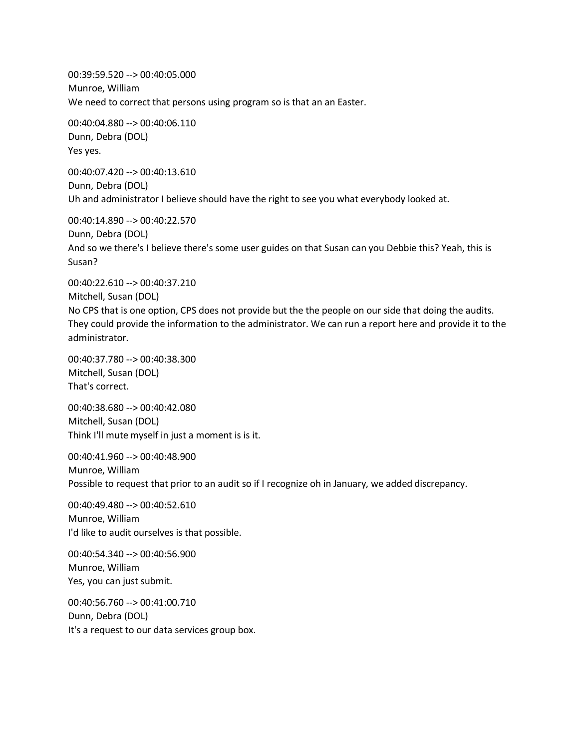00:39:59.520 --> 00:40:05.000
Munroe, William
We need to correct that persons using program so is that an an Easter.

00:40:04.880 --> 00:40:06.110
Dunn, Debra (DOL)
Yes yes.

00:40:07.420 --> 00:40:13.610
Dunn, Debra (DOL)
Uh and administrator I believe should have the right to see you what everybody looked at.

00:40:14.890 --> 00:40:22.570
Dunn, Debra (DOL)
And so we there's I believe there's some user guides on that Susan can you Debbie this? Yeah, this is Susan?

00:40:22.610 --> 00:40:37.210
Mitchell, Susan (DOL)
No CPS that is one option, CPS does not provide but the the people on our side that doing the audits. They could provide the information to the administrator. We can run a report here and provide it to the administrator.

00:40:37.780 --> 00:40:38.300
Mitchell, Susan (DOL)
That's correct.

00:40:38.680 --> 00:40:42.080
Mitchell, Susan (DOL)
Think I'll mute myself in just a moment is is it.

00:40:41.960 --> 00:40:48.900
Munroe, William
Possible to request that prior to an audit so if I recognize oh in January, we added discrepancy.

00:40:49.480 --> 00:40:52.610
Munroe, William
I'd like to audit ourselves is that possible.

00:40:54.340 --> 00:40:56.900
Munroe, William
Yes, you can just submit.

00:40:56.760 --> 00:41:00.710
Dunn, Debra (DOL)
It's a request to our data services group box.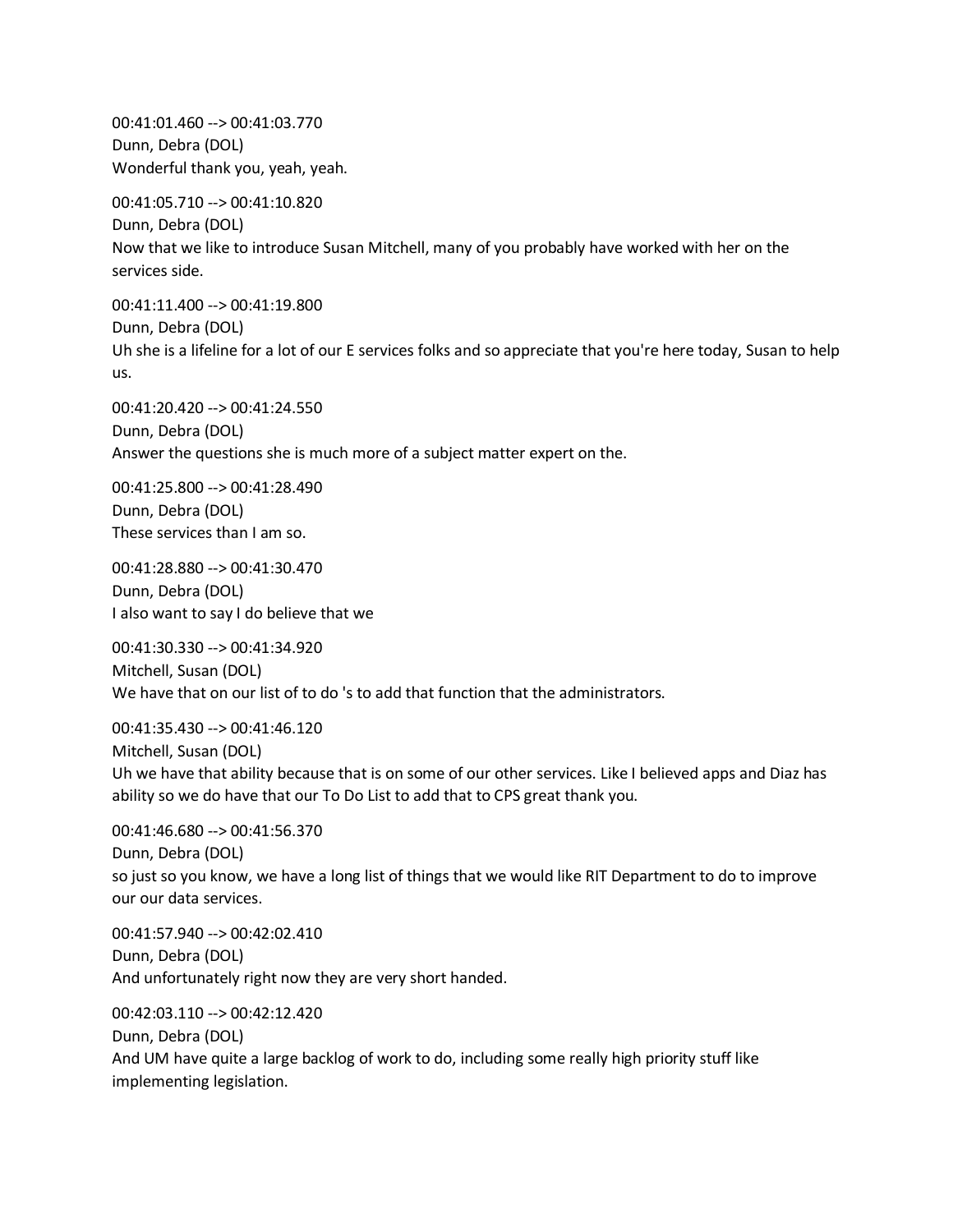00:41:01.460 --> 00:41:03.770
Dunn, Debra (DOL)
Wonderful thank you, yeah, yeah.

00:41:05.710 --> 00:41:10.820
Dunn, Debra (DOL)
Now that we like to introduce Susan Mitchell, many of you probably have worked with her on the services side.

00:41:11.400 --> 00:41:19.800
Dunn, Debra (DOL)
Uh she is a lifeline for a lot of our E services folks and so appreciate that you're here today, Susan to help us.

00:41:20.420 --> 00:41:24.550
Dunn, Debra (DOL)
Answer the questions she is much more of a subject matter expert on the.

00:41:25.800 --> 00:41:28.490
Dunn, Debra (DOL)
These services than I am so.

00:41:28.880 --> 00:41:30.470
Dunn, Debra (DOL)
I also want to say I do believe that we

00:41:30.330 --> 00:41:34.920
Mitchell, Susan (DOL)
We have that on our list of to do 's to add that function that the administrators.

00:41:35.430 --> 00:41:46.120
Mitchell, Susan (DOL)
Uh we have that ability because that is on some of our other services. Like I believed apps and Diaz has ability so we do have that our To Do List to add that to CPS great thank you.

00:41:46.680 --> 00:41:56.370
Dunn, Debra (DOL)
so just so you know, we have a long list of things that we would like RIT Department to do to improve our our data services.

00:41:57.940 --> 00:42:02.410
Dunn, Debra (DOL)
And unfortunately right now they are very short handed.

00:42:03.110 --> 00:42:12.420
Dunn, Debra (DOL)
And UM have quite a large backlog of work to do, including some really high priority stuff like implementing legislation.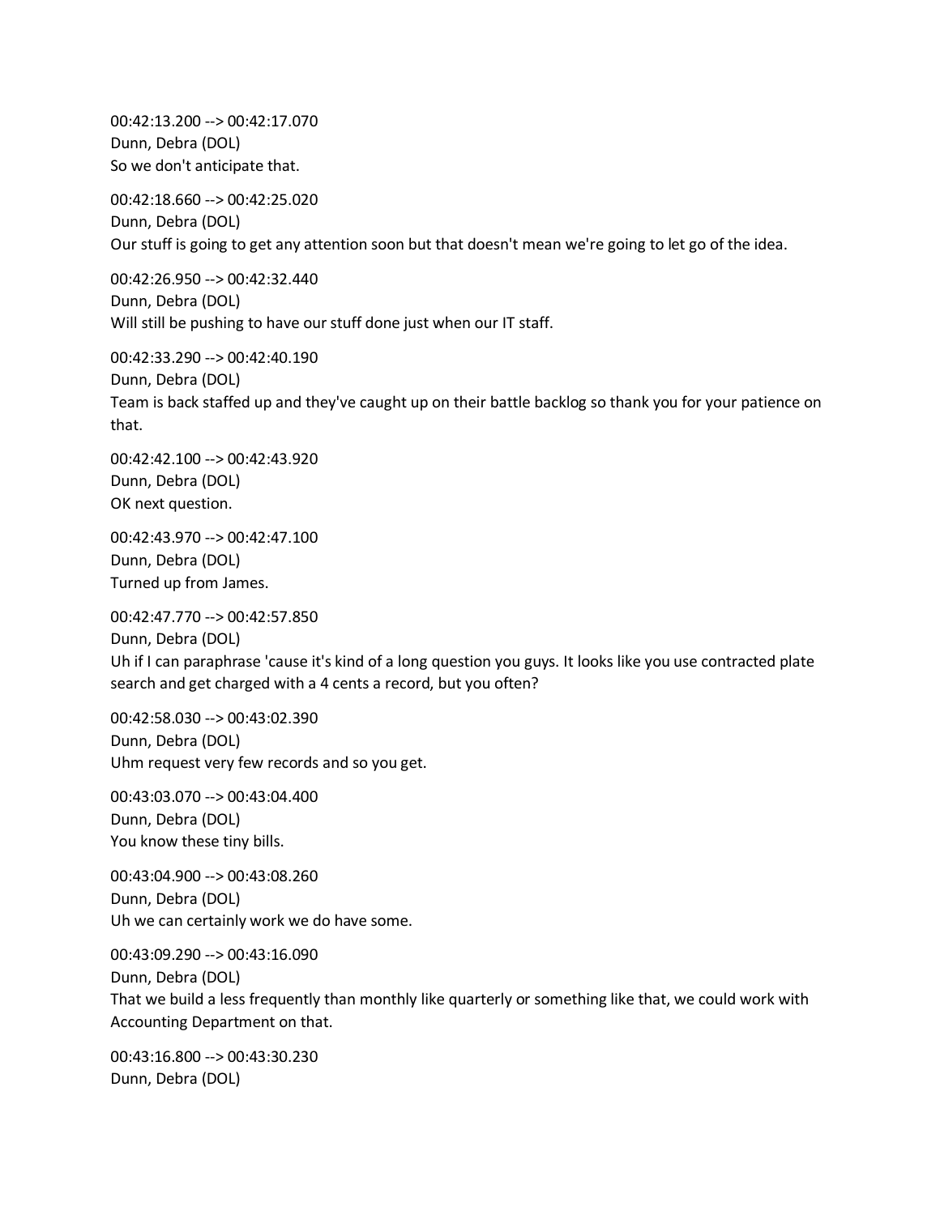00:42:13.200 --> 00:42:17.070
Dunn, Debra (DOL)
So we don't anticipate that.

00:42:18.660 --> 00:42:25.020
Dunn, Debra (DOL)
Our stuff is going to get any attention soon but that doesn't mean we're going to let go of the idea.

00:42:26.950 --> 00:42:32.440
Dunn, Debra (DOL)
Will still be pushing to have our stuff done just when our IT staff.

00:42:33.290 --> 00:42:40.190
Dunn, Debra (DOL)
Team is back staffed up and they've caught up on their battle backlog so thank you for your patience on that.

00:42:42.100 --> 00:42:43.920
Dunn, Debra (DOL)
OK next question.

00:42:43.970 --> 00:42:47.100
Dunn, Debra (DOL)
Turned up from James.

00:42:47.770 --> 00:42:57.850
Dunn, Debra (DOL)
Uh if I can paraphrase 'cause it's kind of a long question you guys. It looks like you use contracted plate search and get charged with a 4 cents a record, but you often?

00:42:58.030 --> 00:43:02.390
Dunn, Debra (DOL)
Uhm request very few records and so you get.

00:43:03.070 --> 00:43:04.400
Dunn, Debra (DOL)
You know these tiny bills.

00:43:04.900 --> 00:43:08.260
Dunn, Debra (DOL)
Uh we can certainly work we do have some.

00:43:09.290 --> 00:43:16.090
Dunn, Debra (DOL)
That we build a less frequently than monthly like quarterly or something like that, we could work with Accounting Department on that.

00:43:16.800 --> 00:43:30.230
Dunn, Debra (DOL)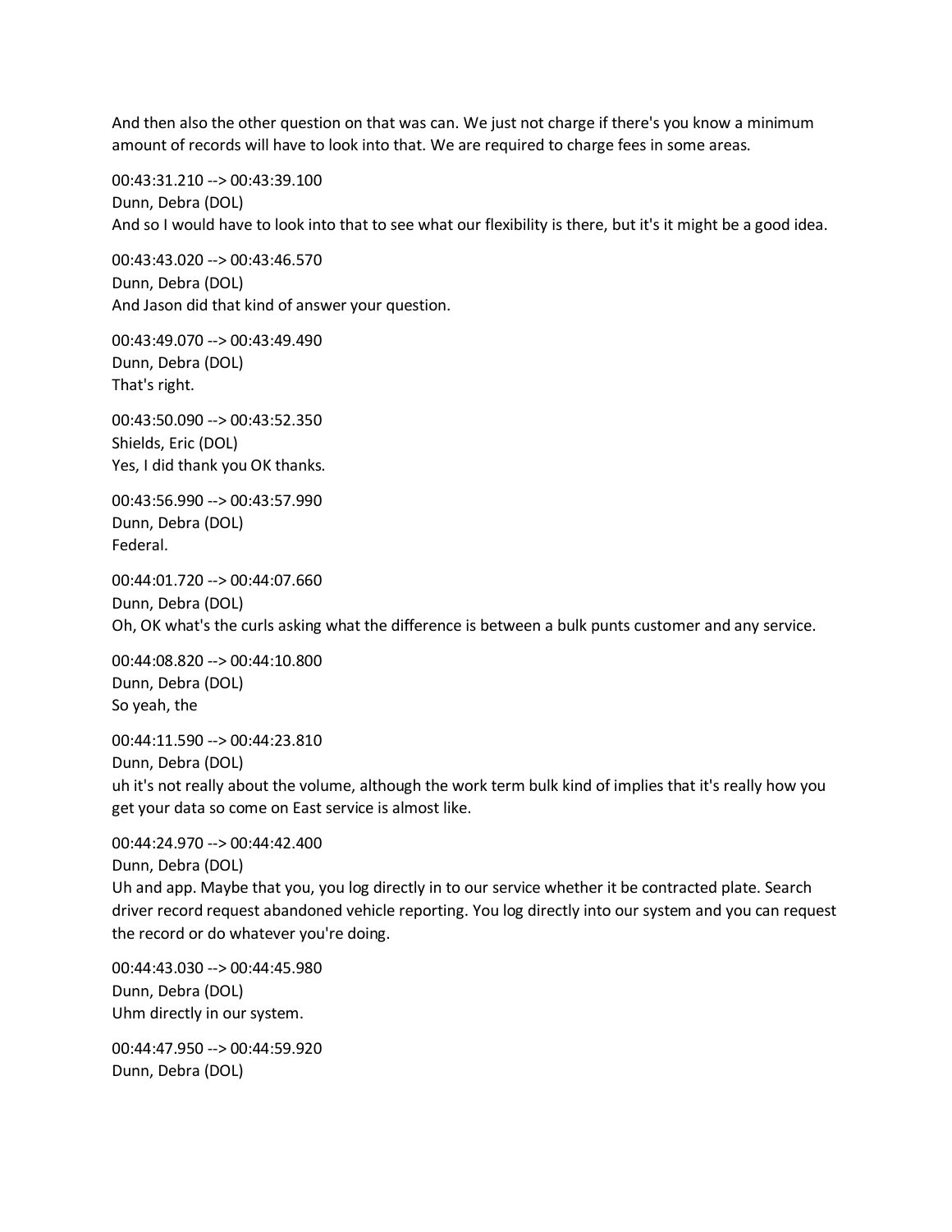And then also the other question on that was can. We just not charge if there's you know a minimum amount of records will have to look into that. We are required to charge fees in some areas.

00:43:31.210 --> 00:43:39.100
Dunn, Debra (DOL)
And so I would have to look into that to see what our flexibility is there, but it's it might be a good idea.

00:43:43.020 --> 00:43:46.570
Dunn, Debra (DOL)
And Jason did that kind of answer your question.

00:43:49.070 --> 00:43:49.490
Dunn, Debra (DOL)
That's right.

00:43:50.090 --> 00:43:52.350
Shields, Eric (DOL)
Yes, I did thank you OK thanks.

00:43:56.990 --> 00:43:57.990
Dunn, Debra (DOL)
Federal.

00:44:01.720 --> 00:44:07.660
Dunn, Debra (DOL)
Oh, OK what's the curls asking what the difference is between a bulk punts customer and any service.

00:44:08.820 --> 00:44:10.800
Dunn, Debra (DOL)
So yeah, the

00:44:11.590 --> 00:44:23.810
Dunn, Debra (DOL)
uh it's not really about the volume, although the work term bulk kind of implies that it's really how you get your data so come on East service is almost like.

00:44:24.970 --> 00:44:42.400
Dunn, Debra (DOL)
Uh and app. Maybe that you, you log directly in to our service whether it be contracted plate. Search driver record request abandoned vehicle reporting. You log directly into our system and you can request the record or do whatever you're doing.

00:44:43.030 --> 00:44:45.980
Dunn, Debra (DOL)
Uhm directly in our system.

00:44:47.950 --> 00:44:59.920
Dunn, Debra (DOL)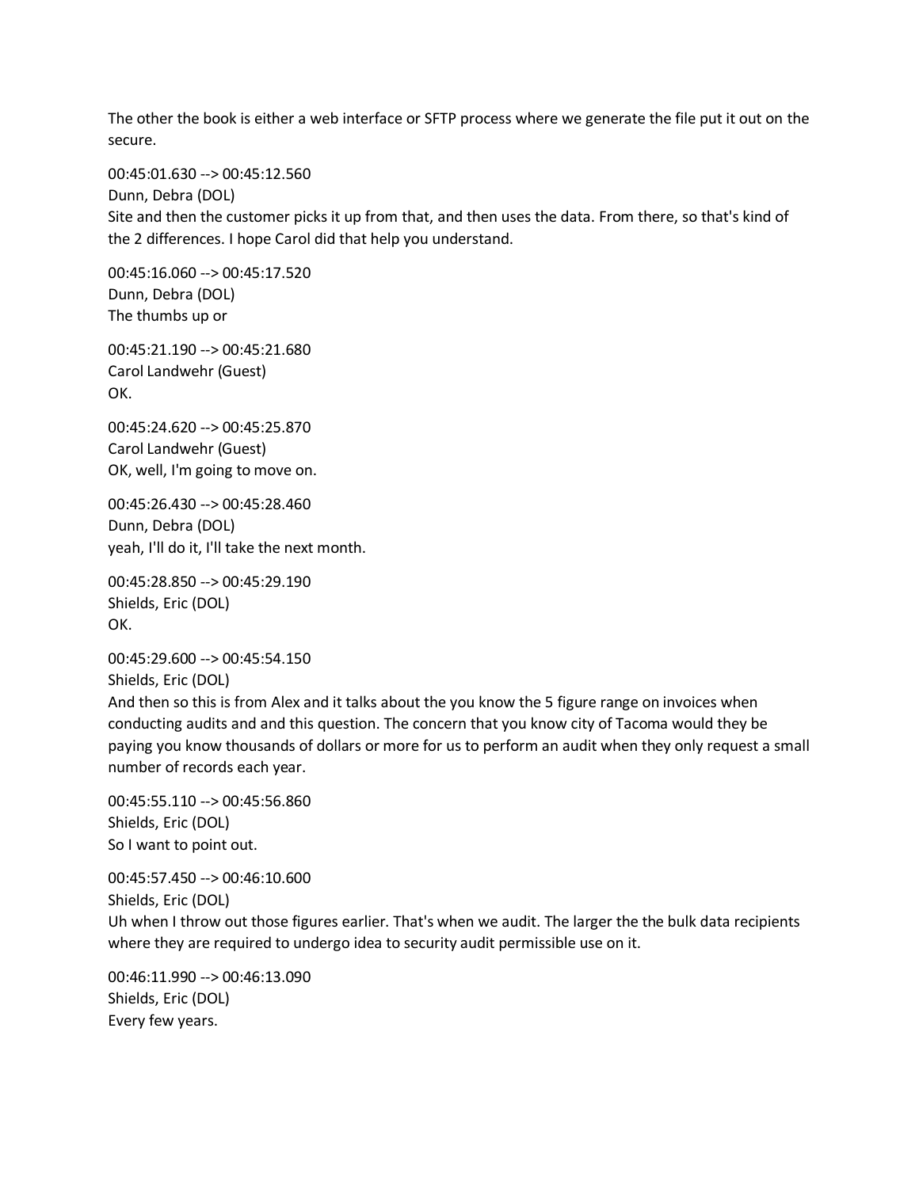The other the book is either a web interface or SFTP process where we generate the file put it out on the secure.

00:45:01.630 --> 00:45:12.560
Dunn, Debra (DOL)
Site and then the customer picks it up from that, and then uses the data. From there, so that's kind of the 2 differences. I hope Carol did that help you understand.

00:45:16.060 --> 00:45:17.520
Dunn, Debra (DOL)
The thumbs up or

00:45:21.190 --> 00:45:21.680
Carol Landwehr (Guest)
OK.

00:45:24.620 --> 00:45:25.870
Carol Landwehr (Guest)
OK, well, I'm going to move on.

00:45:26.430 --> 00:45:28.460
Dunn, Debra (DOL)
yeah, I'll do it, I'll take the next month.

00:45:28.850 --> 00:45:29.190
Shields, Eric (DOL)
OK.

00:45:29.600 --> 00:45:54.150
Shields, Eric (DOL)
And then so this is from Alex and it talks about the you know the 5 figure range on invoices when conducting audits and and this question. The concern that you know city of Tacoma would they be paying you know thousands of dollars or more for us to perform an audit when they only request a small number of records each year.

00:45:55.110 --> 00:45:56.860
Shields, Eric (DOL)
So I want to point out.

00:45:57.450 --> 00:46:10.600
Shields, Eric (DOL)
Uh when I throw out those figures earlier. That's when we audit. The larger the the bulk data recipients where they are required to undergo idea to security audit permissible use on it.

00:46:11.990 --> 00:46:13.090
Shields, Eric (DOL)
Every few years.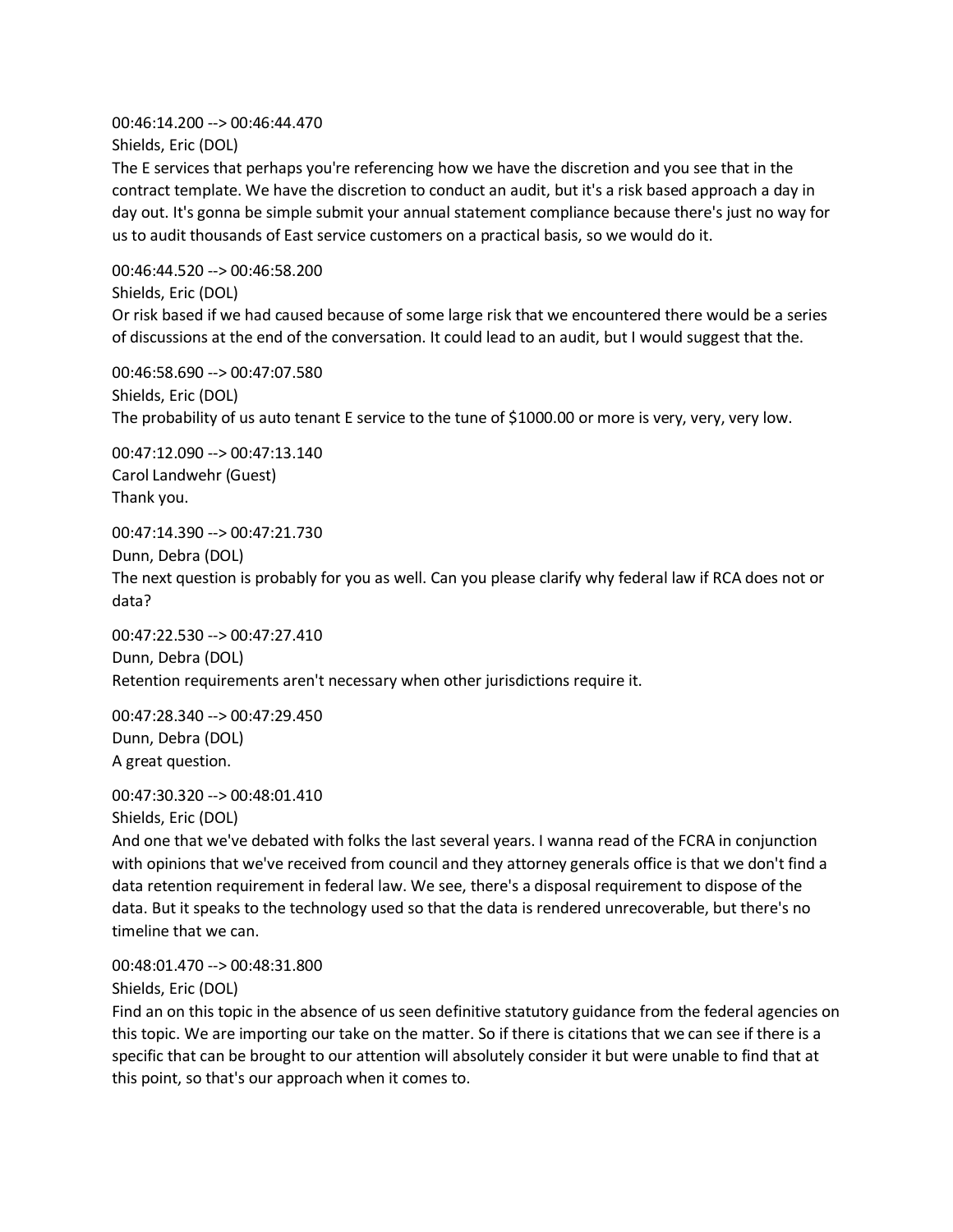00:46:14.200 --> 00:46:44.470
Shields, Eric (DOL)
The E services that perhaps you're referencing how we have the discretion and you see that in the contract template. We have the discretion to conduct an audit, but it's a risk based approach a day in day out. It's gonna be simple submit your annual statement compliance because there's just no way for us to audit thousands of East service customers on a practical basis, so we would do it.

00:46:44.520 --> 00:46:58.200
Shields, Eric (DOL)
Or risk based if we had caused because of some large risk that we encountered there would be a series of discussions at the end of the conversation. It could lead to an audit, but I would suggest that the.

00:46:58.690 --> 00:47:07.580
Shields, Eric (DOL)
The probability of us auto tenant E service to the tune of $1000.00 or more is very, very, very low.

00:47:12.090 --> 00:47:13.140
Carol Landwehr (Guest)
Thank you.

00:47:14.390 --> 00:47:21.730
Dunn, Debra (DOL)
The next question is probably for you as well. Can you please clarify why federal law if RCA does not or data?

00:47:22.530 --> 00:47:27.410
Dunn, Debra (DOL)
Retention requirements aren't necessary when other jurisdictions require it.

00:47:28.340 --> 00:47:29.450
Dunn, Debra (DOL)
A great question.

00:47:30.320 --> 00:48:01.410
Shields, Eric (DOL)
And one that we've debated with folks the last several years. I wanna read of the FCRA in conjunction with opinions that we've received from council and they attorney generals office is that we don't find a data retention requirement in federal law. We see, there's a disposal requirement to dispose of the data. But it speaks to the technology used so that the data is rendered unrecoverable, but there's no timeline that we can.

00:48:01.470 --> 00:48:31.800
Shields, Eric (DOL)
Find an on this topic in the absence of us seen definitive statutory guidance from the federal agencies on this topic. We are importing our take on the matter. So if there is citations that we can see if there is a specific that can be brought to our attention will absolutely consider it but were unable to find that at this point, so that's our approach when it comes to.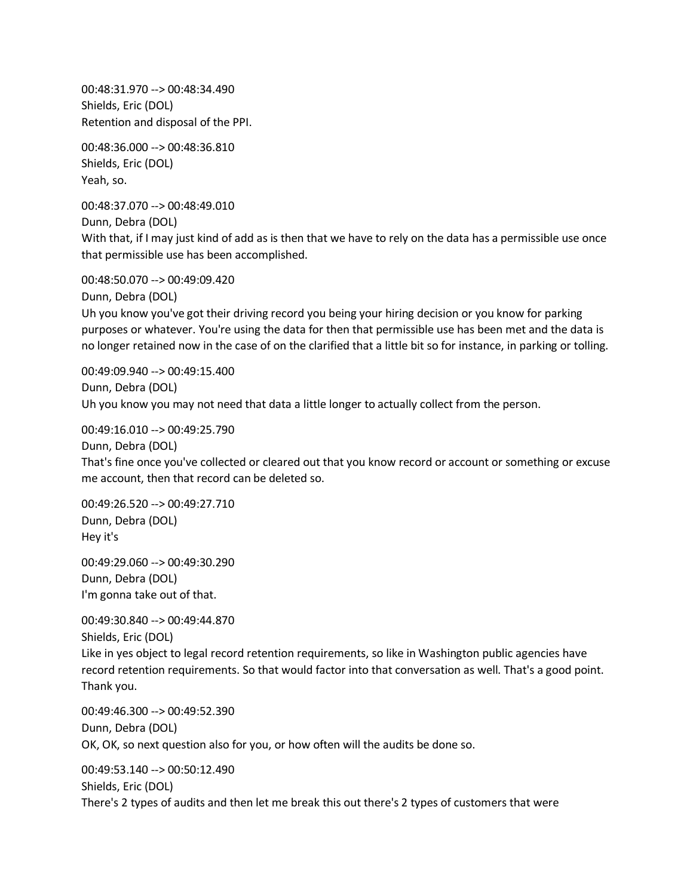00:48:31.970 --> 00:48:34.490
Shields, Eric (DOL)
Retention and disposal of the PPI.

00:48:36.000 --> 00:48:36.810
Shields, Eric (DOL)
Yeah, so.

00:48:37.070 --> 00:48:49.010
Dunn, Debra (DOL)
With that, if I may just kind of add as is then that we have to rely on the data has a permissible use once that permissible use has been accomplished.

00:48:50.070 --> 00:49:09.420
Dunn, Debra (DOL)
Uh you know you've got their driving record you being your hiring decision or you know for parking purposes or whatever. You're using the data for then that permissible use has been met and the data is no longer retained now in the case of on the clarified that a little bit so for instance, in parking or tolling.

00:49:09.940 --> 00:49:15.400
Dunn, Debra (DOL)
Uh you know you may not need that data a little longer to actually collect from the person.

00:49:16.010 --> 00:49:25.790
Dunn, Debra (DOL)
That's fine once you've collected or cleared out that you know record or account or something or excuse me account, then that record can be deleted so.

00:49:26.520 --> 00:49:27.710
Dunn, Debra (DOL)
Hey it's

00:49:29.060 --> 00:49:30.290
Dunn, Debra (DOL)
I'm gonna take out of that.

00:49:30.840 --> 00:49:44.870
Shields, Eric (DOL)
Like in yes object to legal record retention requirements, so like in Washington public agencies have record retention requirements. So that would factor into that conversation as well. That's a good point. Thank you.

00:49:46.300 --> 00:49:52.390
Dunn, Debra (DOL)
OK, OK, so next question also for you, or how often will the audits be done so.

00:49:53.140 --> 00:50:12.490
Shields, Eric (DOL)
There's 2 types of audits and then let me break this out there's 2 types of customers that were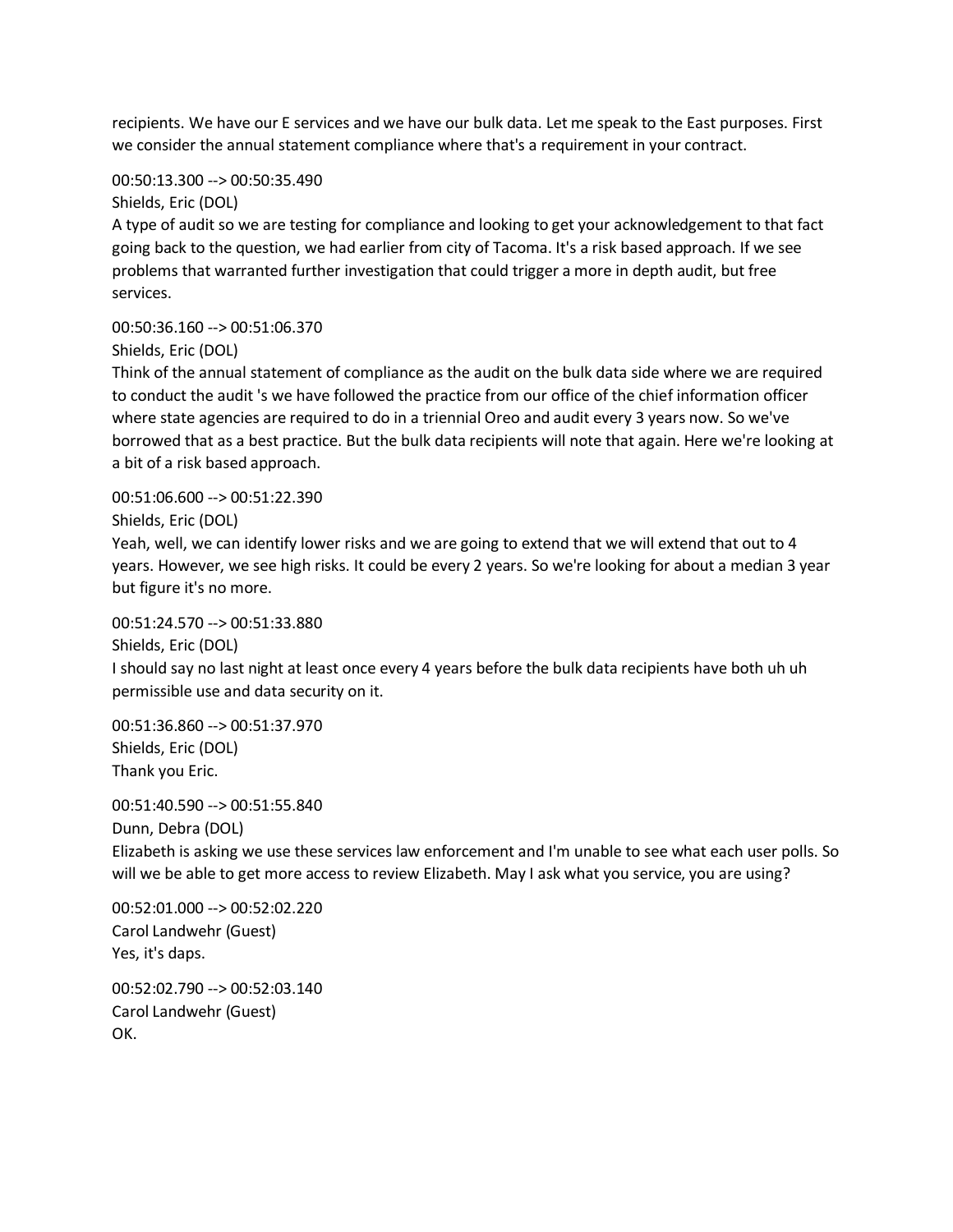recipients. We have our E services and we have our bulk data. Let me speak to the East purposes. First we consider the annual statement compliance where that's a requirement in your contract.

00:50:13.300 --> 00:50:35.490
Shields, Eric (DOL)
A type of audit so we are testing for compliance and looking to get your acknowledgement to that fact going back to the question, we had earlier from city of Tacoma. It's a risk based approach. If we see problems that warranted further investigation that could trigger a more in depth audit, but free services.

00:50:36.160 --> 00:51:06.370
Shields, Eric (DOL)
Think of the annual statement of compliance as the audit on the bulk data side where we are required to conduct the audit 's we have followed the practice from our office of the chief information officer where state agencies are required to do in a triennial Oreo and audit every 3 years now. So we've borrowed that as a best practice. But the bulk data recipients will note that again. Here we're looking at a bit of a risk based approach.

00:51:06.600 --> 00:51:22.390
Shields, Eric (DOL)
Yeah, well, we can identify lower risks and we are going to extend that we will extend that out to 4 years. However, we see high risks. It could be every 2 years. So we're looking for about a median 3 year but figure it's no more.

00:51:24.570 --> 00:51:33.880
Shields, Eric (DOL)
I should say no last night at least once every 4 years before the bulk data recipients have both uh uh permissible use and data security on it.

00:51:36.860 --> 00:51:37.970
Shields, Eric (DOL)
Thank you Eric.

00:51:40.590 --> 00:51:55.840
Dunn, Debra (DOL)
Elizabeth is asking we use these services law enforcement and I'm unable to see what each user polls. So will we be able to get more access to review Elizabeth. May I ask what you service, you are using?

00:52:01.000 --> 00:52:02.220
Carol Landwehr (Guest)
Yes, it's daps.

00:52:02.790 --> 00:52:03.140
Carol Landwehr (Guest)
OK.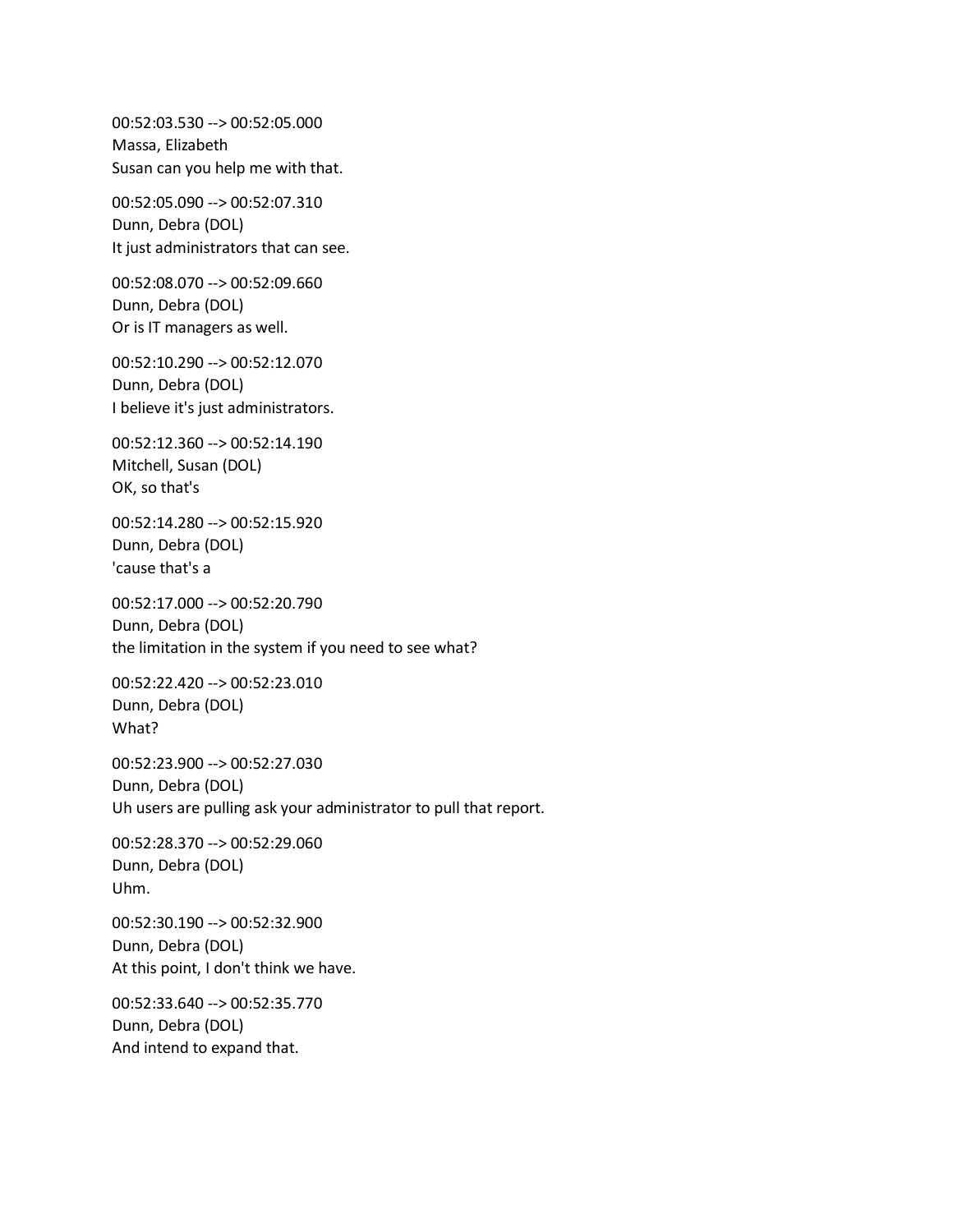00:52:03.530 --> 00:52:05.000
Massa, Elizabeth
Susan can you help me with that.

00:52:05.090 --> 00:52:07.310
Dunn, Debra (DOL)
It just administrators that can see.

00:52:08.070 --> 00:52:09.660
Dunn, Debra (DOL)
Or is IT managers as well.

00:52:10.290 --> 00:52:12.070
Dunn, Debra (DOL)
I believe it's just administrators.

00:52:12.360 --> 00:52:14.190
Mitchell, Susan (DOL)
OK, so that's

00:52:14.280 --> 00:52:15.920
Dunn, Debra (DOL)
'cause that's a

00:52:17.000 --> 00:52:20.790
Dunn, Debra (DOL)
the limitation in the system if you need to see what?

00:52:22.420 --> 00:52:23.010
Dunn, Debra (DOL)
What?

00:52:23.900 --> 00:52:27.030
Dunn, Debra (DOL)
Uh users are pulling ask your administrator to pull that report.

00:52:28.370 --> 00:52:29.060
Dunn, Debra (DOL)
Uhm.

00:52:30.190 --> 00:52:32.900
Dunn, Debra (DOL)
At this point, I don't think we have.

00:52:33.640 --> 00:52:35.770
Dunn, Debra (DOL)
And intend to expand that.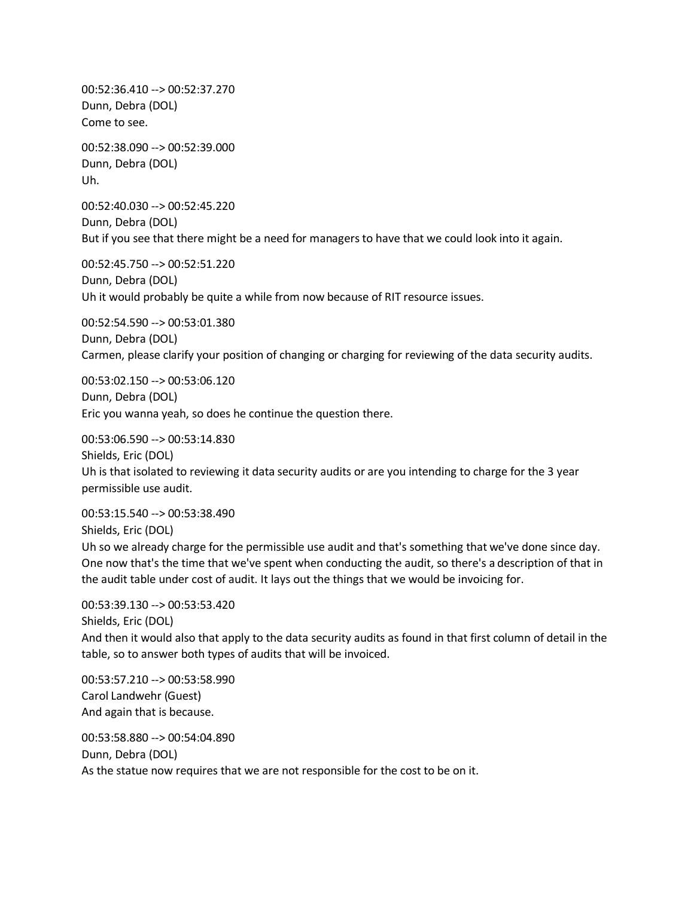00:52:36.410 --> 00:52:37.270
Dunn, Debra (DOL)
Come to see.

00:52:38.090 --> 00:52:39.000
Dunn, Debra (DOL)
Uh.

00:52:40.030 --> 00:52:45.220
Dunn, Debra (DOL)
But if you see that there might be a need for managers to have that we could look into it again.

00:52:45.750 --> 00:52:51.220
Dunn, Debra (DOL)
Uh it would probably be quite a while from now because of RIT resource issues.

00:52:54.590 --> 00:53:01.380
Dunn, Debra (DOL)
Carmen, please clarify your position of changing or charging for reviewing of the data security audits.

00:53:02.150 --> 00:53:06.120
Dunn, Debra (DOL)
Eric you wanna yeah, so does he continue the question there.

00:53:06.590 --> 00:53:14.830
Shields, Eric (DOL)
Uh is that isolated to reviewing it data security audits or are you intending to charge for the 3 year permissible use audit.

00:53:15.540 --> 00:53:38.490
Shields, Eric (DOL)
Uh so we already charge for the permissible use audit and that's something that we've done since day. One now that's the time that we've spent when conducting the audit, so there's a description of that in the audit table under cost of audit. It lays out the things that we would be invoicing for.

00:53:39.130 --> 00:53:53.420
Shields, Eric (DOL)
And then it would also that apply to the data security audits as found in that first column of detail in the table, so to answer both types of audits that will be invoiced.

00:53:57.210 --> 00:53:58.990
Carol Landwehr (Guest)
And again that is because.

00:53:58.880 --> 00:54:04.890
Dunn, Debra (DOL)
As the statue now requires that we are not responsible for the cost to be on it.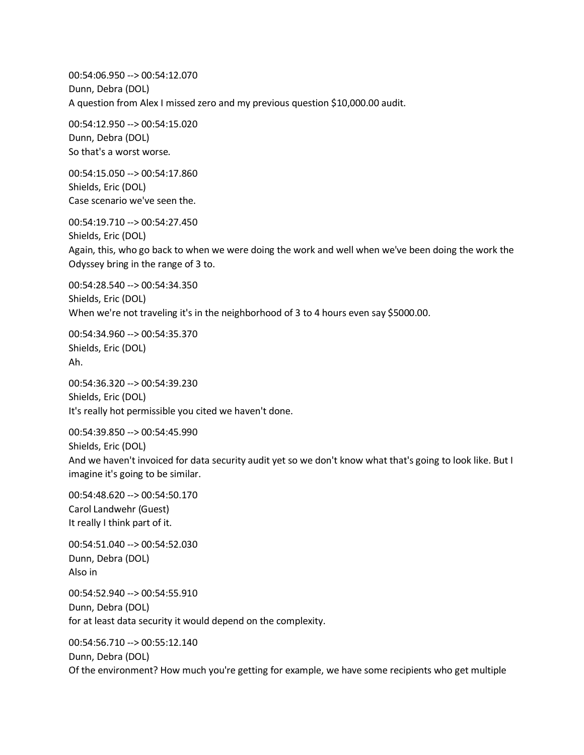00:54:06.950 --> 00:54:12.070
Dunn, Debra (DOL)
A question from Alex I missed zero and my previous question $10,000.00 audit.

00:54:12.950 --> 00:54:15.020
Dunn, Debra (DOL)
So that's a worst worse.

00:54:15.050 --> 00:54:17.860
Shields, Eric (DOL)
Case scenario we've seen the.

00:54:19.710 --> 00:54:27.450
Shields, Eric (DOL)
Again, this, who go back to when we were doing the work and well when we've been doing the work the Odyssey bring in the range of 3 to.

00:54:28.540 --> 00:54:34.350
Shields, Eric (DOL)
When we're not traveling it's in the neighborhood of 3 to 4 hours even say $5000.00.

00:54:34.960 --> 00:54:35.370
Shields, Eric (DOL)
Ah.

00:54:36.320 --> 00:54:39.230
Shields, Eric (DOL)
It's really hot permissible you cited we haven't done.

00:54:39.850 --> 00:54:45.990
Shields, Eric (DOL)
And we haven't invoiced for data security audit yet so we don't know what that's going to look like. But I imagine it's going to be similar.

00:54:48.620 --> 00:54:50.170
Carol Landwehr (Guest)
It really I think part of it.

00:54:51.040 --> 00:54:52.030
Dunn, Debra (DOL)
Also in

00:54:52.940 --> 00:54:55.910
Dunn, Debra (DOL)
for at least data security it would depend on the complexity.

00:54:56.710 --> 00:55:12.140
Dunn, Debra (DOL)
Of the environment? How much you're getting for example, we have some recipients who get multiple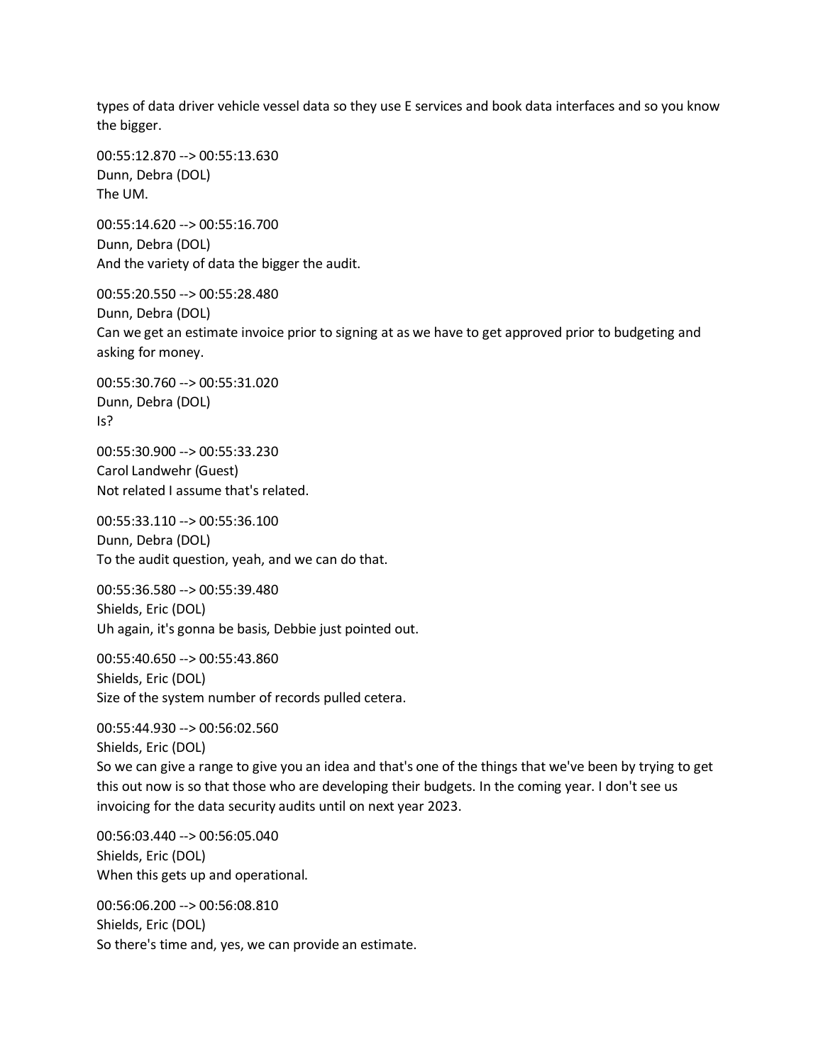types of data driver vehicle vessel data so they use E services and book data interfaces and so you know the bigger.

00:55:12.870 --> 00:55:13.630
Dunn, Debra (DOL)
The UM.

00:55:14.620 --> 00:55:16.700
Dunn, Debra (DOL)
And the variety of data the bigger the audit.

00:55:20.550 --> 00:55:28.480
Dunn, Debra (DOL)
Can we get an estimate invoice prior to signing at as we have to get approved prior to budgeting and asking for money.

00:55:30.760 --> 00:55:31.020
Dunn, Debra (DOL)
Is?

00:55:30.900 --> 00:55:33.230
Carol Landwehr (Guest)
Not related I assume that's related.

00:55:33.110 --> 00:55:36.100
Dunn, Debra (DOL)
To the audit question, yeah, and we can do that.

00:55:36.580 --> 00:55:39.480
Shields, Eric (DOL)
Uh again, it's gonna be basis, Debbie just pointed out.

00:55:40.650 --> 00:55:43.860
Shields, Eric (DOL)
Size of the system number of records pulled cetera.

00:55:44.930 --> 00:56:02.560
Shields, Eric (DOL)
So we can give a range to give you an idea and that's one of the things that we've been by trying to get this out now is so that those who are developing their budgets. In the coming year. I don't see us invoicing for the data security audits until on next year 2023.

00:56:03.440 --> 00:56:05.040
Shields, Eric (DOL)
When this gets up and operational.

00:56:06.200 --> 00:56:08.810
Shields, Eric (DOL)
So there's time and, yes, we can provide an estimate.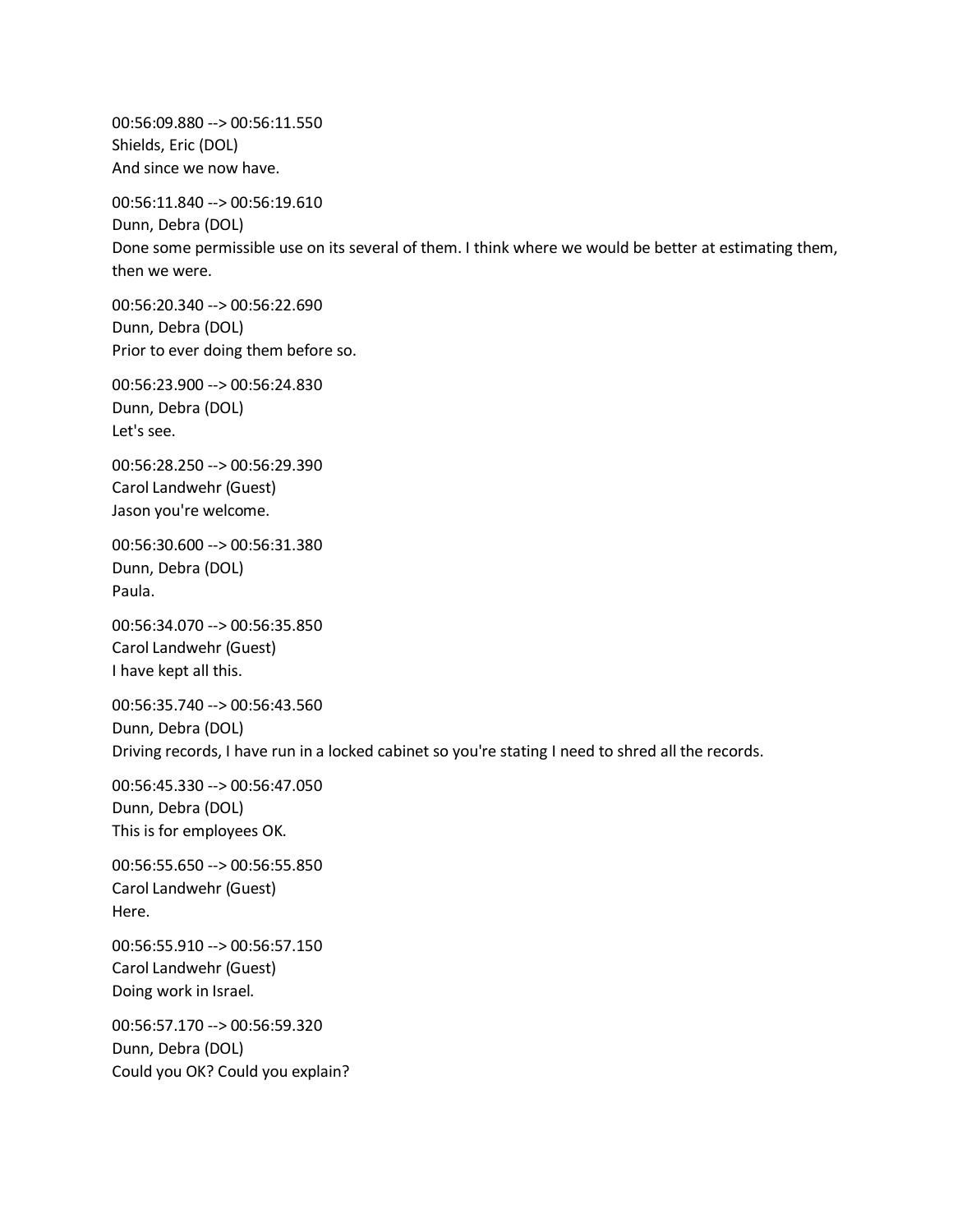00:56:09.880 --> 00:56:11.550
Shields, Eric (DOL)
And since we now have.

00:56:11.840 --> 00:56:19.610
Dunn, Debra (DOL)
Done some permissible use on its several of them. I think where we would be better at estimating them, then we were.

00:56:20.340 --> 00:56:22.690
Dunn, Debra (DOL)
Prior to ever doing them before so.

00:56:23.900 --> 00:56:24.830
Dunn, Debra (DOL)
Let's see.

00:56:28.250 --> 00:56:29.390
Carol Landwehr (Guest)
Jason you're welcome.

00:56:30.600 --> 00:56:31.380
Dunn, Debra (DOL)
Paula.

00:56:34.070 --> 00:56:35.850
Carol Landwehr (Guest)
I have kept all this.

00:56:35.740 --> 00:56:43.560
Dunn, Debra (DOL)
Driving records, I have run in a locked cabinet so you're stating I need to shred all the records.

00:56:45.330 --> 00:56:47.050
Dunn, Debra (DOL)
This is for employees OK.

00:56:55.650 --> 00:56:55.850
Carol Landwehr (Guest)
Here.

00:56:55.910 --> 00:56:57.150
Carol Landwehr (Guest)
Doing work in Israel.

00:56:57.170 --> 00:56:59.320
Dunn, Debra (DOL)
Could you OK? Could you explain?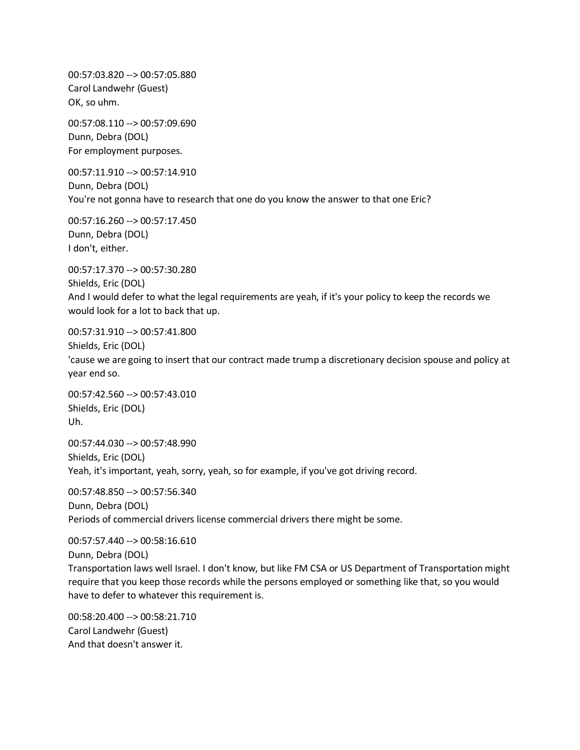00:57:03.820 --> 00:57:05.880
Carol Landwehr (Guest)
OK, so uhm.

00:57:08.110 --> 00:57:09.690
Dunn, Debra (DOL)
For employment purposes.

00:57:11.910 --> 00:57:14.910
Dunn, Debra (DOL)
You're not gonna have to research that one do you know the answer to that one Eric?

00:57:16.260 --> 00:57:17.450
Dunn, Debra (DOL)
I don't, either.

00:57:17.370 --> 00:57:30.280
Shields, Eric (DOL)
And I would defer to what the legal requirements are yeah, if it's your policy to keep the records we would look for a lot to back that up.

00:57:31.910 --> 00:57:41.800
Shields, Eric (DOL)
'cause we are going to insert that our contract made trump a discretionary decision spouse and policy at year end so.

00:57:42.560 --> 00:57:43.010
Shields, Eric (DOL)
Uh.

00:57:44.030 --> 00:57:48.990
Shields, Eric (DOL)
Yeah, it's important, yeah, sorry, yeah, so for example, if you've got driving record.

00:57:48.850 --> 00:57:56.340
Dunn, Debra (DOL)
Periods of commercial drivers license commercial drivers there might be some.

00:57:57.440 --> 00:58:16.610
Dunn, Debra (DOL)
Transportation laws well Israel. I don't know, but like FM CSA or US Department of Transportation might require that you keep those records while the persons employed or something like that, so you would have to defer to whatever this requirement is.

00:58:20.400 --> 00:58:21.710
Carol Landwehr (Guest)
And that doesn't answer it.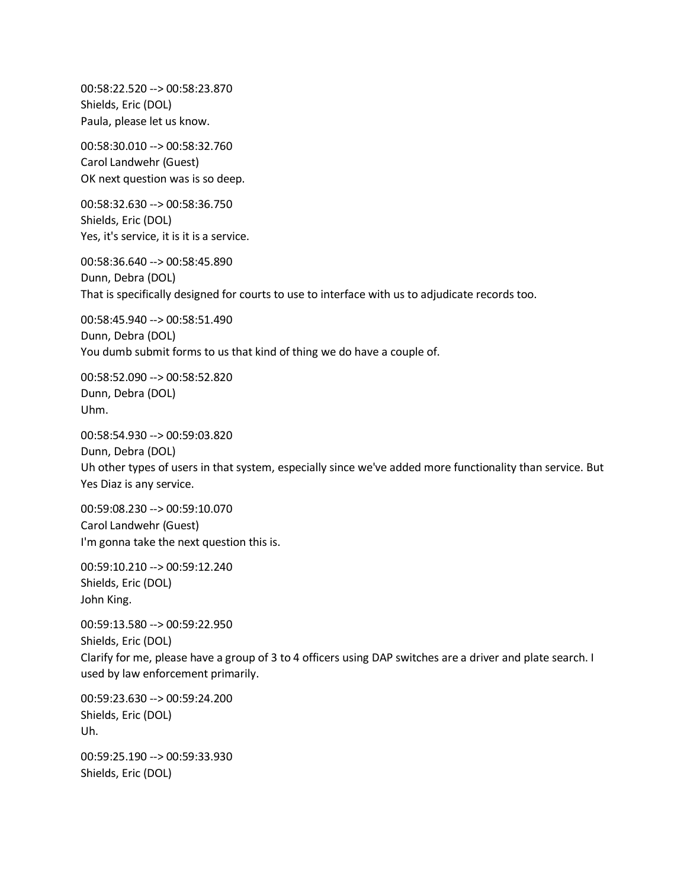00:58:22.520 --> 00:58:23.870
Shields, Eric (DOL)
Paula, please let us know.

00:58:30.010 --> 00:58:32.760
Carol Landwehr (Guest)
OK next question was is so deep.

00:58:32.630 --> 00:58:36.750
Shields, Eric (DOL)
Yes, it's service, it is it is a service.

00:58:36.640 --> 00:58:45.890
Dunn, Debra (DOL)
That is specifically designed for courts to use to interface with us to adjudicate records too.

00:58:45.940 --> 00:58:51.490
Dunn, Debra (DOL)
You dumb submit forms to us that kind of thing we do have a couple of.

00:58:52.090 --> 00:58:52.820
Dunn, Debra (DOL)
Uhm.

00:58:54.930 --> 00:59:03.820
Dunn, Debra (DOL)
Uh other types of users in that system, especially since we've added more functionality than service. But Yes Diaz is any service.

00:59:08.230 --> 00:59:10.070
Carol Landwehr (Guest)
I'm gonna take the next question this is.

00:59:10.210 --> 00:59:12.240
Shields, Eric (DOL)
John King.

00:59:13.580 --> 00:59:22.950
Shields, Eric (DOL)
Clarify for me, please have a group of 3 to 4 officers using DAP switches are a driver and plate search. I used by law enforcement primarily.

00:59:23.630 --> 00:59:24.200
Shields, Eric (DOL)
Uh.

00:59:25.190 --> 00:59:33.930
Shields, Eric (DOL)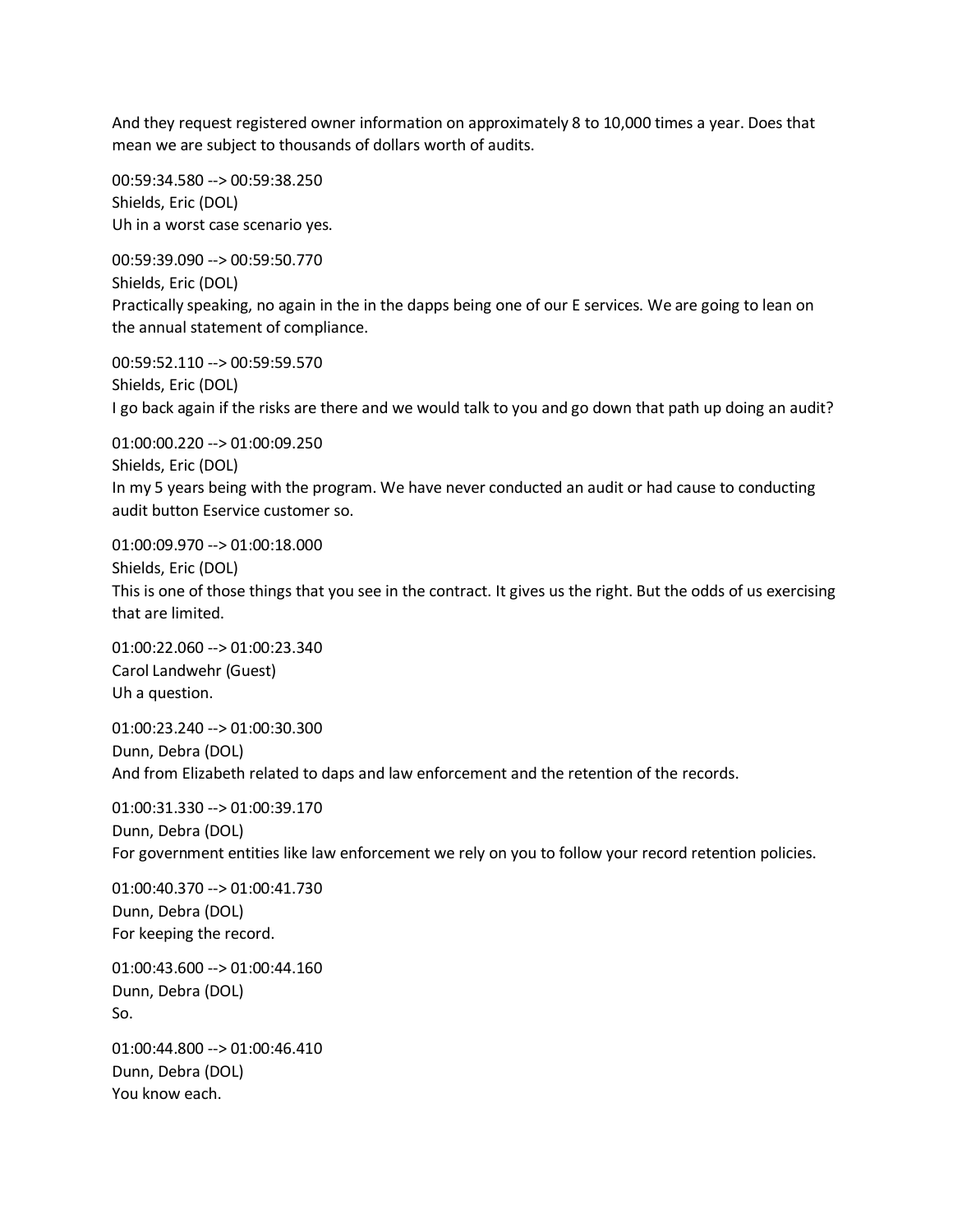And they request registered owner information on approximately 8 to 10,000 times a year. Does that mean we are subject to thousands of dollars worth of audits.

00:59:34.580 --> 00:59:38.250
Shields, Eric (DOL)
Uh in a worst case scenario yes.

00:59:39.090 --> 00:59:50.770
Shields, Eric (DOL)
Practically speaking, no again in the in the dapps being one of our E services. We are going to lean on the annual statement of compliance.

00:59:52.110 --> 00:59:59.570
Shields, Eric (DOL)
I go back again if the risks are there and we would talk to you and go down that path up doing an audit?

01:00:00.220 --> 01:00:09.250
Shields, Eric (DOL)
In my 5 years being with the program. We have never conducted an audit or had cause to conducting audit button Eservice customer so.

01:00:09.970 --> 01:00:18.000
Shields, Eric (DOL)
This is one of those things that you see in the contract. It gives us the right. But the odds of us exercising that are limited.

01:00:22.060 --> 01:00:23.340
Carol Landwehr (Guest)
Uh a question.

01:00:23.240 --> 01:00:30.300
Dunn, Debra (DOL)
And from Elizabeth related to daps and law enforcement and the retention of the records.

01:00:31.330 --> 01:00:39.170
Dunn, Debra (DOL)
For government entities like law enforcement we rely on you to follow your record retention policies.

01:00:40.370 --> 01:00:41.730
Dunn, Debra (DOL)
For keeping the record.

01:00:43.600 --> 01:00:44.160
Dunn, Debra (DOL)
So.

01:00:44.800 --> 01:00:46.410
Dunn, Debra (DOL)
You know each.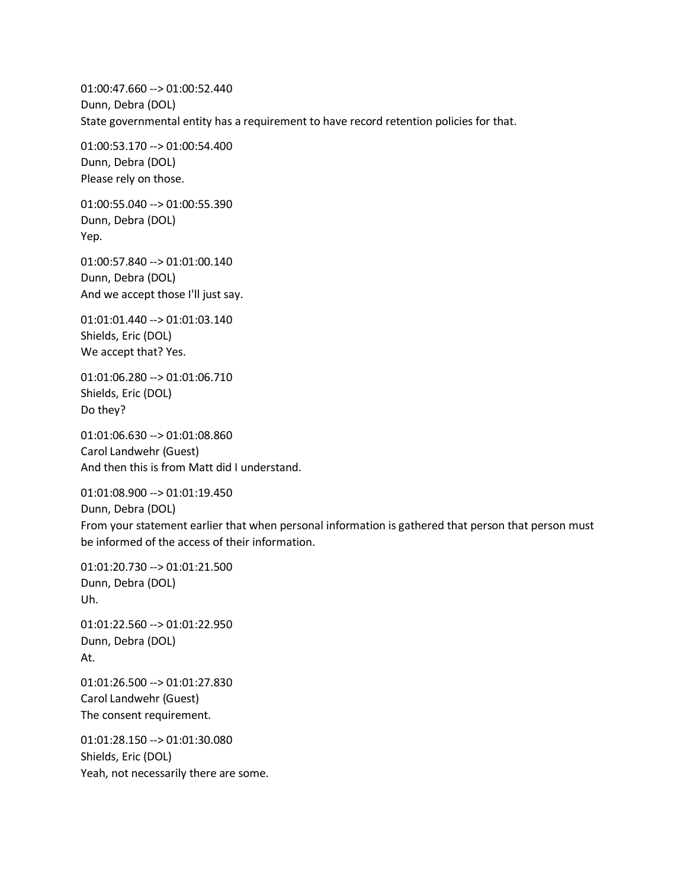01:00:47.660 --> 01:00:52.440
Dunn, Debra (DOL)
State governmental entity has a requirement to have record retention policies for that.

01:00:53.170 --> 01:00:54.400
Dunn, Debra (DOL)
Please rely on those.

01:00:55.040 --> 01:00:55.390
Dunn, Debra (DOL)
Yep.

01:00:57.840 --> 01:01:00.140
Dunn, Debra (DOL)
And we accept those I'll just say.

01:01:01.440 --> 01:01:03.140
Shields, Eric (DOL)
We accept that? Yes.

01:01:06.280 --> 01:01:06.710
Shields, Eric (DOL)
Do they?

01:01:06.630 --> 01:01:08.860
Carol Landwehr (Guest)
And then this is from Matt did I understand.

01:01:08.900 --> 01:01:19.450
Dunn, Debra (DOL)
From your statement earlier that when personal information is gathered that person that person must be informed of the access of their information.

01:01:20.730 --> 01:01:21.500
Dunn, Debra (DOL)
Uh.

01:01:22.560 --> 01:01:22.950
Dunn, Debra (DOL)
At.

01:01:26.500 --> 01:01:27.830
Carol Landwehr (Guest)
The consent requirement.

01:01:28.150 --> 01:01:30.080
Shields, Eric (DOL)
Yeah, not necessarily there are some.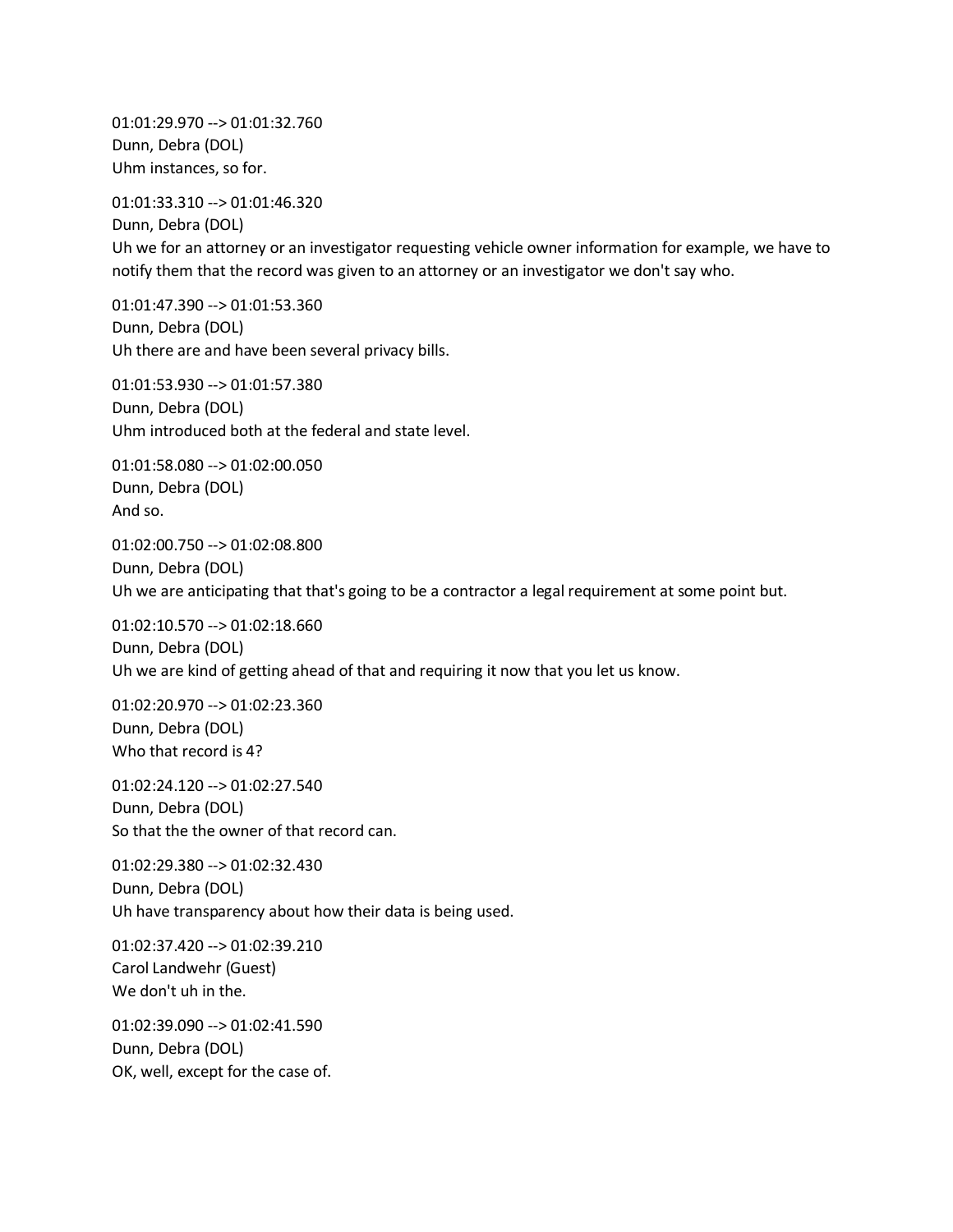01:01:29.970 --> 01:01:32.760
Dunn, Debra (DOL)
Uhm instances, so for.

01:01:33.310 --> 01:01:46.320
Dunn, Debra (DOL)
Uh we for an attorney or an investigator requesting vehicle owner information for example, we have to notify them that the record was given to an attorney or an investigator we don't say who.

01:01:47.390 --> 01:01:53.360
Dunn, Debra (DOL)
Uh there are and have been several privacy bills.

01:01:53.930 --> 01:01:57.380
Dunn, Debra (DOL)
Uhm introduced both at the federal and state level.

01:01:58.080 --> 01:02:00.050
Dunn, Debra (DOL)
And so.

01:02:00.750 --> 01:02:08.800
Dunn, Debra (DOL)
Uh we are anticipating that that's going to be a contractor a legal requirement at some point but.

01:02:10.570 --> 01:02:18.660
Dunn, Debra (DOL)
Uh we are kind of getting ahead of that and requiring it now that you let us know.

01:02:20.970 --> 01:02:23.360
Dunn, Debra (DOL)
Who that record is 4?

01:02:24.120 --> 01:02:27.540
Dunn, Debra (DOL)
So that the the owner of that record can.

01:02:29.380 --> 01:02:32.430
Dunn, Debra (DOL)
Uh have transparency about how their data is being used.

01:02:37.420 --> 01:02:39.210
Carol Landwehr (Guest)
We don't uh in the.

01:02:39.090 --> 01:02:41.590
Dunn, Debra (DOL)
OK, well, except for the case of.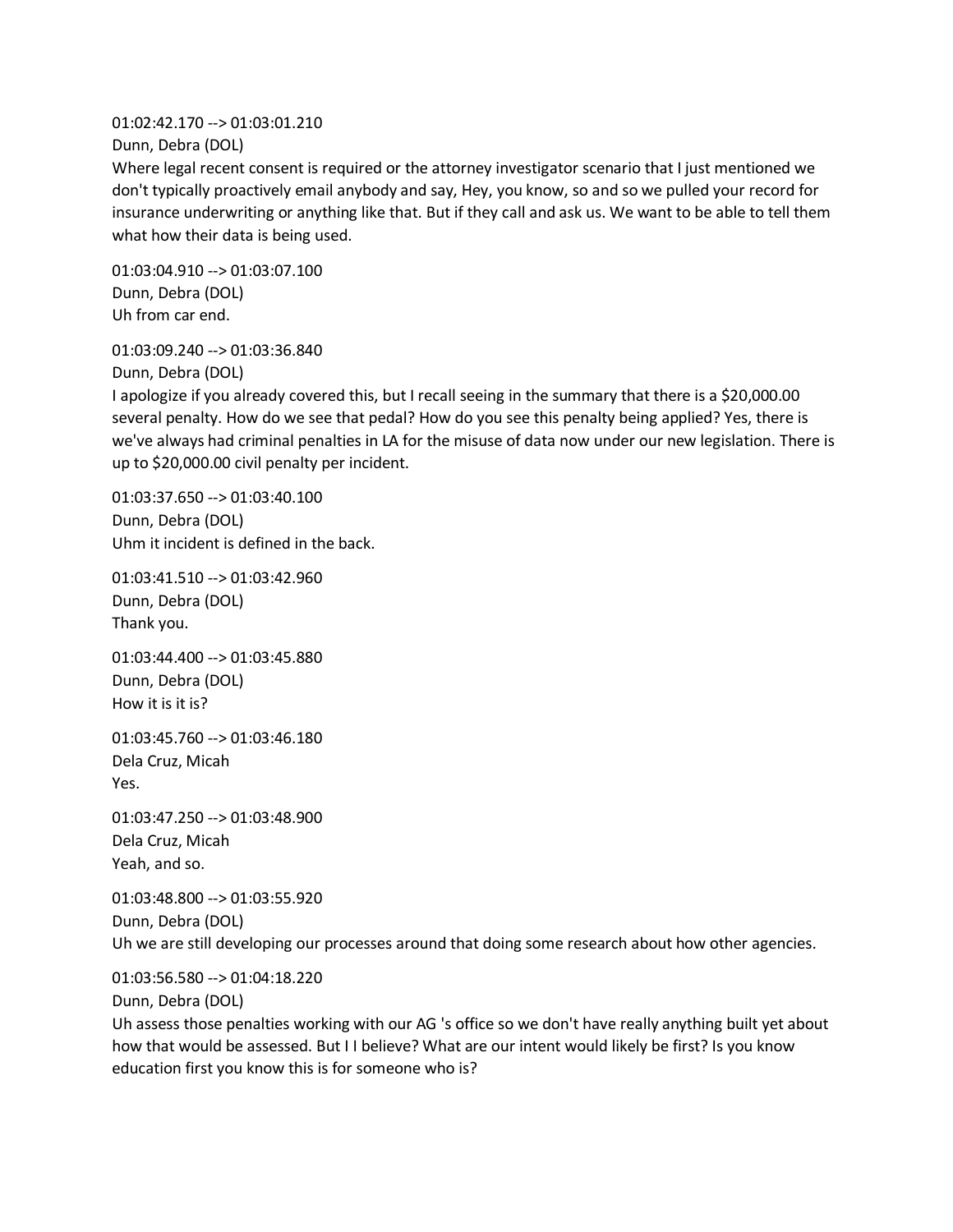01:02:42.170 --> 01:03:01.210
Dunn, Debra (DOL)
Where legal recent consent is required or the attorney investigator scenario that I just mentioned we don't typically proactively email anybody and say, Hey, you know, so and so we pulled your record for insurance underwriting or anything like that. But if they call and ask us. We want to be able to tell them what how their data is being used.

01:03:04.910 --> 01:03:07.100
Dunn, Debra (DOL)
Uh from car end.

01:03:09.240 --> 01:03:36.840
Dunn, Debra (DOL)
I apologize if you already covered this, but I recall seeing in the summary that there is a $20,000.00 several penalty. How do we see that pedal? How do you see this penalty being applied? Yes, there is we've always had criminal penalties in LA for the misuse of data now under our new legislation. There is up to $20,000.00 civil penalty per incident.

01:03:37.650 --> 01:03:40.100
Dunn, Debra (DOL)
Uhm it incident is defined in the back.

01:03:41.510 --> 01:03:42.960
Dunn, Debra (DOL)
Thank you.

01:03:44.400 --> 01:03:45.880
Dunn, Debra (DOL)
How it is it is?

01:03:45.760 --> 01:03:46.180
Dela Cruz, Micah
Yes.

01:03:47.250 --> 01:03:48.900
Dela Cruz, Micah
Yeah, and so.

01:03:48.800 --> 01:03:55.920
Dunn, Debra (DOL)
Uh we are still developing our processes around that doing some research about how other agencies.

01:03:56.580 --> 01:04:18.220
Dunn, Debra (DOL)
Uh assess those penalties working with our AG 's office so we don't have really anything built yet about how that would be assessed. But I I believe? What are our intent would likely be first? Is you know education first you know this is for someone who is?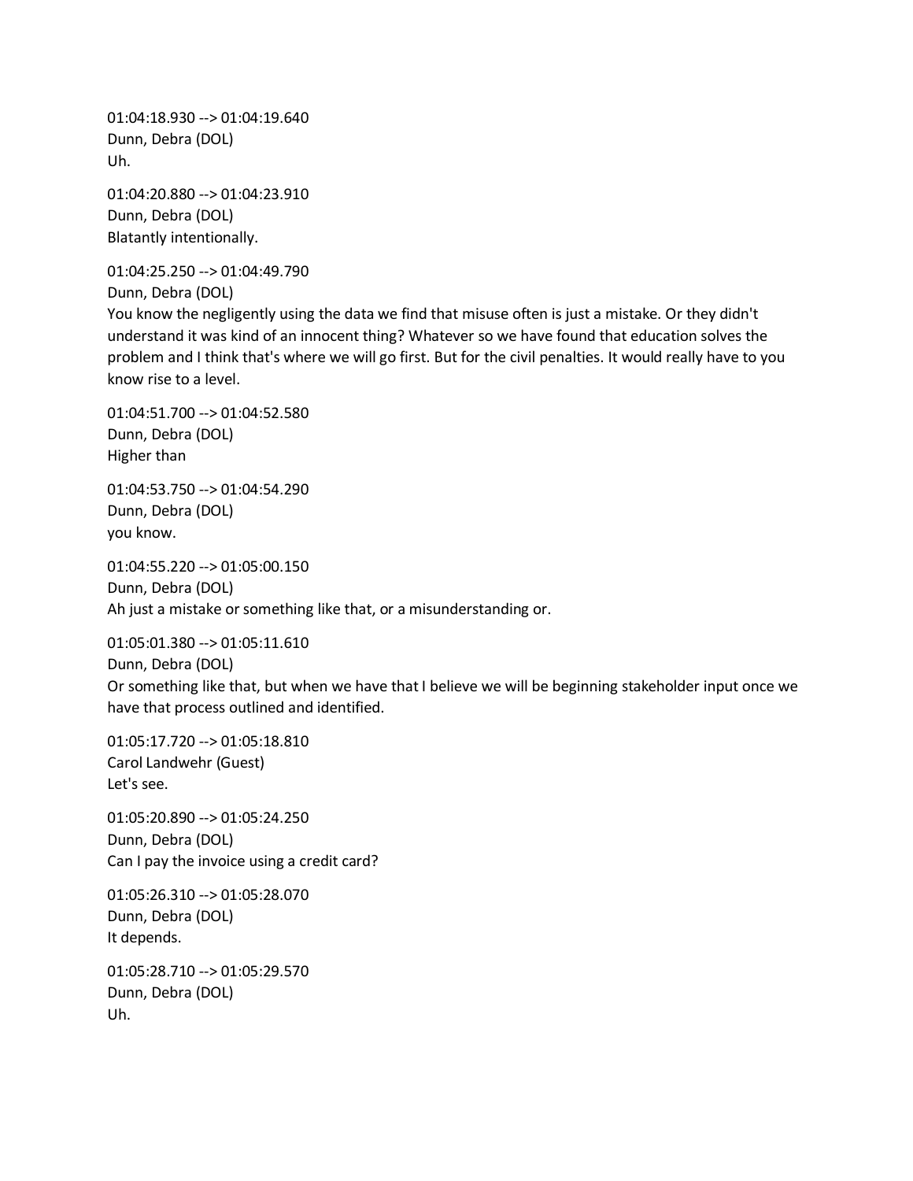01:04:18.930 --> 01:04:19.640
Dunn, Debra (DOL)
Uh.

01:04:20.880 --> 01:04:23.910
Dunn, Debra (DOL)
Blatantly intentionally.

01:04:25.250 --> 01:04:49.790
Dunn, Debra (DOL)
You know the negligently using the data we find that misuse often is just a mistake. Or they didn't understand it was kind of an innocent thing? Whatever so we have found that education solves the problem and I think that's where we will go first. But for the civil penalties. It would really have to you know rise to a level.

01:04:51.700 --> 01:04:52.580
Dunn, Debra (DOL)
Higher than

01:04:53.750 --> 01:04:54.290
Dunn, Debra (DOL)
you know.

01:04:55.220 --> 01:05:00.150
Dunn, Debra (DOL)
Ah just a mistake or something like that, or a misunderstanding or.

01:05:01.380 --> 01:05:11.610
Dunn, Debra (DOL)
Or something like that, but when we have that I believe we will be beginning stakeholder input once we have that process outlined and identified.

01:05:17.720 --> 01:05:18.810
Carol Landwehr (Guest)
Let's see.

01:05:20.890 --> 01:05:24.250
Dunn, Debra (DOL)
Can I pay the invoice using a credit card?

01:05:26.310 --> 01:05:28.070
Dunn, Debra (DOL)
It depends.

01:05:28.710 --> 01:05:29.570
Dunn, Debra (DOL)
Uh.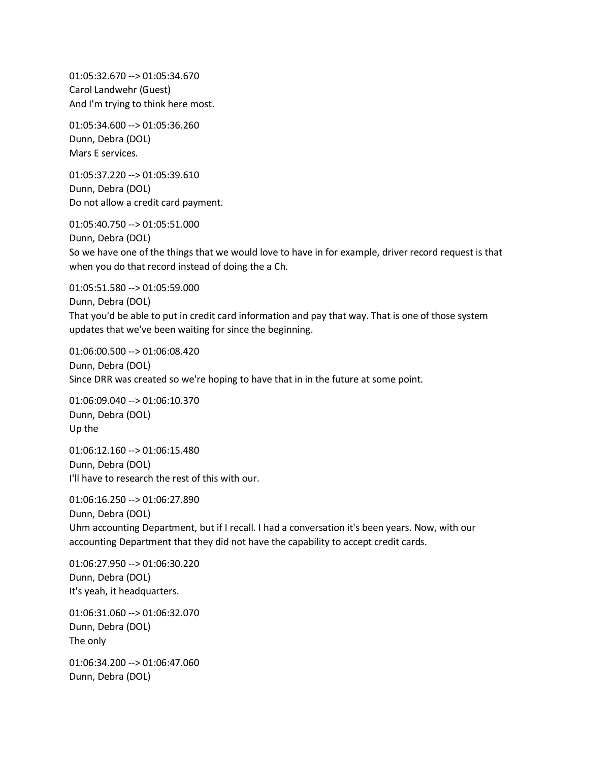01:05:32.670 --> 01:05:34.670
Carol Landwehr (Guest)
And I'm trying to think here most.

01:05:34.600 --> 01:05:36.260
Dunn, Debra (DOL)
Mars E services.

01:05:37.220 --> 01:05:39.610
Dunn, Debra (DOL)
Do not allow a credit card payment.

01:05:40.750 --> 01:05:51.000
Dunn, Debra (DOL)
So we have one of the things that we would love to have in for example, driver record request is that when you do that record instead of doing the a Ch.

01:05:51.580 --> 01:05:59.000
Dunn, Debra (DOL)
That you'd be able to put in credit card information and pay that way. That is one of those system updates that we've been waiting for since the beginning.

01:06:00.500 --> 01:06:08.420
Dunn, Debra (DOL)
Since DRR was created so we're hoping to have that in in the future at some point.

01:06:09.040 --> 01:06:10.370
Dunn, Debra (DOL)
Up the

01:06:12.160 --> 01:06:15.480
Dunn, Debra (DOL)
I'll have to research the rest of this with our.

01:06:16.250 --> 01:06:27.890
Dunn, Debra (DOL)
Uhm accounting Department, but if I recall. I had a conversation it's been years. Now, with our accounting Department that they did not have the capability to accept credit cards.

01:06:27.950 --> 01:06:30.220
Dunn, Debra (DOL)
It's yeah, it headquarters.

01:06:31.060 --> 01:06:32.070
Dunn, Debra (DOL)
The only

01:06:34.200 --> 01:06:47.060
Dunn, Debra (DOL)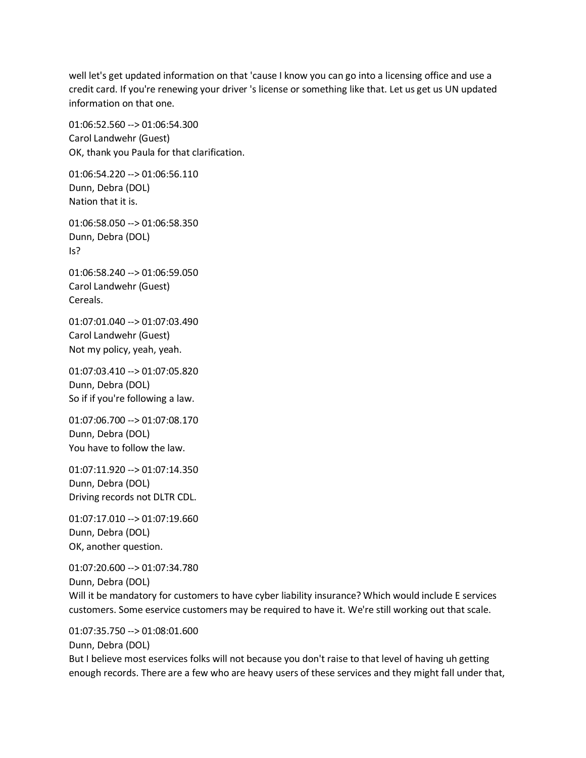well let's get updated information on that 'cause I know you can go into a licensing office and use a credit card. If you're renewing your driver 's license or something like that. Let us get us UN updated information on that one.

01:06:52.560 --> 01:06:54.300
Carol Landwehr (Guest)
OK, thank you Paula for that clarification.

01:06:54.220 --> 01:06:56.110
Dunn, Debra (DOL)
Nation that it is.

01:06:58.050 --> 01:06:58.350
Dunn, Debra (DOL)
Is?

01:06:58.240 --> 01:06:59.050
Carol Landwehr (Guest)
Cereals.

01:07:01.040 --> 01:07:03.490
Carol Landwehr (Guest)
Not my policy, yeah, yeah.

01:07:03.410 --> 01:07:05.820
Dunn, Debra (DOL)
So if if you're following a law.

01:07:06.700 --> 01:07:08.170
Dunn, Debra (DOL)
You have to follow the law.

01:07:11.920 --> 01:07:14.350
Dunn, Debra (DOL)
Driving records not DLTR CDL.

01:07:17.010 --> 01:07:19.660
Dunn, Debra (DOL)
OK, another question.

01:07:20.600 --> 01:07:34.780
Dunn, Debra (DOL)
Will it be mandatory for customers to have cyber liability insurance? Which would include E services customers. Some eservice customers may be required to have it. We're still working out that scale.

01:07:35.750 --> 01:08:01.600
Dunn, Debra (DOL)
But I believe most eservices folks will not because you don't raise to that level of having uh getting enough records. There are a few who are heavy users of these services and they might fall under that,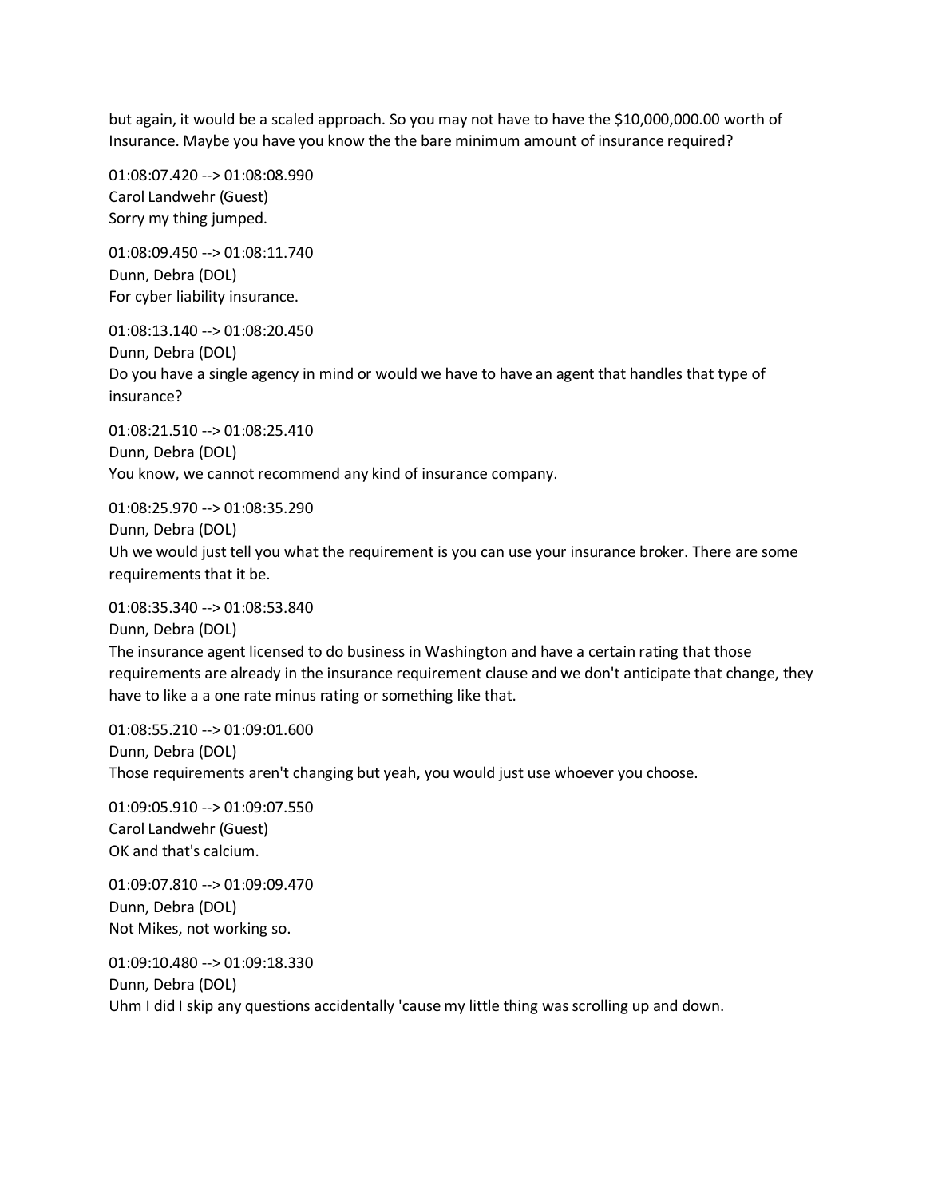but again, it would be a scaled approach. So you may not have to have the $10,000,000.00 worth of Insurance. Maybe you have you know the the bare minimum amount of insurance required?

01:08:07.420 --> 01:08:08.990
Carol Landwehr (Guest)
Sorry my thing jumped.

01:08:09.450 --> 01:08:11.740
Dunn, Debra (DOL)
For cyber liability insurance.

01:08:13.140 --> 01:08:20.450
Dunn, Debra (DOL)
Do you have a single agency in mind or would we have to have an agent that handles that type of insurance?

01:08:21.510 --> 01:08:25.410
Dunn, Debra (DOL)
You know, we cannot recommend any kind of insurance company.

01:08:25.970 --> 01:08:35.290
Dunn, Debra (DOL)
Uh we would just tell you what the requirement is you can use your insurance broker. There are some requirements that it be.

01:08:35.340 --> 01:08:53.840
Dunn, Debra (DOL)
The insurance agent licensed to do business in Washington and have a certain rating that those requirements are already in the insurance requirement clause and we don't anticipate that change, they have to like a a one rate minus rating or something like that.

01:08:55.210 --> 01:09:01.600
Dunn, Debra (DOL)
Those requirements aren't changing but yeah, you would just use whoever you choose.

01:09:05.910 --> 01:09:07.550
Carol Landwehr (Guest)
OK and that's calcium.

01:09:07.810 --> 01:09:09.470
Dunn, Debra (DOL)
Not Mikes, not working so.

01:09:10.480 --> 01:09:18.330
Dunn, Debra (DOL)
Uhm I did I skip any questions accidentally 'cause my little thing was scrolling up and down.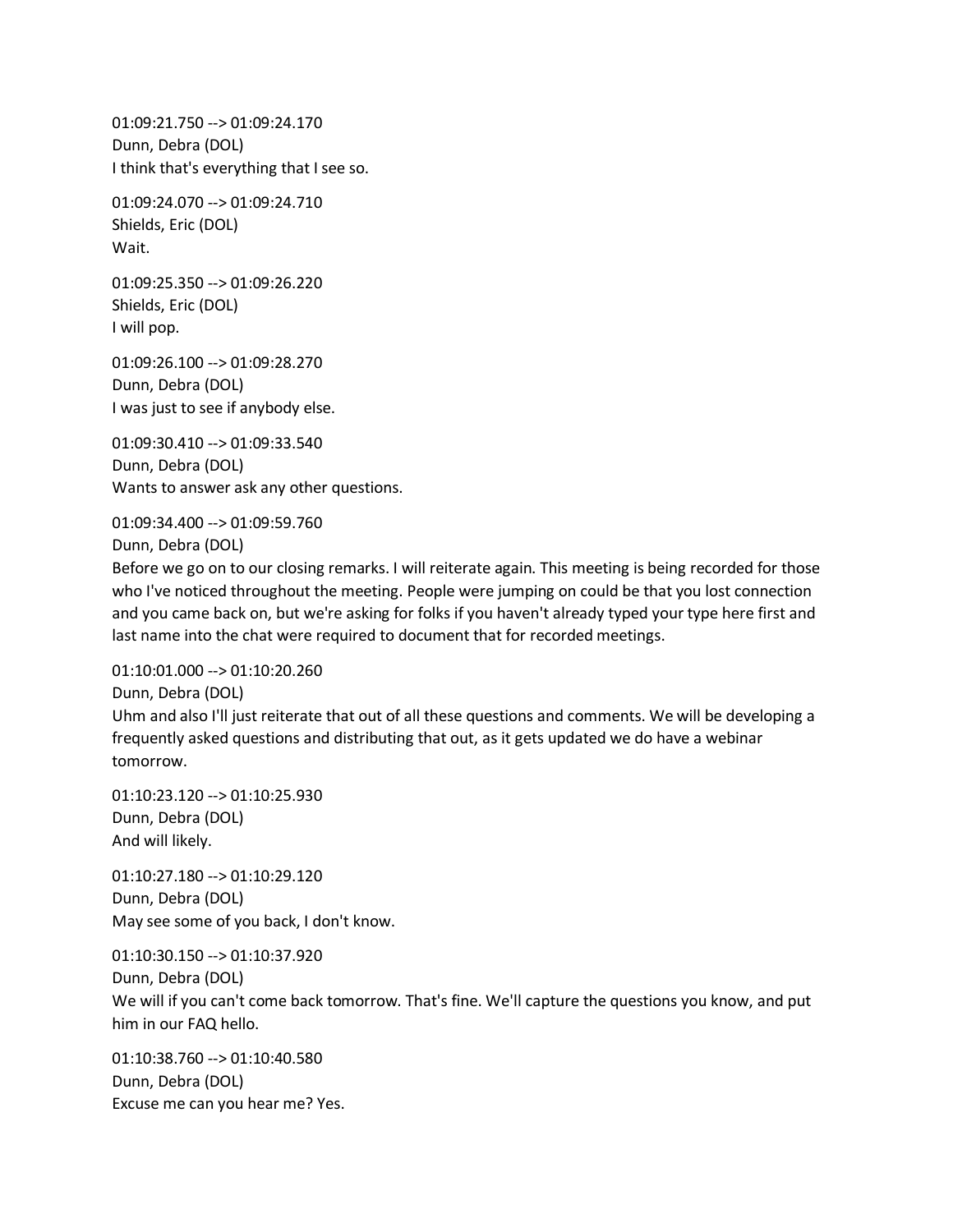01:09:21.750 --> 01:09:24.170
Dunn, Debra (DOL)
I think that's everything that I see so.

01:09:24.070 --> 01:09:24.710
Shields, Eric (DOL)
Wait.

01:09:25.350 --> 01:09:26.220
Shields, Eric (DOL)
I will pop.

01:09:26.100 --> 01:09:28.270
Dunn, Debra (DOL)
I was just to see if anybody else.

01:09:30.410 --> 01:09:33.540
Dunn, Debra (DOL)
Wants to answer ask any other questions.

01:09:34.400 --> 01:09:59.760
Dunn, Debra (DOL)
Before we go on to our closing remarks. I will reiterate again. This meeting is being recorded for those who I've noticed throughout the meeting. People were jumping on could be that you lost connection and you came back on, but we're asking for folks if you haven't already typed your type here first and last name into the chat were required to document that for recorded meetings.

01:10:01.000 --> 01:10:20.260
Dunn, Debra (DOL)
Uhm and also I'll just reiterate that out of all these questions and comments. We will be developing a frequently asked questions and distributing that out, as it gets updated we do have a webinar tomorrow.

01:10:23.120 --> 01:10:25.930
Dunn, Debra (DOL)
And will likely.

01:10:27.180 --> 01:10:29.120
Dunn, Debra (DOL)
May see some of you back, I don't know.

01:10:30.150 --> 01:10:37.920
Dunn, Debra (DOL)
We will if you can't come back tomorrow. That's fine. We'll capture the questions you know, and put him in our FAQ hello.

01:10:38.760 --> 01:10:40.580
Dunn, Debra (DOL)
Excuse me can you hear me? Yes.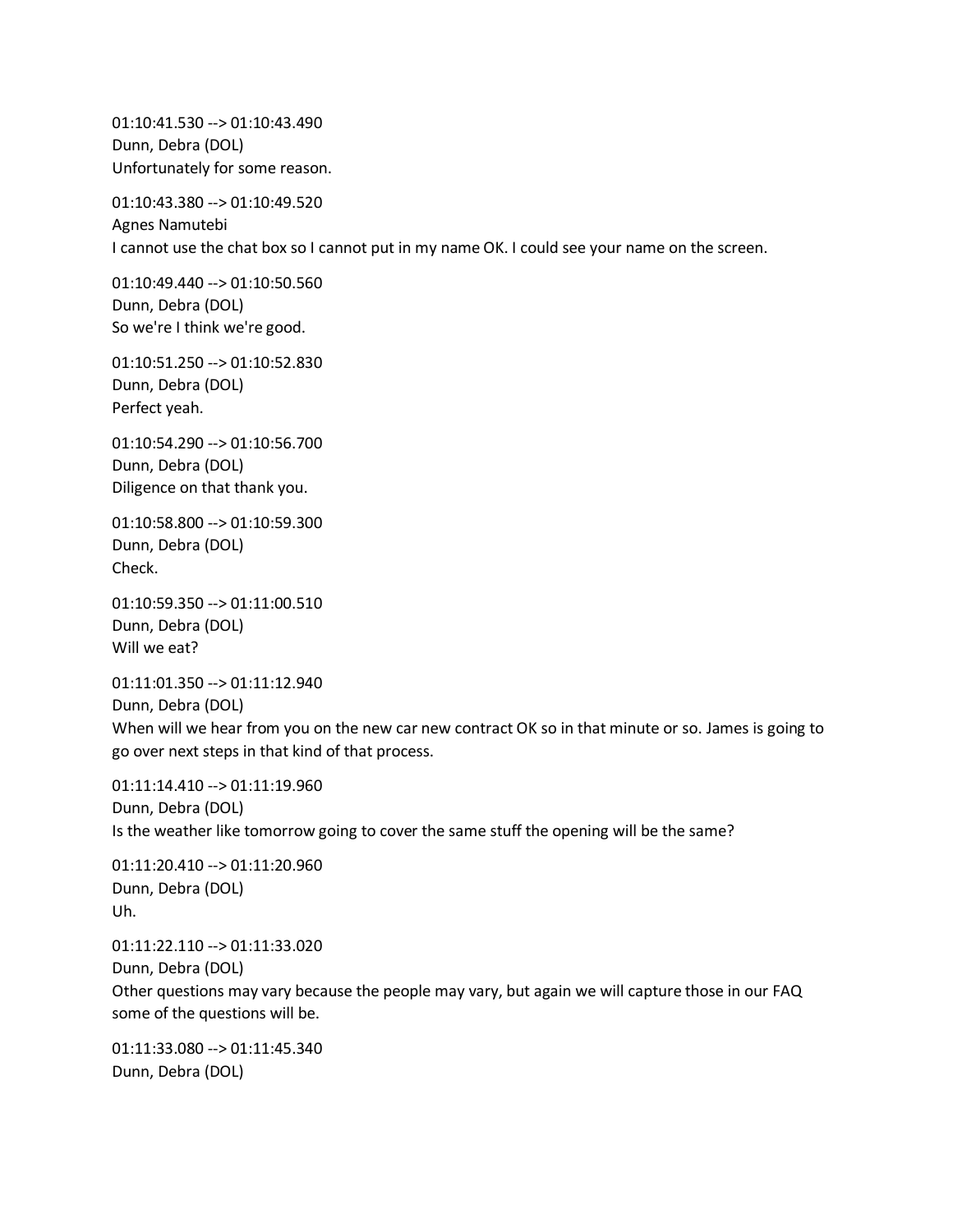01:10:41.530 --> 01:10:43.490
Dunn, Debra (DOL)
Unfortunately for some reason.

01:10:43.380 --> 01:10:49.520
Agnes Namutebi
I cannot use the chat box so I cannot put in my name OK. I could see your name on the screen.

01:10:49.440 --> 01:10:50.560
Dunn, Debra (DOL)
So we're I think we're good.

01:10:51.250 --> 01:10:52.830
Dunn, Debra (DOL)
Perfect yeah.

01:10:54.290 --> 01:10:56.700
Dunn, Debra (DOL)
Diligence on that thank you.

01:10:58.800 --> 01:10:59.300
Dunn, Debra (DOL)
Check.

01:10:59.350 --> 01:11:00.510
Dunn, Debra (DOL)
Will we eat?

01:11:01.350 --> 01:11:12.940
Dunn, Debra (DOL)
When will we hear from you on the new car new contract OK so in that minute or so. James is going to go over next steps in that kind of that process.

01:11:14.410 --> 01:11:19.960
Dunn, Debra (DOL)
Is the weather like tomorrow going to cover the same stuff the opening will be the same?

01:11:20.410 --> 01:11:20.960
Dunn, Debra (DOL)
Uh.

01:11:22.110 --> 01:11:33.020
Dunn, Debra (DOL)
Other questions may vary because the people may vary, but again we will capture those in our FAQ some of the questions will be.

01:11:33.080 --> 01:11:45.340
Dunn, Debra (DOL)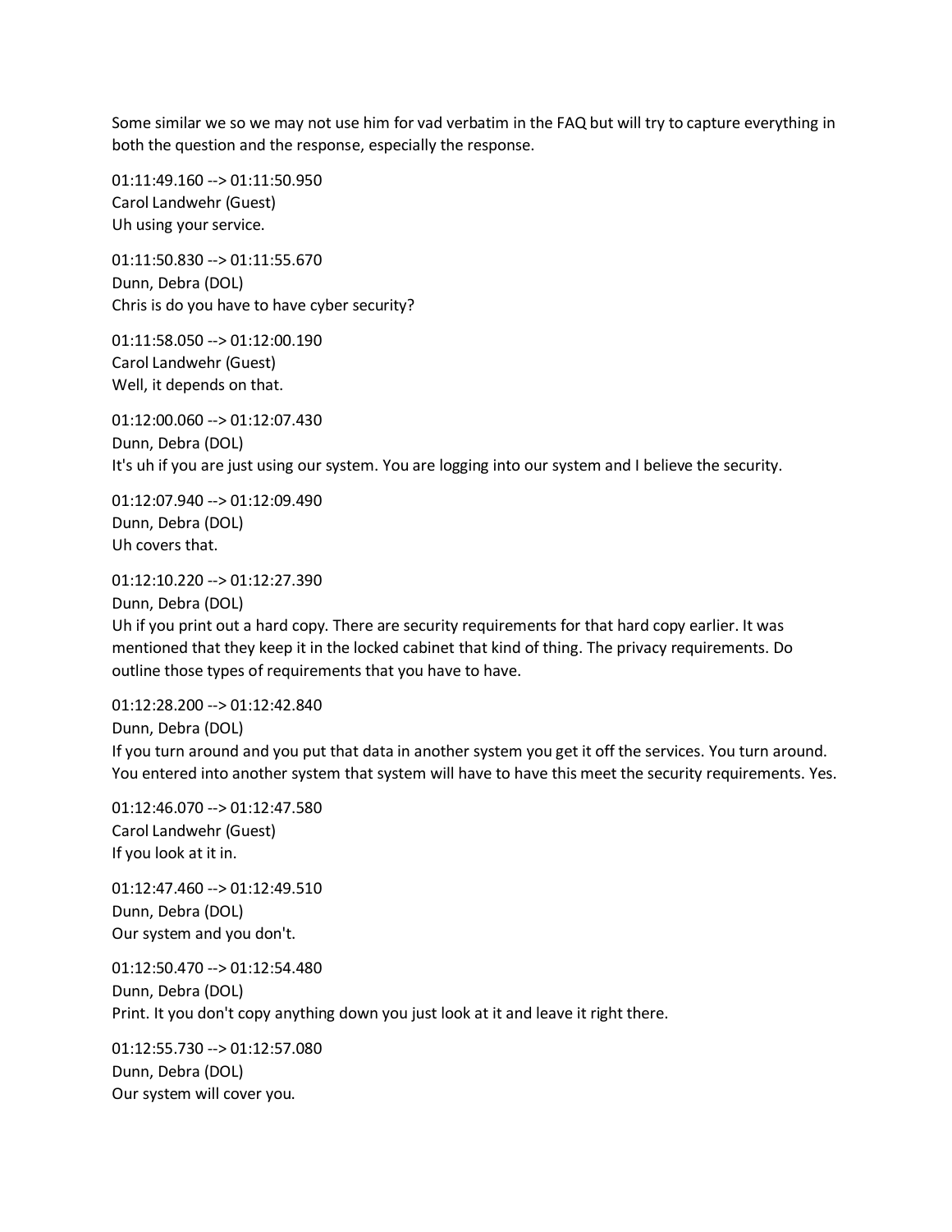Some similar we so we may not use him for vad verbatim in the FAQ but will try to capture everything in both the question and the response, especially the response.

01:11:49.160 --> 01:11:50.950
Carol Landwehr (Guest)
Uh using your service.

01:11:50.830 --> 01:11:55.670
Dunn, Debra (DOL)
Chris is do you have to have cyber security?

01:11:58.050 --> 01:12:00.190
Carol Landwehr (Guest)
Well, it depends on that.

01:12:00.060 --> 01:12:07.430
Dunn, Debra (DOL)
It's uh if you are just using our system. You are logging into our system and I believe the security.

01:12:07.940 --> 01:12:09.490
Dunn, Debra (DOL)
Uh covers that.

01:12:10.220 --> 01:12:27.390
Dunn, Debra (DOL)
Uh if you print out a hard copy. There are security requirements for that hard copy earlier. It was mentioned that they keep it in the locked cabinet that kind of thing. The privacy requirements. Do outline those types of requirements that you have to have.

01:12:28.200 --> 01:12:42.840
Dunn, Debra (DOL)
If you turn around and you put that data in another system you get it off the services. You turn around. You entered into another system that system will have to have this meet the security requirements. Yes.

01:12:46.070 --> 01:12:47.580
Carol Landwehr (Guest)
If you look at it in.

01:12:47.460 --> 01:12:49.510
Dunn, Debra (DOL)
Our system and you don't.

01:12:50.470 --> 01:12:54.480
Dunn, Debra (DOL)
Print. It you don't copy anything down you just look at it and leave it right there.

01:12:55.730 --> 01:12:57.080
Dunn, Debra (DOL)
Our system will cover you.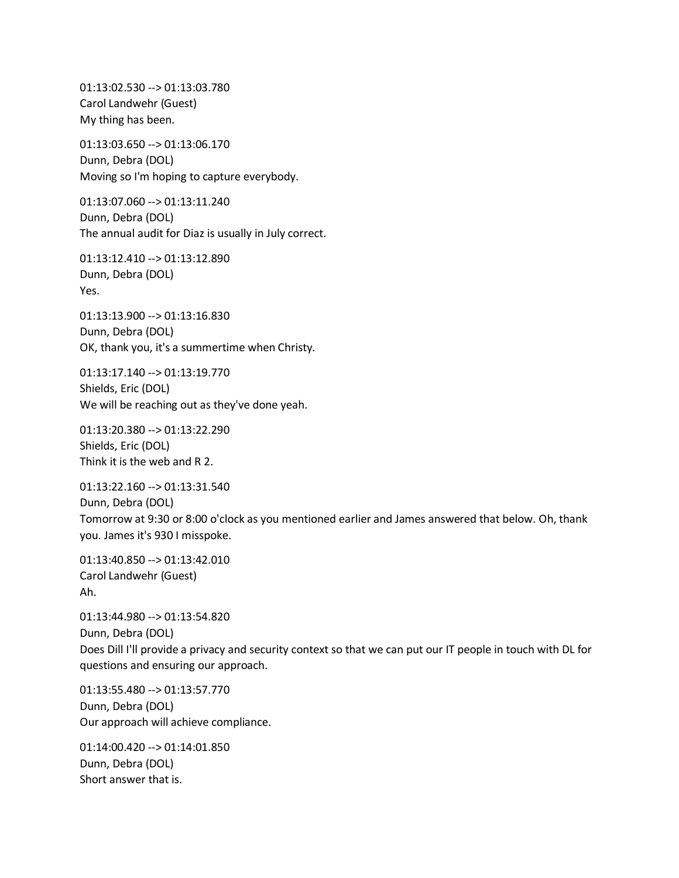01:13:02.530 --> 01:13:03.780
Carol Landwehr (Guest)
My thing has been.

01:13:03.650 --> 01:13:06.170
Dunn, Debra (DOL)
Moving so I'm hoping to capture everybody.

01:13:07.060 --> 01:13:11.240
Dunn, Debra (DOL)
The annual audit for Diaz is usually in July correct.

01:13:12.410 --> 01:13:12.890
Dunn, Debra (DOL)
Yes.

01:13:13.900 --> 01:13:16.830
Dunn, Debra (DOL)
OK, thank you, it's a summertime when Christy.

01:13:17.140 --> 01:13:19.770
Shields, Eric (DOL)
We will be reaching out as they've done yeah.

01:13:20.380 --> 01:13:22.290
Shields, Eric (DOL)
Think it is the web and R 2.

01:13:22.160 --> 01:13:31.540
Dunn, Debra (DOL)
Tomorrow at 9:30 or 8:00 o'clock as you mentioned earlier and James answered that below. Oh, thank you. James it's 930 I misspoke.

01:13:40.850 --> 01:13:42.010
Carol Landwehr (Guest)
Ah.

01:13:44.980 --> 01:13:54.820
Dunn, Debra (DOL)
Does Dill I'll provide a privacy and security context so that we can put our IT people in touch with DL for questions and ensuring our approach.

01:13:55.480 --> 01:13:57.770
Dunn, Debra (DOL)
Our approach will achieve compliance.

01:14:00.420 --> 01:14:01.850
Dunn, Debra (DOL)
Short answer that is.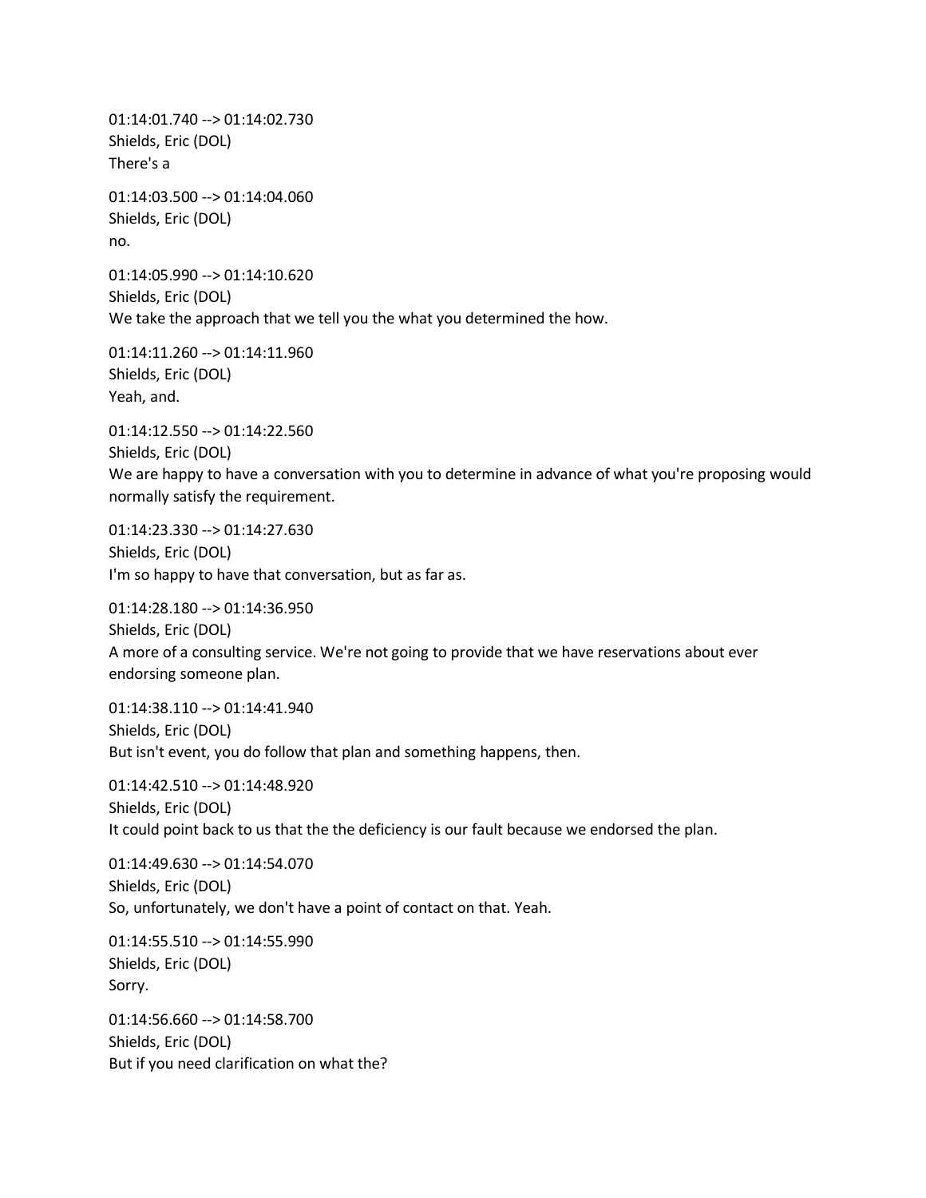01:14:01.740 --> 01:14:02.730
Shields, Eric (DOL)
There's a

01:14:03.500 --> 01:14:04.060
Shields, Eric (DOL)
no.

01:14:05.990 --> 01:14:10.620
Shields, Eric (DOL)
We take the approach that we tell you the what you determined the how.

01:14:11.260 --> 01:14:11.960
Shields, Eric (DOL)
Yeah, and.

01:14:12.550 --> 01:14:22.560
Shields, Eric (DOL)
We are happy to have a conversation with you to determine in advance of what you're proposing would normally satisfy the requirement.

01:14:23.330 --> 01:14:27.630
Shields, Eric (DOL)
I'm so happy to have that conversation, but as far as.

01:14:28.180 --> 01:14:36.950
Shields, Eric (DOL)
A more of a consulting service. We're not going to provide that we have reservations about ever endorsing someone plan.

01:14:38.110 --> 01:14:41.940
Shields, Eric (DOL)
But isn't event, you do follow that plan and something happens, then.

01:14:42.510 --> 01:14:48.920
Shields, Eric (DOL)
It could point back to us that the the deficiency is our fault because we endorsed the plan.

01:14:49.630 --> 01:14:54.070
Shields, Eric (DOL)
So, unfortunately, we don't have a point of contact on that. Yeah.

01:14:55.510 --> 01:14:55.990
Shields, Eric (DOL)
Sorry.

01:14:56.660 --> 01:14:58.700
Shields, Eric (DOL)
But if you need clarification on what the?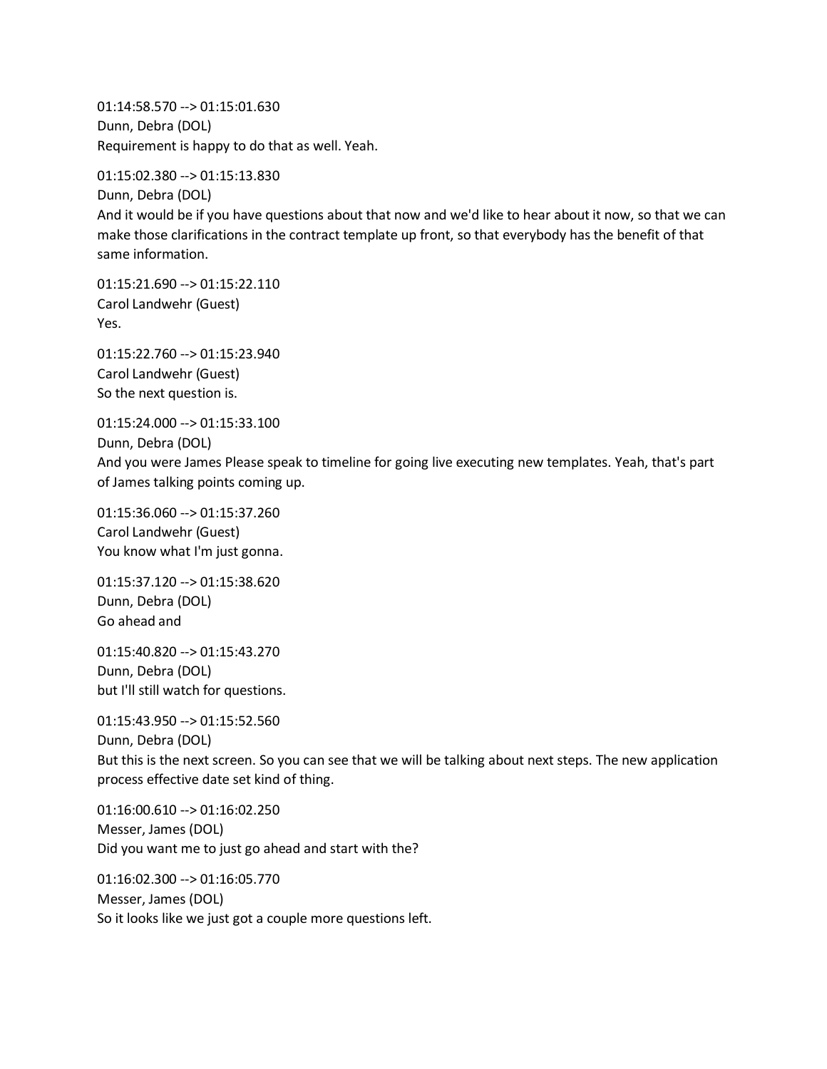01:14:58.570 --> 01:15:01.630
Dunn, Debra (DOL)
Requirement is happy to do that as well. Yeah.

01:15:02.380 --> 01:15:13.830
Dunn, Debra (DOL)
And it would be if you have questions about that now and we'd like to hear about it now, so that we can make those clarifications in the contract template up front, so that everybody has the benefit of that same information.

01:15:21.690 --> 01:15:22.110
Carol Landwehr (Guest)
Yes.

01:15:22.760 --> 01:15:23.940
Carol Landwehr (Guest)
So the next question is.

01:15:24.000 --> 01:15:33.100
Dunn, Debra (DOL)
And you were James Please speak to timeline for going live executing new templates. Yeah, that's part of James talking points coming up.

01:15:36.060 --> 01:15:37.260
Carol Landwehr (Guest)
You know what I'm just gonna.

01:15:37.120 --> 01:15:38.620
Dunn, Debra (DOL)
Go ahead and

01:15:40.820 --> 01:15:43.270
Dunn, Debra (DOL)
but I'll still watch for questions.

01:15:43.950 --> 01:15:52.560
Dunn, Debra (DOL)
But this is the next screen. So you can see that we will be talking about next steps. The new application process effective date set kind of thing.

01:16:00.610 --> 01:16:02.250
Messer, James (DOL)
Did you want me to just go ahead and start with the?

01:16:02.300 --> 01:16:05.770
Messer, James (DOL)
So it looks like we just got a couple more questions left.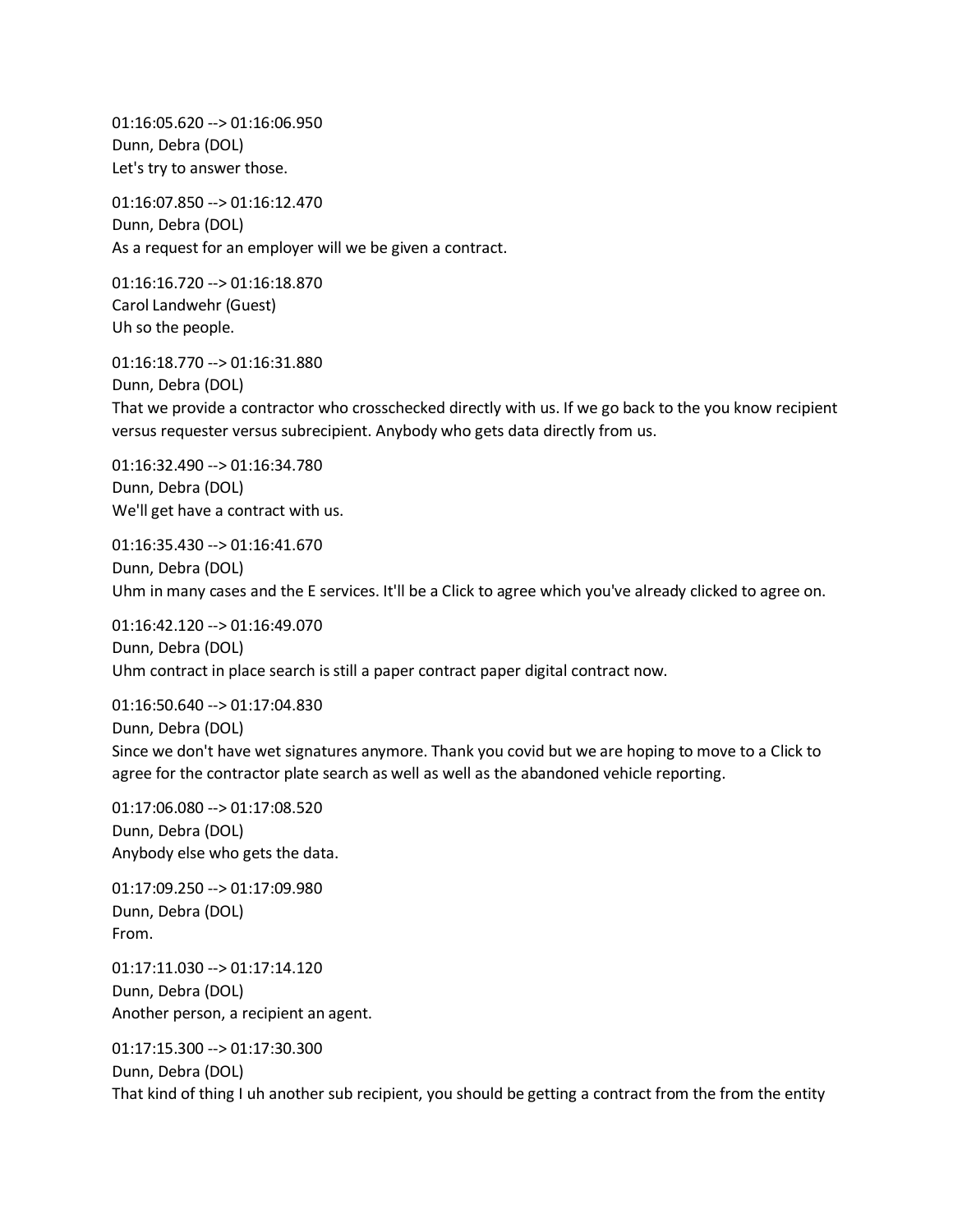01:16:05.620 --> 01:16:06.950
Dunn, Debra (DOL)
Let's try to answer those.

01:16:07.850 --> 01:16:12.470
Dunn, Debra (DOL)
As a request for an employer will we be given a contract.

01:16:16.720 --> 01:16:18.870
Carol Landwehr (Guest)
Uh so the people.

01:16:18.770 --> 01:16:31.880
Dunn, Debra (DOL)
That we provide a contractor who crosschecked directly with us. If we go back to the you know recipient versus requester versus subrecipient. Anybody who gets data directly from us.

01:16:32.490 --> 01:16:34.780
Dunn, Debra (DOL)
We'll get have a contract with us.

01:16:35.430 --> 01:16:41.670
Dunn, Debra (DOL)
Uhm in many cases and the E services. It'll be a Click to agree which you've already clicked to agree on.

01:16:42.120 --> 01:16:49.070
Dunn, Debra (DOL)
Uhm contract in place search is still a paper contract paper digital contract now.

01:16:50.640 --> 01:17:04.830
Dunn, Debra (DOL)
Since we don't have wet signatures anymore. Thank you covid but we are hoping to move to a Click to agree for the contractor plate search as well as well as the abandoned vehicle reporting.

01:17:06.080 --> 01:17:08.520
Dunn, Debra (DOL)
Anybody else who gets the data.

01:17:09.250 --> 01:17:09.980
Dunn, Debra (DOL)
From.

01:17:11.030 --> 01:17:14.120
Dunn, Debra (DOL)
Another person, a recipient an agent.

01:17:15.300 --> 01:17:30.300
Dunn, Debra (DOL)
That kind of thing I uh another sub recipient, you should be getting a contract from the from the entity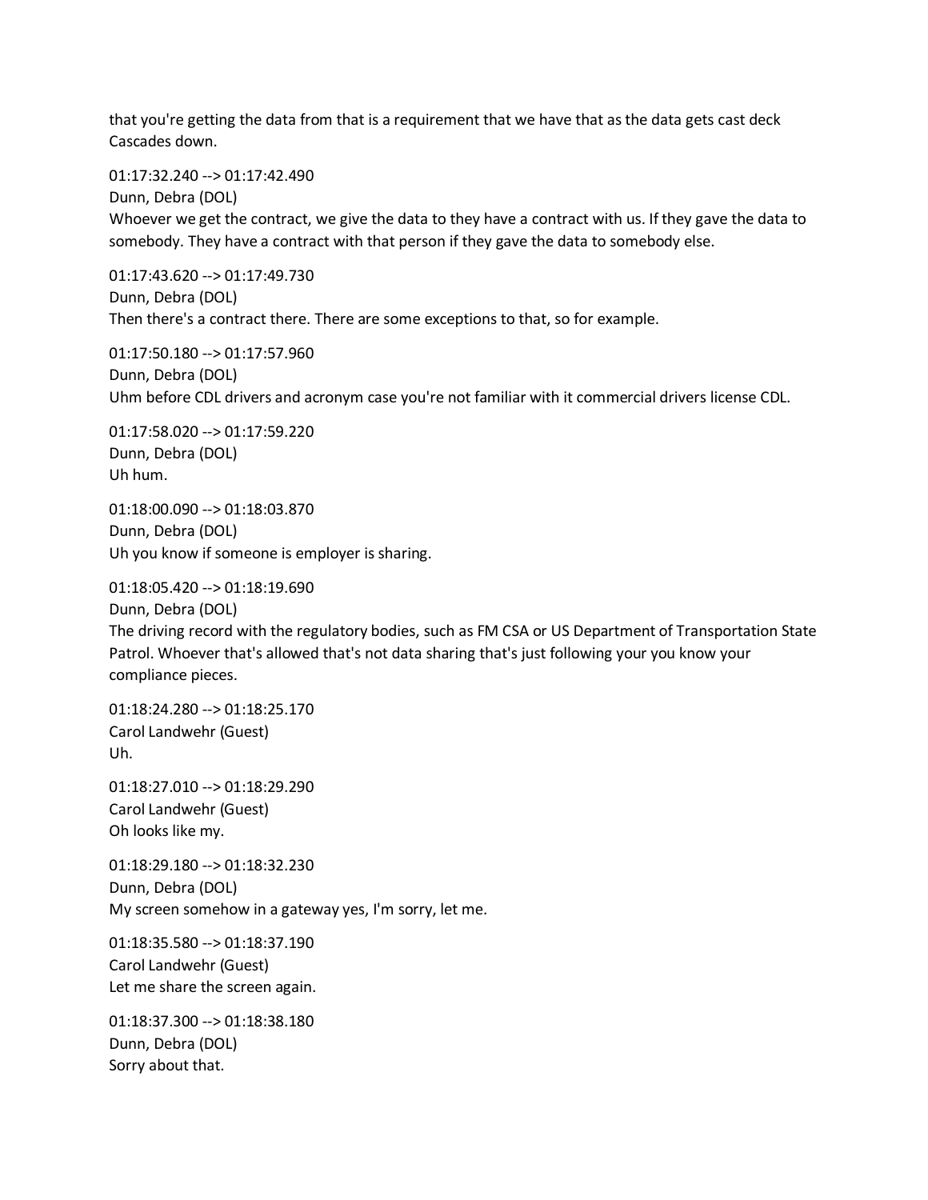that you're getting the data from that is a requirement that we have that as the data gets cast deck Cascades down.

01:17:32.240 --> 01:17:42.490
Dunn, Debra (DOL)
Whoever we get the contract, we give the data to they have a contract with us. If they gave the data to somebody. They have a contract with that person if they gave the data to somebody else.

01:17:43.620 --> 01:17:49.730
Dunn, Debra (DOL)
Then there's a contract there. There are some exceptions to that, so for example.

01:17:50.180 --> 01:17:57.960
Dunn, Debra (DOL)
Uhm before CDL drivers and acronym case you're not familiar with it commercial drivers license CDL.

01:17:58.020 --> 01:17:59.220
Dunn, Debra (DOL)
Uh hum.

01:18:00.090 --> 01:18:03.870
Dunn, Debra (DOL)
Uh you know if someone is employer is sharing.

01:18:05.420 --> 01:18:19.690
Dunn, Debra (DOL)
The driving record with the regulatory bodies, such as FM CSA or US Department of Transportation State Patrol. Whoever that's allowed that's not data sharing that's just following your you know your compliance pieces.

01:18:24.280 --> 01:18:25.170
Carol Landwehr (Guest)
Uh.

01:18:27.010 --> 01:18:29.290
Carol Landwehr (Guest)
Oh looks like my.

01:18:29.180 --> 01:18:32.230
Dunn, Debra (DOL)
My screen somehow in a gateway yes, I'm sorry, let me.

01:18:35.580 --> 01:18:37.190
Carol Landwehr (Guest)
Let me share the screen again.

01:18:37.300 --> 01:18:38.180
Dunn, Debra (DOL)
Sorry about that.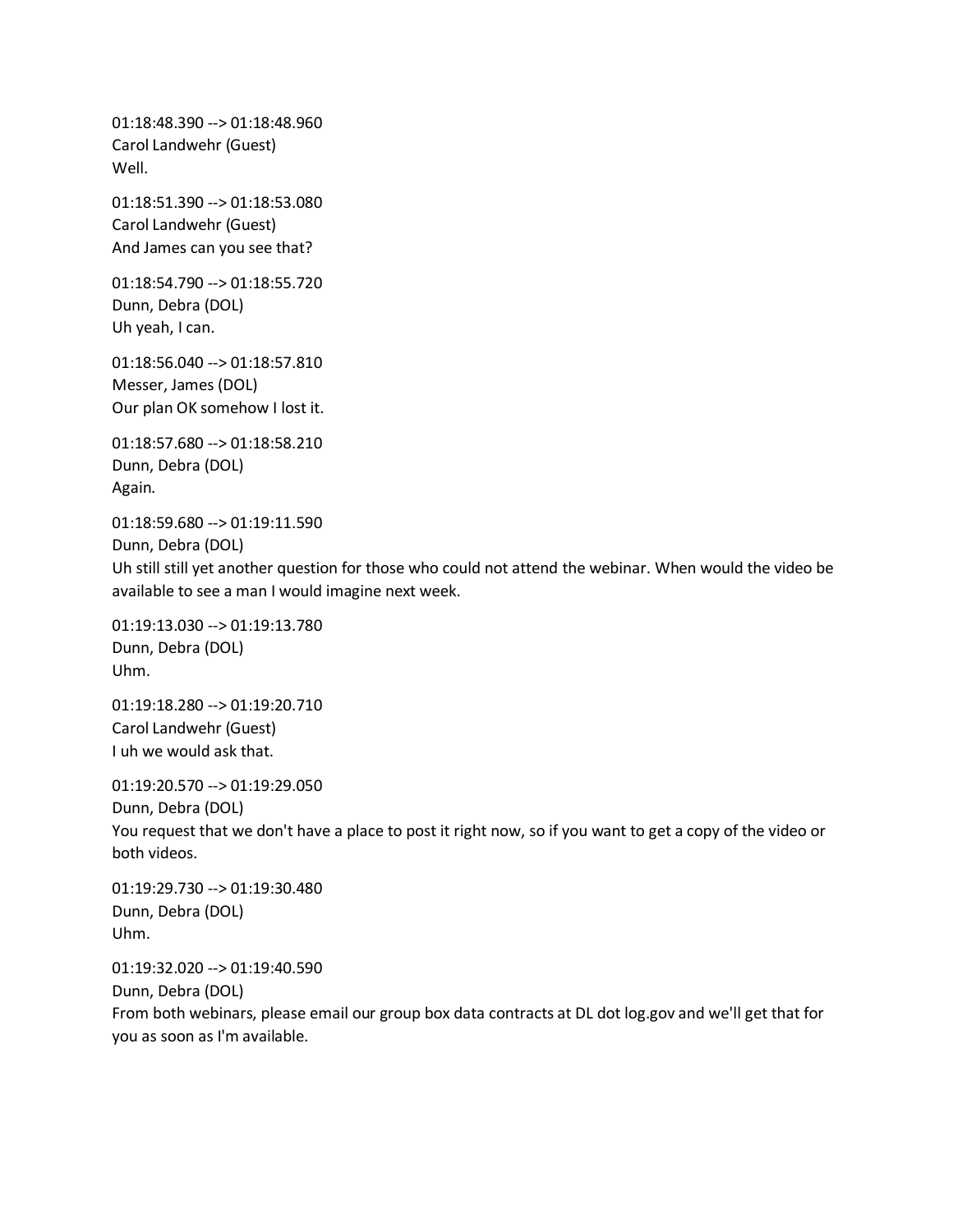01:18:48.390 --> 01:18:48.960
Carol Landwehr (Guest)
Well.

01:18:51.390 --> 01:18:53.080
Carol Landwehr (Guest)
And James can you see that?

01:18:54.790 --> 01:18:55.720
Dunn, Debra (DOL)
Uh yeah, I can.

01:18:56.040 --> 01:18:57.810
Messer, James (DOL)
Our plan OK somehow I lost it.

01:18:57.680 --> 01:18:58.210
Dunn, Debra (DOL)
Again.

01:18:59.680 --> 01:19:11.590
Dunn, Debra (DOL)
Uh still still yet another question for those who could not attend the webinar. When would the video be available to see a man I would imagine next week.

01:19:13.030 --> 01:19:13.780
Dunn, Debra (DOL)
Uhm.

01:19:18.280 --> 01:19:20.710
Carol Landwehr (Guest)
I uh we would ask that.

01:19:20.570 --> 01:19:29.050
Dunn, Debra (DOL)
You request that we don't have a place to post it right now, so if you want to get a copy of the video or both videos.

01:19:29.730 --> 01:19:30.480
Dunn, Debra (DOL)
Uhm.

01:19:32.020 --> 01:19:40.590
Dunn, Debra (DOL)
From both webinars, please email our group box data contracts at DL dot log.gov and we'll get that for you as soon as I'm available.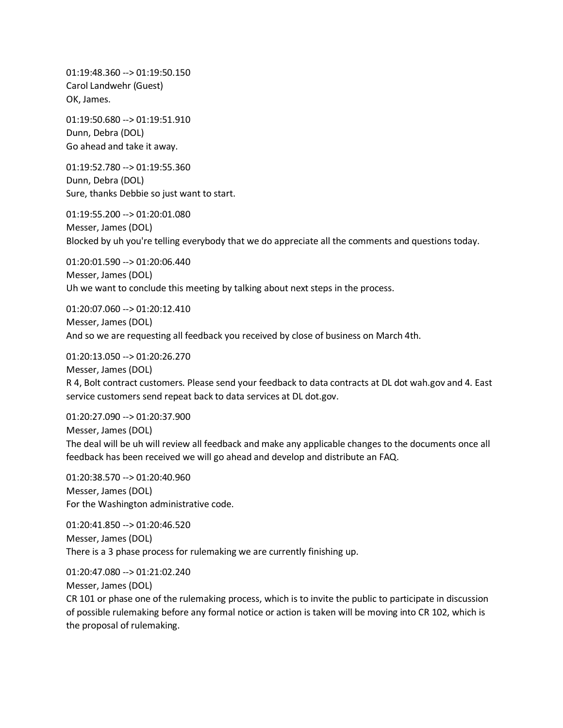01:19:48.360 --> 01:19:50.150
Carol Landwehr (Guest)
OK, James.

01:19:50.680 --> 01:19:51.910
Dunn, Debra (DOL)
Go ahead and take it away.

01:19:52.780 --> 01:19:55.360
Dunn, Debra (DOL)
Sure, thanks Debbie so just want to start.

01:19:55.200 --> 01:20:01.080
Messer, James (DOL)
Blocked by uh you're telling everybody that we do appreciate all the comments and questions today.

01:20:01.590 --> 01:20:06.440
Messer, James (DOL)
Uh we want to conclude this meeting by talking about next steps in the process.

01:20:07.060 --> 01:20:12.410
Messer, James (DOL)
And so we are requesting all feedback you received by close of business on March 4th.

01:20:13.050 --> 01:20:26.270
Messer, James (DOL)
R 4, Bolt contract customers. Please send your feedback to data contracts at DL dot wah.gov and 4. East service customers send repeat back to data services at DL dot.gov.

01:20:27.090 --> 01:20:37.900
Messer, James (DOL)
The deal will be uh will review all feedback and make any applicable changes to the documents once all feedback has been received we will go ahead and develop and distribute an FAQ.

01:20:38.570 --> 01:20:40.960
Messer, James (DOL)
For the Washington administrative code.

01:20:41.850 --> 01:20:46.520
Messer, James (DOL)
There is a 3 phase process for rulemaking we are currently finishing up.

01:20:47.080 --> 01:21:02.240
Messer, James (DOL)
CR 101 or phase one of the rulemaking process, which is to invite the public to participate in discussion of possible rulemaking before any formal notice or action is taken will be moving into CR 102, which is the proposal of rulemaking.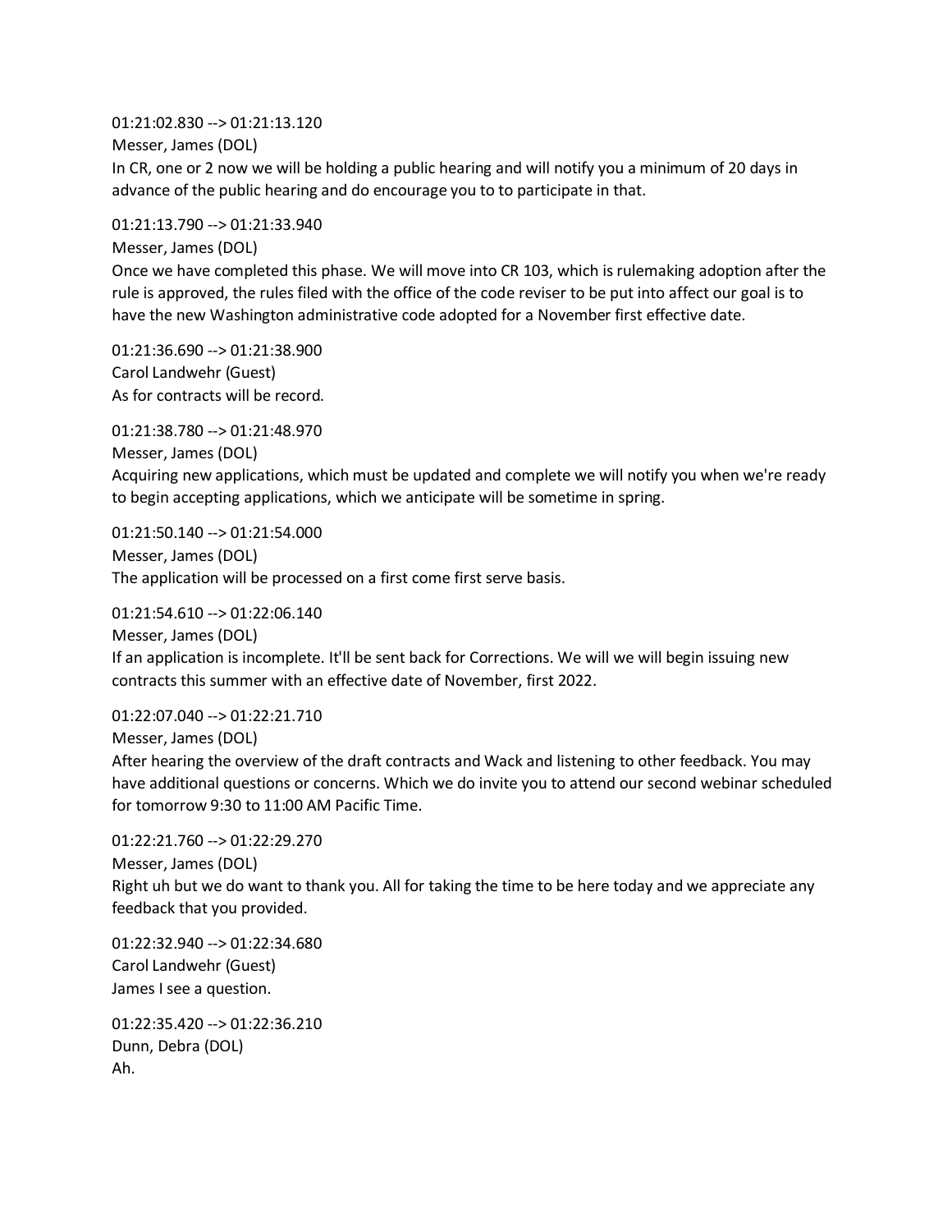01:21:02.830 --> 01:21:13.120
Messer, James (DOL)
In CR, one or 2 now we will be holding a public hearing and will notify you a minimum of 20 days in advance of the public hearing and do encourage you to to participate in that.

01:21:13.790 --> 01:21:33.940
Messer, James (DOL)
Once we have completed this phase. We will move into CR 103, which is rulemaking adoption after the rule is approved, the rules filed with the office of the code reviser to be put into affect our goal is to have the new Washington administrative code adopted for a November first effective date.

01:21:36.690 --> 01:21:38.900
Carol Landwehr (Guest)
As for contracts will be record.

01:21:38.780 --> 01:21:48.970
Messer, James (DOL)
Acquiring new applications, which must be updated and complete we will notify you when we're ready to begin accepting applications, which we anticipate will be sometime in spring.

01:21:50.140 --> 01:21:54.000
Messer, James (DOL)
The application will be processed on a first come first serve basis.

01:21:54.610 --> 01:22:06.140
Messer, James (DOL)
If an application is incomplete. It'll be sent back for Corrections. We will we will begin issuing new contracts this summer with an effective date of November, first 2022.

01:22:07.040 --> 01:22:21.710
Messer, James (DOL)
After hearing the overview of the draft contracts and Wack and listening to other feedback. You may have additional questions or concerns. Which we do invite you to attend our second webinar scheduled for tomorrow 9:30 to 11:00 AM Pacific Time.

01:22:21.760 --> 01:22:29.270
Messer, James (DOL)
Right uh but we do want to thank you. All for taking the time to be here today and we appreciate any feedback that you provided.

01:22:32.940 --> 01:22:34.680
Carol Landwehr (Guest)
James I see a question.

01:22:35.420 --> 01:22:36.210
Dunn, Debra (DOL)
Ah.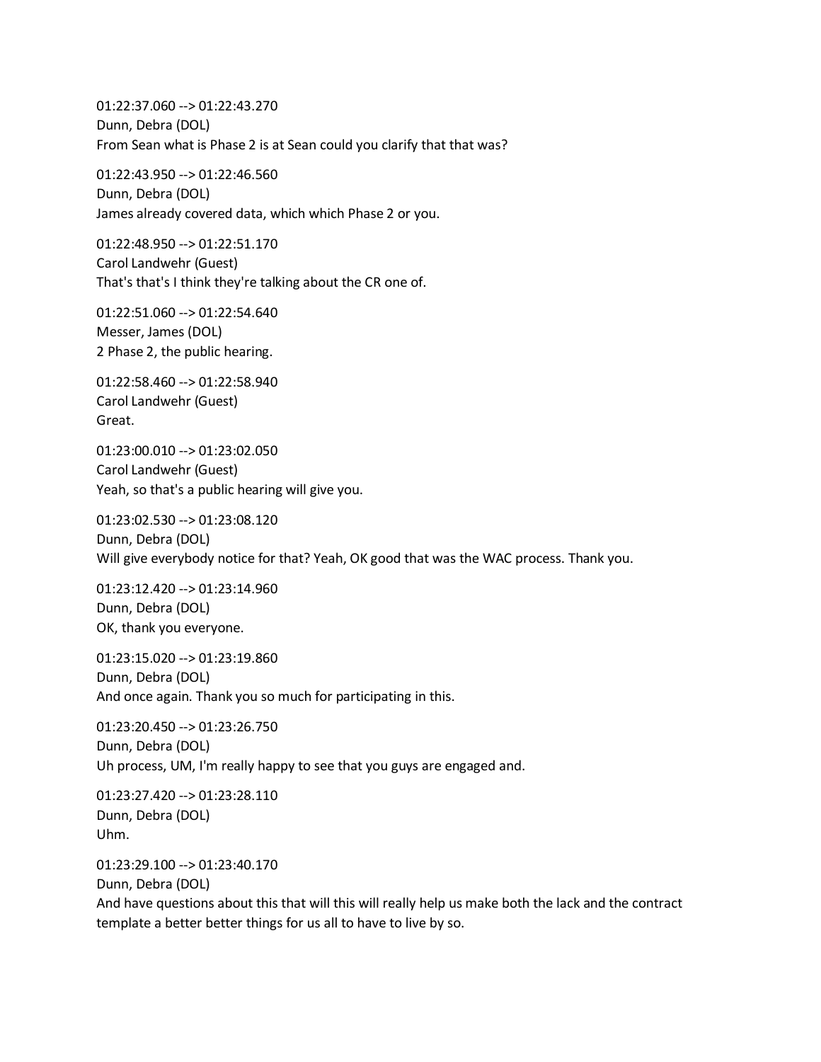01:22:37.060 --> 01:22:43.270
Dunn, Debra (DOL)
From Sean what is Phase 2 is at Sean could you clarify that that was?

01:22:43.950 --> 01:22:46.560
Dunn, Debra (DOL)
James already covered data, which which Phase 2 or you.

01:22:48.950 --> 01:22:51.170
Carol Landwehr (Guest)
That's that's I think they're talking about the CR one of.

01:22:51.060 --> 01:22:54.640
Messer, James (DOL)
2 Phase 2, the public hearing.

01:22:58.460 --> 01:22:58.940
Carol Landwehr (Guest)
Great.

01:23:00.010 --> 01:23:02.050
Carol Landwehr (Guest)
Yeah, so that's a public hearing will give you.

01:23:02.530 --> 01:23:08.120
Dunn, Debra (DOL)
Will give everybody notice for that? Yeah, OK good that was the WAC process. Thank you.

01:23:12.420 --> 01:23:14.960
Dunn, Debra (DOL)
OK, thank you everyone.

01:23:15.020 --> 01:23:19.860
Dunn, Debra (DOL)
And once again. Thank you so much for participating in this.

01:23:20.450 --> 01:23:26.750
Dunn, Debra (DOL)
Uh process, UM, I'm really happy to see that you guys are engaged and.

01:23:27.420 --> 01:23:28.110
Dunn, Debra (DOL)
Uhm.

01:23:29.100 --> 01:23:40.170
Dunn, Debra (DOL)
And have questions about this that will this will really help us make both the lack and the contract template a better better things for us all to have to live by so.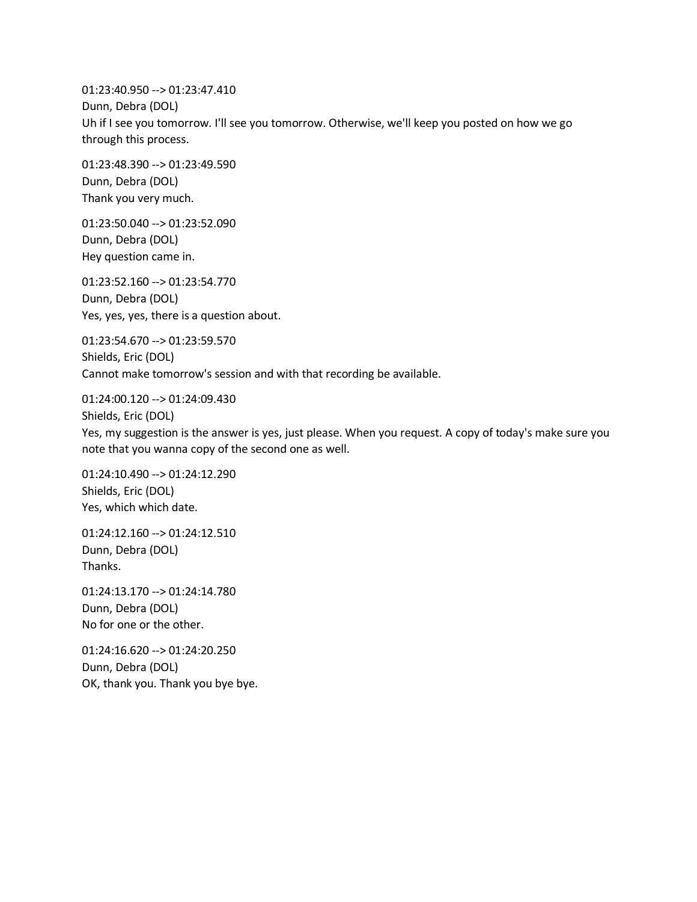01:23:40.950 --> 01:23:47.410
Dunn, Debra (DOL)
Uh if I see you tomorrow. I'll see you tomorrow. Otherwise, we'll keep you posted on how we go through this process.

01:23:48.390 --> 01:23:49.590
Dunn, Debra (DOL)
Thank you very much.

01:23:50.040 --> 01:23:52.090
Dunn, Debra (DOL)
Hey question came in.

01:23:52.160 --> 01:23:54.770
Dunn, Debra (DOL)
Yes, yes, yes, there is a question about.

01:23:54.670 --> 01:23:59.570
Shields, Eric (DOL)
Cannot make tomorrow's session and with that recording be available.

01:24:00.120 --> 01:24:09.430
Shields, Eric (DOL)
Yes, my suggestion is the answer is yes, just please. When you request. A copy of today's make sure you note that you wanna copy of the second one as well.

01:24:10.490 --> 01:24:12.290
Shields, Eric (DOL)
Yes, which which date.

01:24:12.160 --> 01:24:12.510
Dunn, Debra (DOL)
Thanks.

01:24:13.170 --> 01:24:14.780
Dunn, Debra (DOL)
No for one or the other.

01:24:16.620 --> 01:24:20.250
Dunn, Debra (DOL)
OK, thank you. Thank you bye bye.